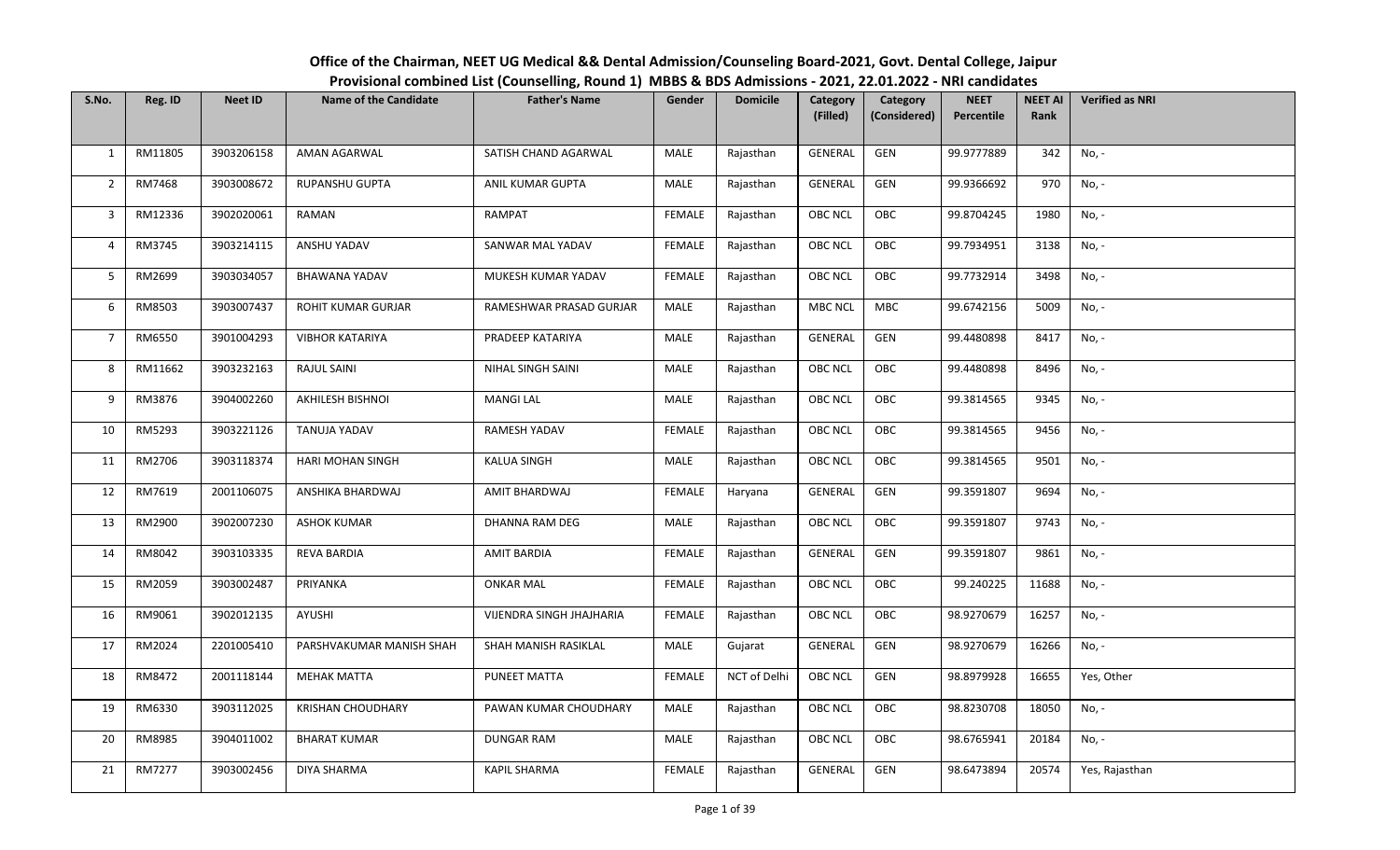# Office of the Chairman, NEET UG Medical && Dental Admission/Counseling Board-2021, Govt. Dental College, Jaipur

## Provisional combined List (Counselling, Round 1) MBBS & BDS Admissions - 2021, 22.01.2022 - NRI candidates

| S.No. | Reg. ID | Neet ID | Name of the Candidate | Father's Name | Gender | Domicile | Category (Filled) | Category (Considered) | NEET Percentile | NEET AI Rank | Verified as NRI |
|---|---|---|---|---|---|---|---|---|---|---|---|
| 1 | RM11805 | 3903206158 | AMAN AGARWAL | SATISH CHAND AGARWAL | MALE | Rajasthan | GENERAL | GEN | 99.9777889 | 342 | No, - |
| 2 | RM7468 | 3903008672 | RUPANSHU GUPTA | ANIL KUMAR GUPTA | MALE | Rajasthan | GENERAL | GEN | 99.9366692 | 970 | No, - |
| 3 | RM12336 | 3902020061 | RAMAN | RAMPAT | FEMALE | Rajasthan | OBC NCL | OBC | 99.8704245 | 1980 | No, - |
| 4 | RM3745 | 3903214115 | ANSHU YADAV | SANWAR MAL YADAV | FEMALE | Rajasthan | OBC NCL | OBC | 99.7934951 | 3138 | No, - |
| 5 | RM2699 | 3903034057 | BHAWANA YADAV | MUKESH KUMAR YADAV | FEMALE | Rajasthan | OBC NCL | OBC | 99.7732914 | 3498 | No, - |
| 6 | RM8503 | 3903007437 | ROHIT KUMAR GURJAR | RAMESHWAR PRASAD GURJAR | MALE | Rajasthan | MBC NCL | MBC | 99.6742156 | 5009 | No, - |
| 7 | RM6550 | 3901004293 | VIBHOR KATARIYA | PRADEEP KATARIYA | MALE | Rajasthan | GENERAL | GEN | 99.4480898 | 8417 | No, - |
| 8 | RM11662 | 3903232163 | RAJUL SAINI | NIHAL SINGH SAINI | MALE | Rajasthan | OBC NCL | OBC | 99.4480898 | 8496 | No, - |
| 9 | RM3876 | 3904002260 | AKHILESH BISHNOI | MANGI LAL | MALE | Rajasthan | OBC NCL | OBC | 99.3814565 | 9345 | No, - |
| 10 | RM5293 | 3903221126 | TANUJA YADAV | RAMESH YADAV | FEMALE | Rajasthan | OBC NCL | OBC | 99.3814565 | 9456 | No, - |
| 11 | RM2706 | 3903118374 | HARI MOHAN SINGH | KALUA SINGH | MALE | Rajasthan | OBC NCL | OBC | 99.3814565 | 9501 | No, - |
| 12 | RM7619 | 2001106075 | ANSHIKA BHARDWAJ | AMIT BHARDWAJ | FEMALE | Haryana | GENERAL | GEN | 99.3591807 | 9694 | No, - |
| 13 | RM2900 | 3902007230 | ASHOK KUMAR | DHANNA RAM DEG | MALE | Rajasthan | OBC NCL | OBC | 99.3591807 | 9743 | No, - |
| 14 | RM8042 | 3903103335 | REVA BARDIA | AMIT BARDIA | FEMALE | Rajasthan | GENERAL | GEN | 99.3591807 | 9861 | No, - |
| 15 | RM2059 | 3903002487 | PRIYANKA | ONKAR MAL | FEMALE | Rajasthan | OBC NCL | OBC | 99.240225 | 11688 | No, - |
| 16 | RM9061 | 3902012135 | AYUSHI | VIJENDRA SINGH JHAJHARIA | FEMALE | Rajasthan | OBC NCL | OBC | 98.9270679 | 16257 | No, - |
| 17 | RM2024 | 2201005410 | PARSHVAKUMAR MANISH SHAH | SHAH MANISH RASIKLAL | MALE | Gujarat | GENERAL | GEN | 98.9270679 | 16266 | No, - |
| 18 | RM8472 | 2001118144 | MEHAK MATTA | PUNEET MATTA | FEMALE | NCT of Delhi | OBC NCL | GEN | 98.8979928 | 16655 | Yes, Other |
| 19 | RM6330 | 3903112025 | KRISHAN CHOUDHARY | PAWAN KUMAR CHOUDHARY | MALE | Rajasthan | OBC NCL | OBC | 98.8230708 | 18050 | No, - |
| 20 | RM8985 | 3904011002 | BHARAT KUMAR | DUNGAR RAM | MALE | Rajasthan | OBC NCL | OBC | 98.6765941 | 20184 | No, - |
| 21 | RM7277 | 3903002456 | DIYA SHARMA | KAPIL SHARMA | FEMALE | Rajasthan | GENERAL | GEN | 98.6473894 | 20574 | Yes, Rajasthan |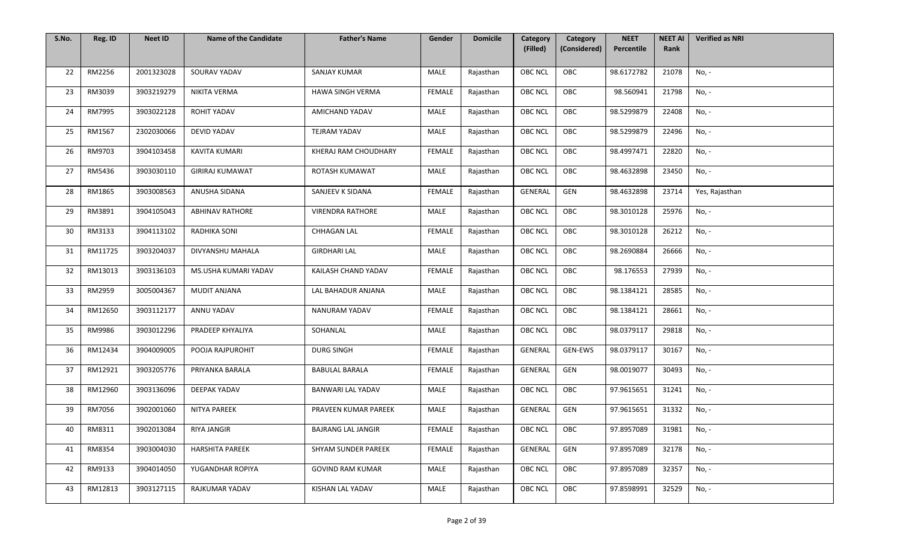| S.No. | Reg. ID | Neet ID | Name of the Candidate | Father's Name | Gender | Domicile | Category (Filled) | Category (Considered) | NEET Percentile | NEET AI Rank | Verified as NRI |
|---|---|---|---|---|---|---|---|---|---|---|---|
| 22 | RM2256 | 2001323028 | SOURAV YADAV | SANJAY KUMAR | MALE | Rajasthan | OBC NCL | OBC | 98.6172782 | 21078 | No, - |
| 23 | RM3039 | 3903219279 | NIKITA VERMA | HAWA SINGH VERMA | FEMALE | Rajasthan | OBC NCL | OBC | 98.560941 | 21798 | No, - |
| 24 | RM7995 | 3903022128 | ROHIT YADAV | AMICHAND YADAV | MALE | Rajasthan | OBC NCL | OBC | 98.5299879 | 22408 | No, - |
| 25 | RM1567 | 2302030066 | DEVID YADAV | TEJRAM YADAV | MALE | Rajasthan | OBC NCL | OBC | 98.5299879 | 22496 | No, - |
| 26 | RM9703 | 3904103458 | KAVITA KUMARI | KHERAJ RAM CHOUDHARY | FEMALE | Rajasthan | OBC NCL | OBC | 98.4997471 | 22820 | No, - |
| 27 | RM5436 | 3903030110 | GIRIRAJ KUMAWAT | ROTASH KUMAWAT | MALE | Rajasthan | OBC NCL | OBC | 98.4632898 | 23450 | No, - |
| 28 | RM1865 | 3903008563 | ANUSHA SIDANA | SANJEEV K SIDANA | FEMALE | Rajasthan | GENERAL | GEN | 98.4632898 | 23714 | Yes, Rajasthan |
| 29 | RM3891 | 3904105043 | ABHINAV RATHORE | VIRENDRA RATHORE | MALE | Rajasthan | OBC NCL | OBC | 98.3010128 | 25976 | No, - |
| 30 | RM3133 | 3904113102 | RADHIKA SONI | CHHAGAN LAL | FEMALE | Rajasthan | OBC NCL | OBC | 98.3010128 | 26212 | No, - |
| 31 | RM11725 | 3903204037 | DIVYANSHU MAHALA | GIRDHARI LAL | MALE | Rajasthan | OBC NCL | OBC | 98.2690884 | 26666 | No, - |
| 32 | RM13013 | 3903136103 | MS.USHA KUMARI YADAV | KAILASH CHAND YADAV | FEMALE | Rajasthan | OBC NCL | OBC | 98.176553 | 27939 | No, - |
| 33 | RM2959 | 3005004367 | MUDIT ANJANA | LAL BAHADUR ANJANA | MALE | Rajasthan | OBC NCL | OBC | 98.1384121 | 28585 | No, - |
| 34 | RM12650 | 3903112177 | ANNU YADAV | NANURAM YADAV | FEMALE | Rajasthan | OBC NCL | OBC | 98.1384121 | 28661 | No, - |
| 35 | RM9986 | 3903012296 | PRADEEP KHYALIYA | SOHANLAL | MALE | Rajasthan | OBC NCL | OBC | 98.0379117 | 29818 | No, - |
| 36 | RM12434 | 3904009005 | POOJA RAJPUROHIT | DURG SINGH | FEMALE | Rajasthan | GENERAL | GEN-EWS | 98.0379117 | 30167 | No, - |
| 37 | RM12921 | 3903205776 | PRIYANKA BARALA | BABULAL BARALA | FEMALE | Rajasthan | GENERAL | GEN | 98.0019077 | 30493 | No, - |
| 38 | RM12960 | 3903136096 | DEEPAK YADAV | BANWARI LAL YADAV | MALE | Rajasthan | OBC NCL | OBC | 97.9615651 | 31241 | No, - |
| 39 | RM7056 | 3902001060 | NITYA PAREEK | PRAVEEN KUMAR PAREEK | MALE | Rajasthan | GENERAL | GEN | 97.9615651 | 31332 | No, - |
| 40 | RM8311 | 3902013084 | RIYA JANGIR | BAJRANG LAL JANGIR | FEMALE | Rajasthan | OBC NCL | OBC | 97.8957089 | 31981 | No, - |
| 41 | RM8354 | 3903004030 | HARSHITA PAREEK | SHYAM SUNDER PAREEK | FEMALE | Rajasthan | GENERAL | GEN | 97.8957089 | 32178 | No, - |
| 42 | RM9133 | 3904014050 | YUGANDHAR ROPIYA | GOVIND RAM KUMAR | MALE | Rajasthan | OBC NCL | OBC | 97.8957089 | 32357 | No, - |
| 43 | RM12813 | 3903127115 | RAJKUMAR YADAV | KISHAN LAL YADAV | MALE | Rajasthan | OBC NCL | OBC | 97.8598991 | 32529 | No, - |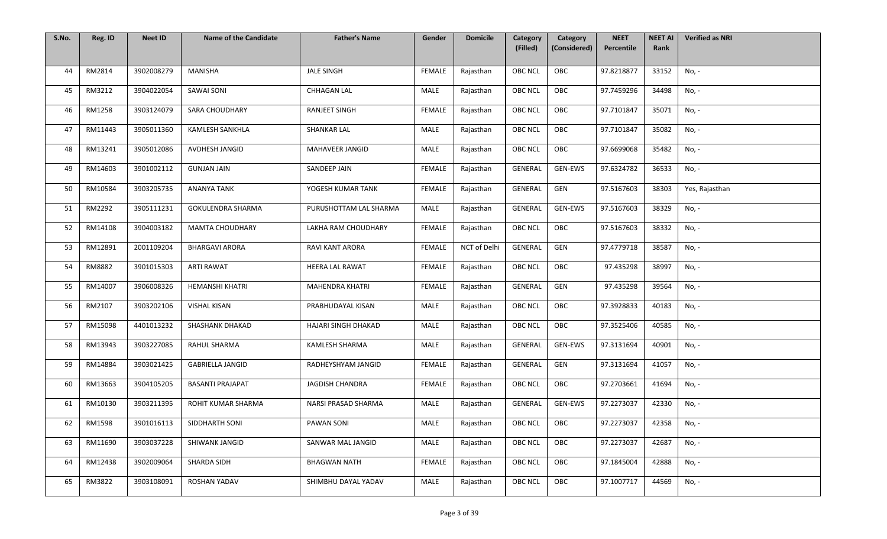| S.No. | Reg. ID | Neet ID | Name of the Candidate | Father's Name | Gender | Domicile | Category (Filled) | Category (Considered) | NEET Percentile | NEET AI Rank | Verified as NRI |
|---|---|---|---|---|---|---|---|---|---|---|---|
| 44 | RM2814 | 3902008279 | MANISHA | JALE SINGH | FEMALE | Rajasthan | OBC NCL | OBC | 97.8218877 | 33152 | No, - |
| 45 | RM3212 | 3904022054 | SAWAI SONI | CHHAGAN LAL | MALE | Rajasthan | OBC NCL | OBC | 97.7459296 | 34498 | No, - |
| 46 | RM1258 | 3903124079 | SARA CHOUDHARY | RANJEET SINGH | FEMALE | Rajasthan | OBC NCL | OBC | 97.7101847 | 35071 | No, - |
| 47 | RM11443 | 3905011360 | KAMLESH SANKHLA | SHANKAR LAL | MALE | Rajasthan | OBC NCL | OBC | 97.7101847 | 35082 | No, - |
| 48 | RM13241 | 3905012086 | AVDHESH JANGID | MAHAVEER JANGID | MALE | Rajasthan | OBC NCL | OBC | 97.6699068 | 35482 | No, - |
| 49 | RM14603 | 3901002112 | GUNJAN JAIN | SANDEEP JAIN | FEMALE | Rajasthan | GENERAL | GEN-EWS | 97.6324782 | 36533 | No, - |
| 50 | RM10584 | 3903205735 | ANANYA TANK | YOGESH KUMAR TANK | FEMALE | Rajasthan | GENERAL | GEN | 97.5167603 | 38303 | Yes, Rajasthan |
| 51 | RM2292 | 3905111231 | GOKULENDRA SHARMA | PURUSHOTTAM LAL SHARMA | MALE | Rajasthan | GENERAL | GEN-EWS | 97.5167603 | 38329 | No, - |
| 52 | RM14108 | 3904003182 | MAMTA CHOUDHARY | LAKHA RAM CHOUDHARY | FEMALE | Rajasthan | OBC NCL | OBC | 97.5167603 | 38332 | No, - |
| 53 | RM12891 | 2001109204 | BHARGAVI ARORA | RAVI KANT ARORA | FEMALE | NCT of Delhi | GENERAL | GEN | 97.4779718 | 38587 | No, - |
| 54 | RM8882 | 3901015303 | ARTI RAWAT | HEERA LAL RAWAT | FEMALE | Rajasthan | OBC NCL | OBC | 97.435298 | 38997 | No, - |
| 55 | RM14007 | 3906008326 | HEMANSHI KHATRI | MAHENDRA KHATRI | FEMALE | Rajasthan | GENERAL | GEN | 97.435298 | 39564 | No, - |
| 56 | RM2107 | 3903202106 | VISHAL KISAN | PRABHUDAYAL KISAN | MALE | Rajasthan | OBC NCL | OBC | 97.3928833 | 40183 | No, - |
| 57 | RM15098 | 4401013232 | SHASHANK DHAKAD | HAJARI SINGH DHAKAD | MALE | Rajasthan | OBC NCL | OBC | 97.3525406 | 40585 | No, - |
| 58 | RM13943 | 3903227085 | RAHUL SHARMA | KAMLESH SHARMA | MALE | Rajasthan | GENERAL | GEN-EWS | 97.3131694 | 40901 | No, - |
| 59 | RM14884 | 3903021425 | GABRIELLA JANGID | RADHEYSHYAM JANGID | FEMALE | Rajasthan | GENERAL | GEN | 97.3131694 | 41057 | No, - |
| 60 | RM13663 | 3904105205 | BASANTI PRAJAPAT | JAGDISH CHANDRA | FEMALE | Rajasthan | OBC NCL | OBC | 97.2703661 | 41694 | No, - |
| 61 | RM10130 | 3903211395 | ROHIT KUMAR SHARMA | NARSI PRASAD SHARMA | MALE | Rajasthan | GENERAL | GEN-EWS | 97.2273037 | 42330 | No, - |
| 62 | RM1598 | 3901016113 | SIDDHARTH SONI | PAWAN SONI | MALE | Rajasthan | OBC NCL | OBC | 97.2273037 | 42358 | No, - |
| 63 | RM11690 | 3903037228 | SHIWANK JANGID | SANWAR MAL JANGID | MALE | Rajasthan | OBC NCL | OBC | 97.2273037 | 42687 | No, - |
| 64 | RM12438 | 3902009064 | SHARDA SIDH | BHAGWAN NATH | FEMALE | Rajasthan | OBC NCL | OBC | 97.1845004 | 42888 | No, - |
| 65 | RM3822 | 3903108091 | ROSHAN YADAV | SHIMBHU DAYAL YADAV | MALE | Rajasthan | OBC NCL | OBC | 97.1007717 | 44569 | No, - |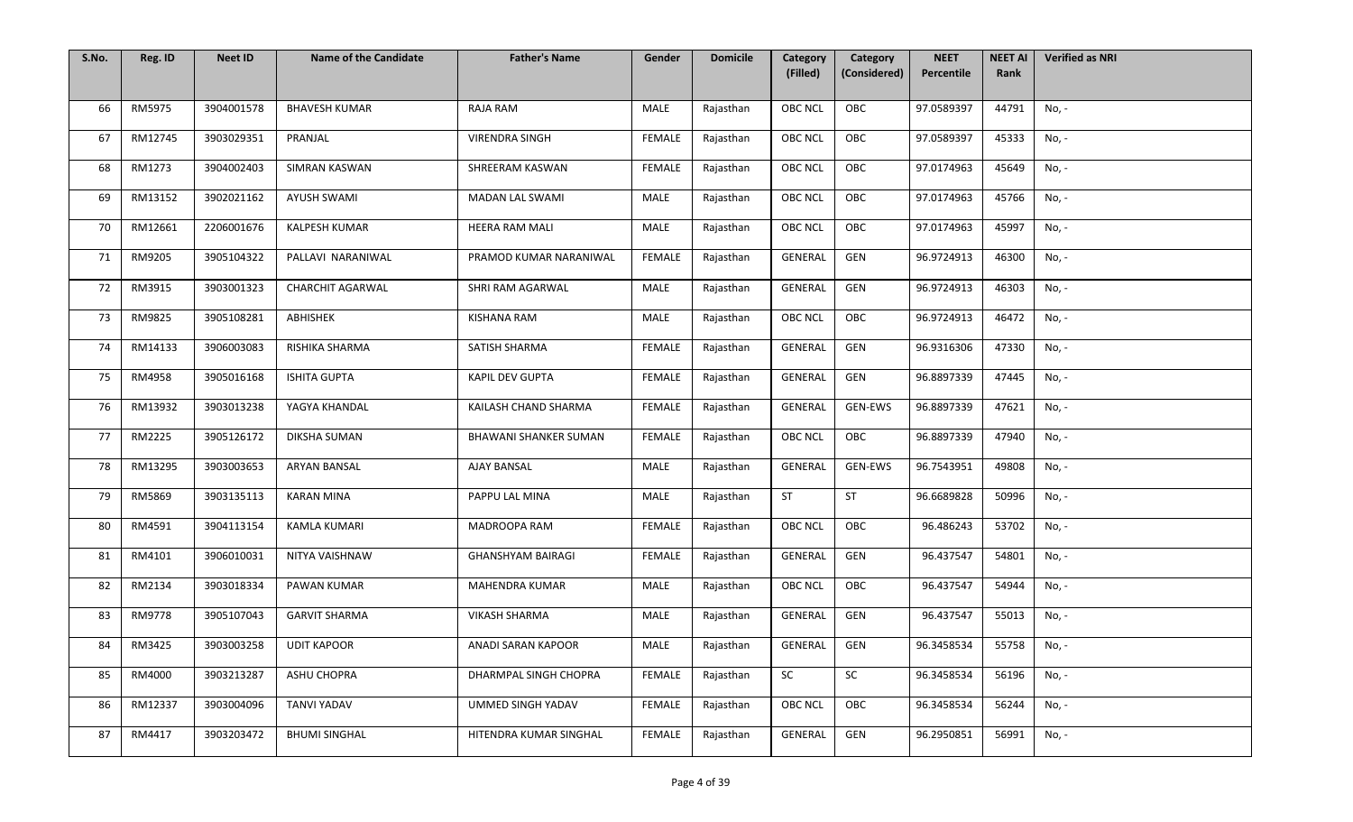| S.No. | Reg. ID | Neet ID | Name of the Candidate | Father's Name | Gender | Domicile | Category (Filled) | Category (Considered) | NEET Percentile | NEET AI Rank | Verified as NRI |
|---|---|---|---|---|---|---|---|---|---|---|---|
| 66 | RM5975 | 3904001578 | BHAVESH KUMAR | RAJA RAM | MALE | Rajasthan | OBC NCL | OBC | 97.0589397 | 44791 | No, - |
| 67 | RM12745 | 3903029351 | PRANJAL | VIRENDRA SINGH | FEMALE | Rajasthan | OBC NCL | OBC | 97.0589397 | 45333 | No, - |
| 68 | RM1273 | 3904002403 | SIMRAN KASWAN | SHREERAM KASWAN | FEMALE | Rajasthan | OBC NCL | OBC | 97.0174963 | 45649 | No, - |
| 69 | RM13152 | 3902021162 | AYUSH SWAMI | MADAN LAL SWAMI | MALE | Rajasthan | OBC NCL | OBC | 97.0174963 | 45766 | No, - |
| 70 | RM12661 | 2206001676 | KALPESH KUMAR | HEERA RAM MALI | MALE | Rajasthan | OBC NCL | OBC | 97.0174963 | 45997 | No, - |
| 71 | RM9205 | 3905104322 | PALLAVI NARANIWAL | PRAMOD KUMAR NARANIWAL | FEMALE | Rajasthan | GENERAL | GEN | 96.9724913 | 46300 | No, - |
| 72 | RM3915 | 3903001323 | CHARCHIT AGARWAL | SHRI RAM AGARWAL | MALE | Rajasthan | GENERAL | GEN | 96.9724913 | 46303 | No, - |
| 73 | RM9825 | 3905108281 | ABHISHEK | KISHANA RAM | MALE | Rajasthan | OBC NCL | OBC | 96.9724913 | 46472 | No, - |
| 74 | RM14133 | 3906003083 | RISHIKA SHARMA | SATISH SHARMA | FEMALE | Rajasthan | GENERAL | GEN | 96.9316306 | 47330 | No, - |
| 75 | RM4958 | 3905016168 | ISHITA GUPTA | KAPIL DEV GUPTA | FEMALE | Rajasthan | GENERAL | GEN | 96.8897339 | 47445 | No, - |
| 76 | RM13932 | 3903013238 | YAGYA KHANDAL | KAILASH CHAND SHARMA | FEMALE | Rajasthan | GENERAL | GEN-EWS | 96.8897339 | 47621 | No, - |
| 77 | RM2225 | 3905126172 | DIKSHA SUMAN | BHAWANI SHANKER SUMAN | FEMALE | Rajasthan | OBC NCL | OBC | 96.8897339 | 47940 | No, - |
| 78 | RM13295 | 3903003653 | ARYAN BANSAL | AJAY BANSAL | MALE | Rajasthan | GENERAL | GEN-EWS | 96.7543951 | 49808 | No, - |
| 79 | RM5869 | 3903135113 | KARAN MINA | PAPPU LAL MINA | MALE | Rajasthan | ST | ST | 96.6689828 | 50996 | No, - |
| 80 | RM4591 | 3904113154 | KAMLA KUMARI | MADROOPA RAM | FEMALE | Rajasthan | OBC NCL | OBC | 96.486243 | 53702 | No, - |
| 81 | RM4101 | 3906010031 | NITYA VAISHNAW | GHANSHYAM BAIRAGI | FEMALE | Rajasthan | GENERAL | GEN | 96.437547 | 54801 | No, - |
| 82 | RM2134 | 3903018334 | PAWAN KUMAR | MAHENDRA KUMAR | MALE | Rajasthan | OBC NCL | OBC | 96.437547 | 54944 | No, - |
| 83 | RM9778 | 3905107043 | GARVIT SHARMA | VIKASH SHARMA | MALE | Rajasthan | GENERAL | GEN | 96.437547 | 55013 | No, - |
| 84 | RM3425 | 3903003258 | UDIT KAPOOR | ANADI SARAN KAPOOR | MALE | Rajasthan | GENERAL | GEN | 96.3458534 | 55758 | No, - |
| 85 | RM4000 | 3903213287 | ASHU CHOPRA | DHARMPAL SINGH CHOPRA | FEMALE | Rajasthan | SC | SC | 96.3458534 | 56196 | No, - |
| 86 | RM12337 | 3903004096 | TANVI YADAV | UMMED SINGH YADAV | FEMALE | Rajasthan | OBC NCL | OBC | 96.3458534 | 56244 | No, - |
| 87 | RM4417 | 3903203472 | BHUMI SINGHAL | HITENDRA KUMAR SINGHAL | FEMALE | Rajasthan | GENERAL | GEN | 96.2950851 | 56991 | No, - |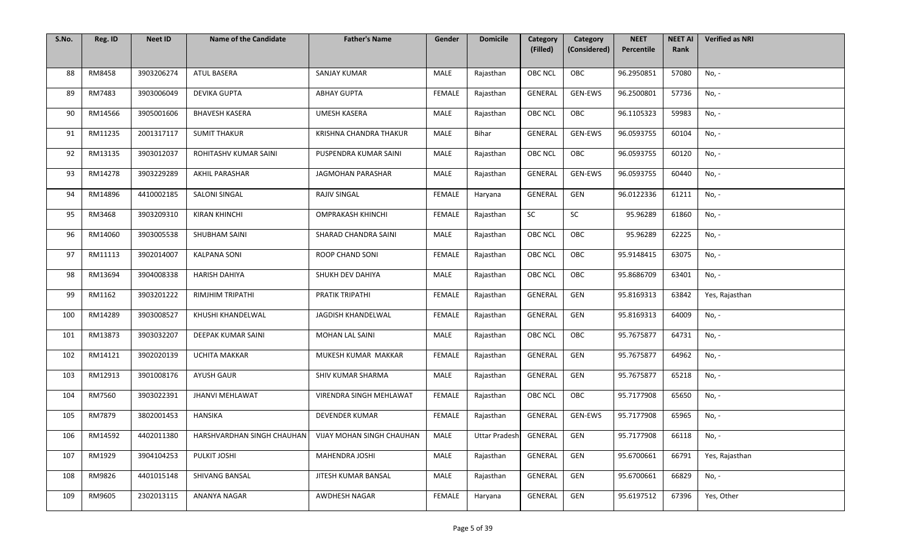| S.No. | Reg. ID | Neet ID | Name of the Candidate | Father's Name | Gender | Domicile | Category (Filled) | Category (Considered) | NEET Percentile | NEET AI Rank | Verified as NRI |
|---|---|---|---|---|---|---|---|---|---|---|---|
| 88 | RM8458 | 3903206274 | ATUL BASERA | SANJAY KUMAR | MALE | Rajasthan | OBC NCL | OBC | 96.2950851 | 57080 | No, - |
| 89 | RM7483 | 3903006049 | DEVIKA GUPTA | ABHAY GUPTA | FEMALE | Rajasthan | GENERAL | GEN-EWS | 96.2500801 | 57736 | No, - |
| 90 | RM14566 | 3905001606 | BHAVESH KASERA | UMESH KASERA | MALE | Rajasthan | OBC NCL | OBC | 96.1105323 | 59983 | No, - |
| 91 | RM11235 | 2001317117 | SUMIT THAKUR | KRISHNA CHANDRA THAKUR | MALE | Bihar | GENERAL | GEN-EWS | 96.0593755 | 60104 | No, - |
| 92 | RM13135 | 3903012037 | ROHITASHV KUMAR SAINI | PUSPENDRA KUMAR SAINI | MALE | Rajasthan | OBC NCL | OBC | 96.0593755 | 60120 | No, - |
| 93 | RM14278 | 3903229289 | AKHIL PARASHAR | JAGMOHAN PARASHAR | MALE | Rajasthan | GENERAL | GEN-EWS | 96.0593755 | 60440 | No, - |
| 94 | RM14896 | 4410002185 | SALONI SINGAL | RAJIV SINGAL | FEMALE | Haryana | GENERAL | GEN | 96.0122336 | 61211 | No, - |
| 95 | RM3468 | 3903209310 | KIRAN KHINCHI | OMPRAKASH KHINCHI | FEMALE | Rajasthan | SC | SC | 95.96289 | 61860 | No, - |
| 96 | RM14060 | 3903005538 | SHUBHAM SAINI | SHARAD CHANDRA SAINI | MALE | Rajasthan | OBC NCL | OBC | 95.96289 | 62225 | No, - |
| 97 | RM11113 | 3902014007 | KALPANA SONI | ROOP CHAND SONI | FEMALE | Rajasthan | OBC NCL | OBC | 95.9148415 | 63075 | No, - |
| 98 | RM13694 | 3904008338 | HARISH DAHIYA | SHUKH DEV DAHIYA | MALE | Rajasthan | OBC NCL | OBC | 95.8686709 | 63401 | No, - |
| 99 | RM1162 | 3903201222 | RIMJHIM TRIPATHI | PRATIK TRIPATHI | FEMALE | Rajasthan | GENERAL | GEN | 95.8169313 | 63842 | Yes, Rajasthan |
| 100 | RM14289 | 3903008527 | KHUSHI KHANDELWAL | JAGDISH KHANDELWAL | FEMALE | Rajasthan | GENERAL | GEN | 95.8169313 | 64009 | No, - |
| 101 | RM13873 | 3903032207 | DEEPAK KUMAR SAINI | MOHAN LAL SAINI | MALE | Rajasthan | OBC NCL | OBC | 95.7675877 | 64731 | No, - |
| 102 | RM14121 | 3902020139 | UCHITA MAKKAR | MUKESH KUMAR MAKKAR | FEMALE | Rajasthan | GENERAL | GEN | 95.7675877 | 64962 | No, - |
| 103 | RM12913 | 3901008176 | AYUSH GAUR | SHIV KUMAR SHARMA | MALE | Rajasthan | GENERAL | GEN | 95.7675877 | 65218 | No, - |
| 104 | RM7560 | 3903022391 | JHANVI MEHLAWAT | VIRENDRA SINGH MEHLAWAT | FEMALE | Rajasthan | OBC NCL | OBC | 95.7177908 | 65650 | No, - |
| 105 | RM7879 | 3802001453 | HANSIKA | DEVENDER KUMAR | FEMALE | Rajasthan | GENERAL | GEN-EWS | 95.7177908 | 65965 | No, - |
| 106 | RM14592 | 4402011380 | HARSHVARDHAN SINGH CHAUHAN | VIJAY MOHAN SINGH CHAUHAN | MALE | Uttar Pradesh | GENERAL | GEN | 95.7177908 | 66118 | No, - |
| 107 | RM1929 | 3904104253 | PULKIT JOSHI | MAHENDRA JOSHI | MALE | Rajasthan | GENERAL | GEN | 95.6700661 | 66791 | Yes, Rajasthan |
| 108 | RM9826 | 4401015148 | SHIVANG BANSAL | JITESH KUMAR BANSAL | MALE | Rajasthan | GENERAL | GEN | 95.6700661 | 66829 | No, - |
| 109 | RM9605 | 2302013115 | ANANYA NAGAR | AWDHESH NAGAR | FEMALE | Haryana | GENERAL | GEN | 95.6197512 | 67396 | Yes, Other |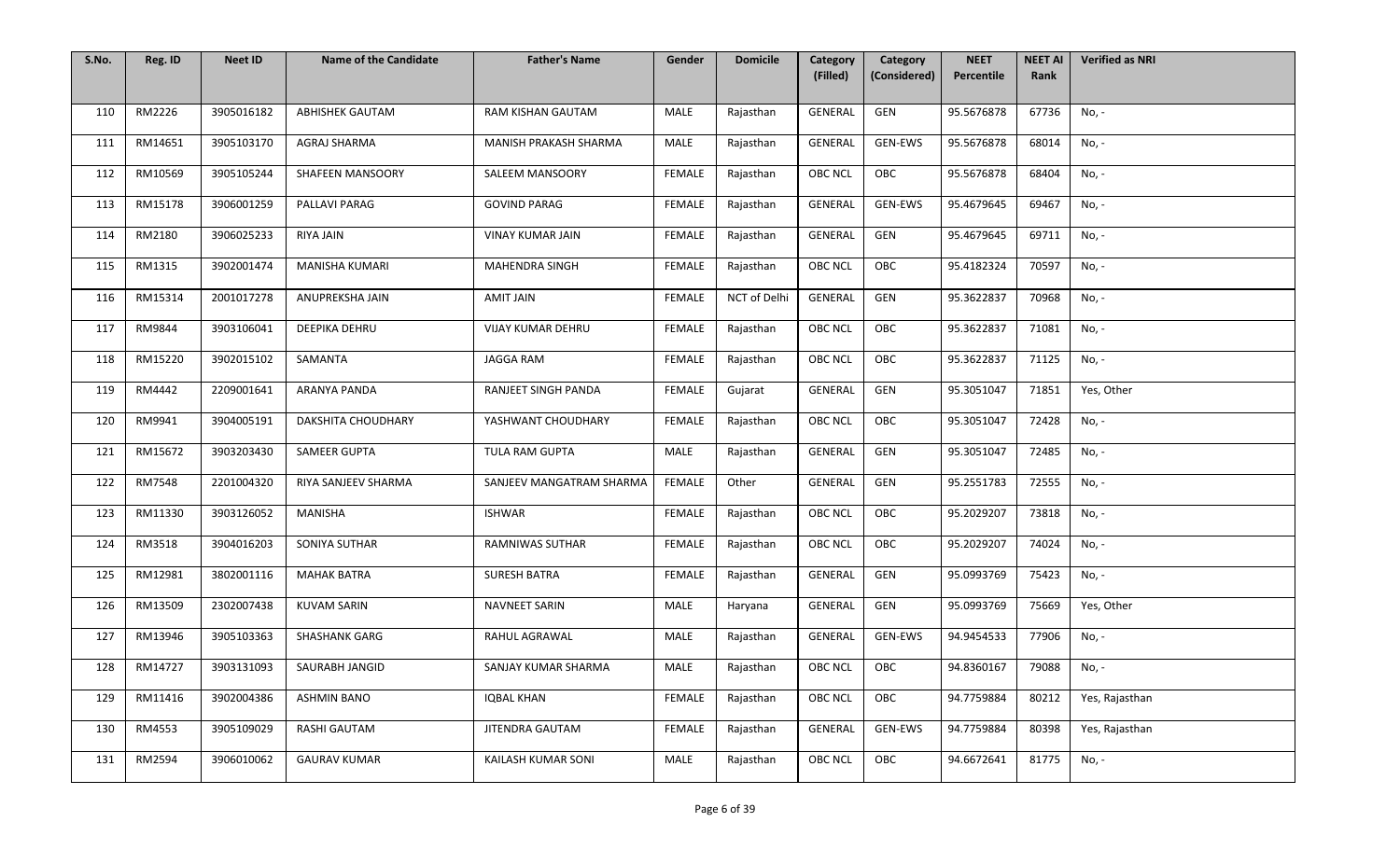| S.No. | Reg. ID | Neet ID | Name of the Candidate | Father's Name | Gender | Domicile | Category (Filled) | Category (Considered) | NEET Percentile | NEET AI Rank | Verified as NRI |
|---|---|---|---|---|---|---|---|---|---|---|---|
| 110 | RM2226 | 3905016182 | ABHISHEK GAUTAM | RAM KISHAN GAUTAM | MALE | Rajasthan | GENERAL | GEN | 95.5676878 | 67736 | No, - |
| 111 | RM14651 | 3905103170 | AGRAJ SHARMA | MANISH PRAKASH SHARMA | MALE | Rajasthan | GENERAL | GEN-EWS | 95.5676878 | 68014 | No, - |
| 112 | RM10569 | 3905105244 | SHAFEEN MANSOORY | SALEEM MANSOORY | FEMALE | Rajasthan | OBC NCL | OBC | 95.5676878 | 68404 | No, - |
| 113 | RM15178 | 3906001259 | PALLAVI PARAG | GOVIND PARAG | FEMALE | Rajasthan | GENERAL | GEN-EWS | 95.4679645 | 69467 | No, - |
| 114 | RM2180 | 3906025233 | RIYA JAIN | VINAY KUMAR JAIN | FEMALE | Rajasthan | GENERAL | GEN | 95.4679645 | 69711 | No, - |
| 115 | RM1315 | 3902001474 | MANISHA KUMARI | MAHENDRA SINGH | FEMALE | Rajasthan | OBC NCL | OBC | 95.4182324 | 70597 | No, - |
| 116 | RM15314 | 2001017278 | ANUPREKSHA JAIN | AMIT JAIN | FEMALE | NCT of Delhi | GENERAL | GEN | 95.3622837 | 70968 | No, - |
| 117 | RM9844 | 3903106041 | DEEPIKA DEHRU | VIJAY KUMAR DEHRU | FEMALE | Rajasthan | OBC NCL | OBC | 95.3622837 | 71081 | No, - |
| 118 | RM15220 | 3902015102 | SAMANTA | JAGGA RAM | FEMALE | Rajasthan | OBC NCL | OBC | 95.3622837 | 71125 | No, - |
| 119 | RM4442 | 2209001641 | ARANYA PANDA | RANJEET SINGH PANDA | FEMALE | Gujarat | GENERAL | GEN | 95.3051047 | 71851 | Yes, Other |
| 120 | RM9941 | 3904005191 | DAKSHITA CHOUDHARY | YASHWANT CHOUDHARY | FEMALE | Rajasthan | OBC NCL | OBC | 95.3051047 | 72428 | No, - |
| 121 | RM15672 | 3903203430 | SAMEER GUPTA | TULA RAM GUPTA | MALE | Rajasthan | GENERAL | GEN | 95.3051047 | 72485 | No, - |
| 122 | RM7548 | 2201004320 | RIYA SANJEEV SHARMA | SANJEEV MANGATRAM SHARMA | FEMALE | Other | GENERAL | GEN | 95.2551783 | 72555 | No, - |
| 123 | RM11330 | 3903126052 | MANISHA | ISHWAR | FEMALE | Rajasthan | OBC NCL | OBC | 95.2029207 | 73818 | No, - |
| 124 | RM3518 | 3904016203 | SONIYA SUTHAR | RAMNIWAS SUTHAR | FEMALE | Rajasthan | OBC NCL | OBC | 95.2029207 | 74024 | No, - |
| 125 | RM12981 | 3802001116 | MAHAK BATRA | SURESH BATRA | FEMALE | Rajasthan | GENERAL | GEN | 95.0993769 | 75423 | No, - |
| 126 | RM13509 | 2302007438 | KUVAM SARIN | NAVNEET SARIN | MALE | Haryana | GENERAL | GEN | 95.0993769 | 75669 | Yes, Other |
| 127 | RM13946 | 3905103363 | SHASHANK GARG | RAHUL AGRAWAL | MALE | Rajasthan | GENERAL | GEN-EWS | 94.9454533 | 77906 | No, - |
| 128 | RM14727 | 3903131093 | SAURABH JANGID | SANJAY KUMAR SHARMA | MALE | Rajasthan | OBC NCL | OBC | 94.8360167 | 79088 | No, - |
| 129 | RM11416 | 3902004386 | ASHMIN BANO | IQBAL KHAN | FEMALE | Rajasthan | OBC NCL | OBC | 94.7759884 | 80212 | Yes, Rajasthan |
| 130 | RM4553 | 3905109029 | RASHI GAUTAM | JITENDRA GAUTAM | FEMALE | Rajasthan | GENERAL | GEN-EWS | 94.7759884 | 80398 | Yes, Rajasthan |
| 131 | RM2594 | 3906010062 | GAURAV KUMAR | KAILASH KUMAR SONI | MALE | Rajasthan | OBC NCL | OBC | 94.6672641 | 81775 | No, - |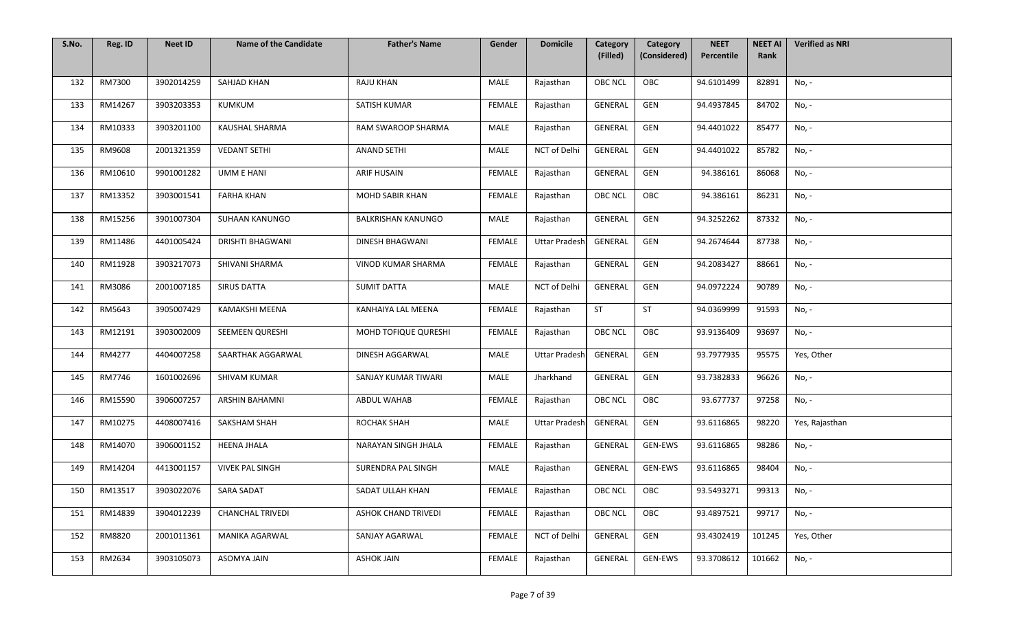| S.No. | Reg. ID | Neet ID | Name of the Candidate | Father's Name | Gender | Domicile | Category (Filled) | Category (Considered) | NEET Percentile | NEET AI Rank | Verified as NRI |
|---|---|---|---|---|---|---|---|---|---|---|---|
| 132 | RM7300 | 3902014259 | SAHJAD KHAN | RAJU KHAN | MALE | Rajasthan | OBC NCL | OBC | 94.6101499 | 82891 | No, - |
| 133 | RM14267 | 3903203353 | KUMKUM | SATISH KUMAR | FEMALE | Rajasthan | GENERAL | GEN | 94.4937845 | 84702 | No, - |
| 134 | RM10333 | 3903201100 | KAUSHAL SHARMA | RAM SWAROOP SHARMA | MALE | Rajasthan | GENERAL | GEN | 94.4401022 | 85477 | No, - |
| 135 | RM9608 | 2001321359 | VEDANT SETHI | ANAND SETHI | MALE | NCT of Delhi | GENERAL | GEN | 94.4401022 | 85782 | No, - |
| 136 | RM10610 | 9901001282 | UMM E HANI | ARIF HUSAIN | FEMALE | Rajasthan | GENERAL | GEN | 94.386161 | 86068 | No, - |
| 137 | RM13352 | 3903001541 | FARHA KHAN | MOHD SABIR KHAN | FEMALE | Rajasthan | OBC NCL | OBC | 94.386161 | 86231 | No, - |
| 138 | RM15256 | 3901007304 | SUHAAN KANUNGO | BALKRISHAN KANUNGO | MALE | Rajasthan | GENERAL | GEN | 94.3252262 | 87332 | No, - |
| 139 | RM11486 | 4401005424 | DRISHTI BHAGWANI | DINESH BHAGWANI | FEMALE | Uttar Pradesh | GENERAL | GEN | 94.2674644 | 87738 | No, - |
| 140 | RM11928 | 3903217073 | SHIVANI SHARMA | VINOD KUMAR SHARMA | FEMALE | Rajasthan | GENERAL | GEN | 94.2083427 | 88661 | No, - |
| 141 | RM3086 | 2001007185 | SIRUS DATTA | SUMIT DATTA | MALE | NCT of Delhi | GENERAL | GEN | 94.0972224 | 90789 | No, - |
| 142 | RM5643 | 3905007429 | KAMAKSHI MEENA | KANHAIYA LAL MEENA | FEMALE | Rajasthan | ST | ST | 94.0369999 | 91593 | No, - |
| 143 | RM12191 | 3903002009 | SEEMEEN QURESHI | MOHD TOFIQUE QURESHI | FEMALE | Rajasthan | OBC NCL | OBC | 93.9136409 | 93697 | No, - |
| 144 | RM4277 | 4404007258 | SAARTHAK AGGARWAL | DINESH AGGARWAL | MALE | Uttar Pradesh | GENERAL | GEN | 93.7977935 | 95575 | Yes, Other |
| 145 | RM7746 | 1601002696 | SHIVAM KUMAR | SANJAY KUMAR TIWARI | MALE | Jharkhand | GENERAL | GEN | 93.7382833 | 96626 | No, - |
| 146 | RM15590 | 3906007257 | ARSHIN BAHAMNI | ABDUL WAHAB | FEMALE | Rajasthan | OBC NCL | OBC | 93.677737 | 97258 | No, - |
| 147 | RM10275 | 4408007416 | SAKSHAM SHAH | ROCHAK SHAH | MALE | Uttar Pradesh | GENERAL | GEN | 93.6116865 | 98220 | Yes, Rajasthan |
| 148 | RM14070 | 3906001152 | HEENA JHALA | NARAYAN SINGH JHALA | FEMALE | Rajasthan | GENERAL | GEN-EWS | 93.6116865 | 98286 | No, - |
| 149 | RM14204 | 4413001157 | VIVEK PAL SINGH | SURENDRA PAL SINGH | MALE | Rajasthan | GENERAL | GEN-EWS | 93.6116865 | 98404 | No, - |
| 150 | RM13517 | 3903022076 | SARA SADAT | SADAT ULLAH KHAN | FEMALE | Rajasthan | OBC NCL | OBC | 93.5493271 | 99313 | No, - |
| 151 | RM14839 | 3904012239 | CHANCHAL TRIVEDI | ASHOK CHAND TRIVEDI | FEMALE | Rajasthan | OBC NCL | OBC | 93.4897521 | 99717 | No, - |
| 152 | RM8820 | 2001011361 | MANIKA AGARWAL | SANJAY AGARWAL | FEMALE | NCT of Delhi | GENERAL | GEN | 93.4302419 | 101245 | Yes, Other |
| 153 | RM2634 | 3903105073 | ASOMYA JAIN | ASHOK JAIN | FEMALE | Rajasthan | GENERAL | GEN-EWS | 93.3708612 | 101662 | No, - |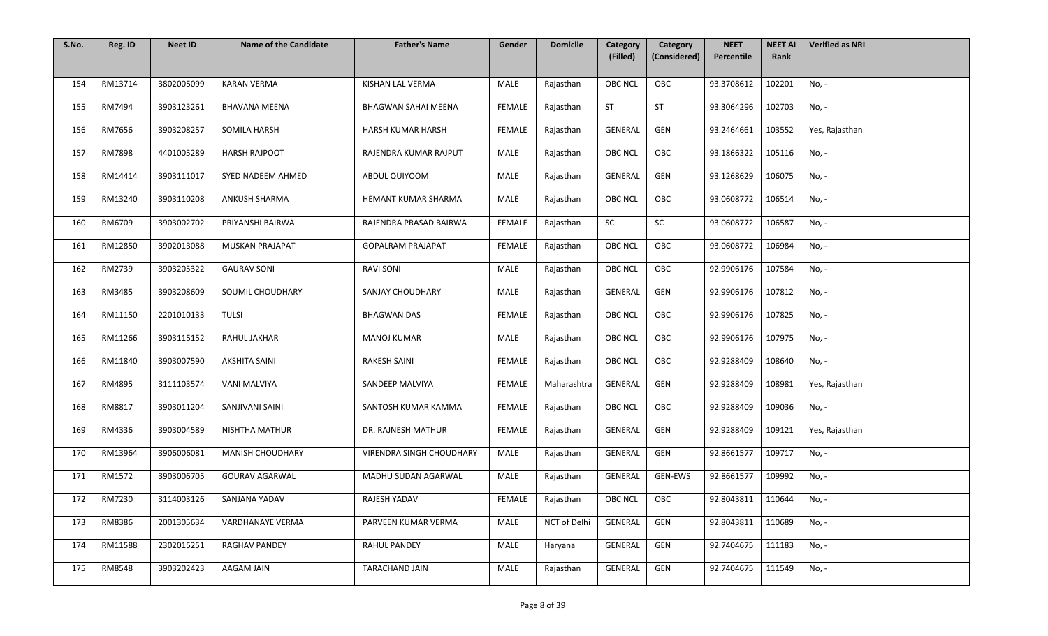| S.No. | Reg. ID | Neet ID | Name of the Candidate | Father's Name | Gender | Domicile | Category (Filled) | Category (Considered) | NEET Percentile | NEET AI Rank | Verified as NRI |
|---|---|---|---|---|---|---|---|---|---|---|---|
| 154 | RM13714 | 3802005099 | KARAN VERMA | KISHAN LAL VERMA | MALE | Rajasthan | OBC NCL | OBC | 93.3708612 | 102201 | No, - |
| 155 | RM7494 | 3903123261 | BHAVANA MEENA | BHAGWAN SAHAI MEENA | FEMALE | Rajasthan | ST | ST | 93.3064296 | 102703 | No, - |
| 156 | RM7656 | 3903208257 | SOMILA HARSH | HARSH KUMAR HARSH | FEMALE | Rajasthan | GENERAL | GEN | 93.2464661 | 103552 | Yes, Rajasthan |
| 157 | RM7898 | 4401005289 | HARSH RAJPOOT | RAJENDRA KUMAR RAJPUT | MALE | Rajasthan | OBC NCL | OBC | 93.1866322 | 105116 | No, - |
| 158 | RM14414 | 3903111017 | SYED NADEEM AHMED | ABDUL QUIYOOM | MALE | Rajasthan | GENERAL | GEN | 93.1268629 | 106075 | No, - |
| 159 | RM13240 | 3903110208 | ANKUSH SHARMA | HEMANT KUMAR SHARMA | MALE | Rajasthan | OBC NCL | OBC | 93.0608772 | 106514 | No, - |
| 160 | RM6709 | 3903002702 | PRIYANSHI BAIRWA | RAJENDRA PRASAD BAIRWA | FEMALE | Rajasthan | SC | SC | 93.0608772 | 106587 | No, - |
| 161 | RM12850 | 3902013088 | MUSKAN PRAJAPAT | GOPALRAM PRAJAPAT | FEMALE | Rajasthan | OBC NCL | OBC | 93.0608772 | 106984 | No, - |
| 162 | RM2739 | 3903205322 | GAURAV SONI | RAVI SONI | MALE | Rajasthan | OBC NCL | OBC | 92.9906176 | 107584 | No, - |
| 163 | RM3485 | 3903208609 | SOUMIL CHOUDHARY | SANJAY CHOUDHARY | MALE | Rajasthan | GENERAL | GEN | 92.9906176 | 107812 | No, - |
| 164 | RM11150 | 2201010133 | TULSI | BHAGWAN DAS | FEMALE | Rajasthan | OBC NCL | OBC | 92.9906176 | 107825 | No, - |
| 165 | RM11266 | 3903115152 | RAHUL JAKHAR | MANOJ KUMAR | MALE | Rajasthan | OBC NCL | OBC | 92.9906176 | 107975 | No, - |
| 166 | RM11840 | 3903007590 | AKSHITA SAINI | RAKESH SAINI | FEMALE | Rajasthan | OBC NCL | OBC | 92.9288409 | 108640 | No, - |
| 167 | RM4895 | 3111103574 | VANI MALVIYA | SANDEEP MALVIYA | FEMALE | Maharashtra | GENERAL | GEN | 92.9288409 | 108981 | Yes, Rajasthan |
| 168 | RM8817 | 3903011204 | SANJIVANI SAINI | SANTOSH KUMAR KAMMA | FEMALE | Rajasthan | OBC NCL | OBC | 92.9288409 | 109036 | No, - |
| 169 | RM4336 | 3903004589 | NISHTHA MATHUR | DR. RAJNESH MATHUR | FEMALE | Rajasthan | GENERAL | GEN | 92.9288409 | 109121 | Yes, Rajasthan |
| 170 | RM13964 | 3906006081 | MANISH CHOUDHARY | VIRENDRA SINGH CHOUDHARY | MALE | Rajasthan | GENERAL | GEN | 92.8661577 | 109717 | No, - |
| 171 | RM1572 | 3903006705 | GOURAV AGARWAL | MADHU SUDAN AGARWAL | MALE | Rajasthan | GENERAL | GEN-EWS | 92.8661577 | 109992 | No, - |
| 172 | RM7230 | 3114003126 | SANJANA YADAV | RAJESH YADAV | FEMALE | Rajasthan | OBC NCL | OBC | 92.8043811 | 110644 | No, - |
| 173 | RM8386 | 2001305634 | VARDHANAYE VERMA | PARVEEN KUMAR VERMA | MALE | NCT of Delhi | GENERAL | GEN | 92.8043811 | 110689 | No, - |
| 174 | RM11588 | 2302015251 | RAGHAV PANDEY | RAHUL PANDEY | MALE | Haryana | GENERAL | GEN | 92.7404675 | 111183 | No, - |
| 175 | RM8548 | 3903202423 | AAGAM JAIN | TARACHAND JAIN | MALE | Rajasthan | GENERAL | GEN | 92.7404675 | 111549 | No, - |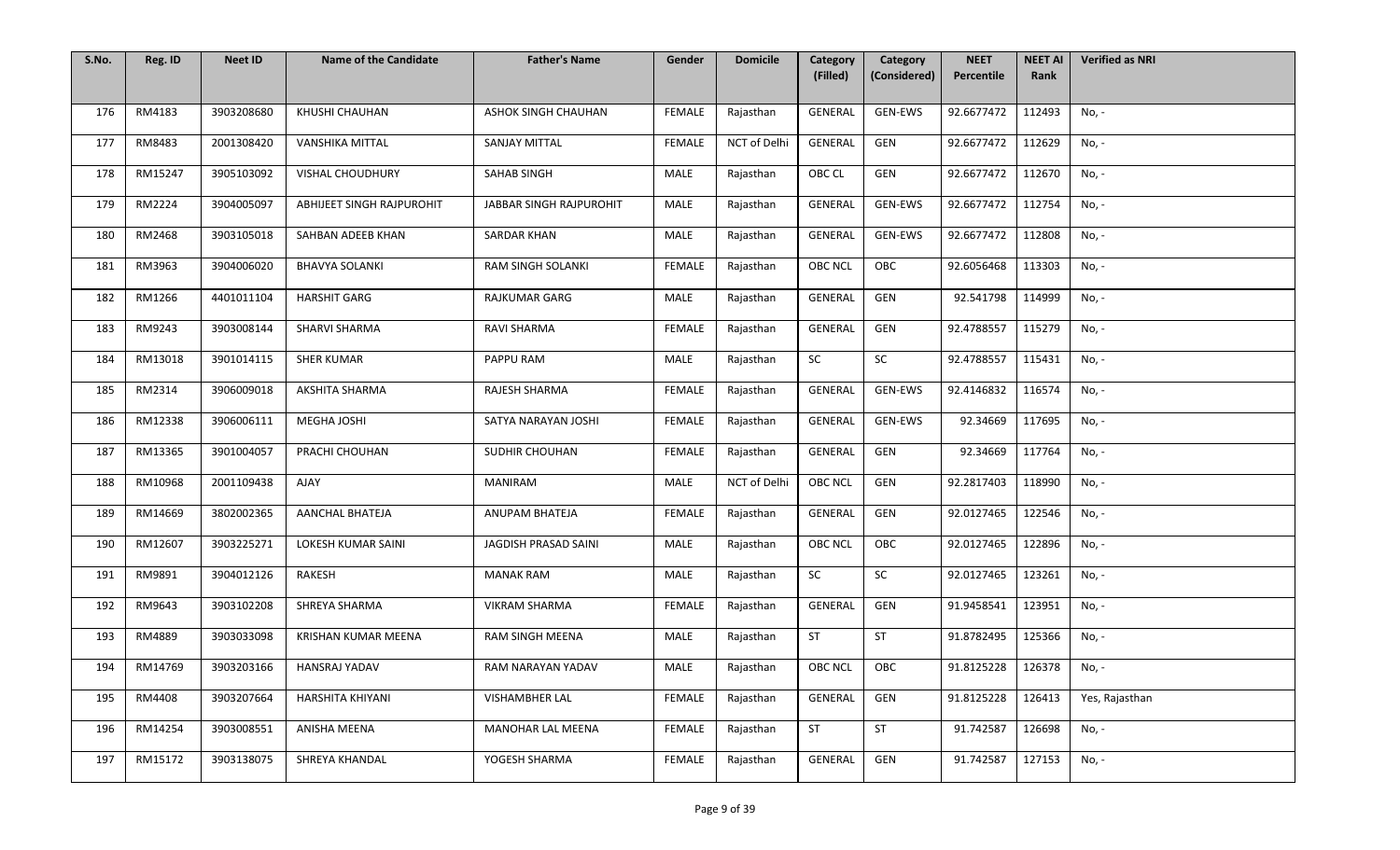| S.No. | Reg. ID | Neet ID | Name of the Candidate | Father's Name | Gender | Domicile | Category (Filled) | Category (Considered) | NEET Percentile | NEET AI Rank | Verified as NRI |
|---|---|---|---|---|---|---|---|---|---|---|---|
| 176 | RM4183 | 3903208680 | KHUSHI CHAUHAN | ASHOK SINGH CHAUHAN | FEMALE | Rajasthan | GENERAL | GEN-EWS | 92.6677472 | 112493 | No, - |
| 177 | RM8483 | 2001308420 | VANSHIKA MITTAL | SANJAY MITTAL | FEMALE | NCT of Delhi | GENERAL | GEN | 92.6677472 | 112629 | No, - |
| 178 | RM15247 | 3905103092 | VISHAL CHOUDHURY | SAHAB SINGH | MALE | Rajasthan | OBC CL | GEN | 92.6677472 | 112670 | No, - |
| 179 | RM2224 | 3904005097 | ABHIJEET SINGH RAJPUROHIT | JABBAR SINGH RAJPUROHIT | MALE | Rajasthan | GENERAL | GEN-EWS | 92.6677472 | 112754 | No, - |
| 180 | RM2468 | 3903105018 | SAHBAN ADEEB KHAN | SARDAR KHAN | MALE | Rajasthan | GENERAL | GEN-EWS | 92.6677472 | 112808 | No, - |
| 181 | RM3963 | 3904006020 | BHAVYA SOLANKI | RAM SINGH SOLANKI | FEMALE | Rajasthan | OBC NCL | OBC | 92.6056468 | 113303 | No, - |
| 182 | RM1266 | 4401011104 | HARSHIT GARG | RAJKUMAR GARG | MALE | Rajasthan | GENERAL | GEN | 92.541798 | 114999 | No, - |
| 183 | RM9243 | 3903008144 | SHARVI SHARMA | RAVI SHARMA | FEMALE | Rajasthan | GENERAL | GEN | 92.4788557 | 115279 | No, - |
| 184 | RM13018 | 3901014115 | SHER KUMAR | PAPPU RAM | MALE | Rajasthan | SC | SC | 92.4788557 | 115431 | No, - |
| 185 | RM2314 | 3906009018 | AKSHITA SHARMA | RAJESH SHARMA | FEMALE | Rajasthan | GENERAL | GEN-EWS | 92.4146832 | 116574 | No, - |
| 186 | RM12338 | 3906006111 | MEGHA JOSHI | SATYA NARAYAN JOSHI | FEMALE | Rajasthan | GENERAL | GEN-EWS | 92.34669 | 117695 | No, - |
| 187 | RM13365 | 3901004057 | PRACHI CHOUHAN | SUDHIR CHOUHAN | FEMALE | Rajasthan | GENERAL | GEN | 92.34669 | 117764 | No, - |
| 188 | RM10968 | 2001109438 | AJAY | MANIRAM | MALE | NCT of Delhi | OBC NCL | GEN | 92.2817403 | 118990 | No, - |
| 189 | RM14669 | 3802002365 | AANCHAL BHATEJA | ANUPAM BHATEJA | FEMALE | Rajasthan | GENERAL | GEN | 92.0127465 | 122546 | No, - |
| 190 | RM12607 | 3903225271 | LOKESH KUMAR SAINI | JAGDISH PRASAD SAINI | MALE | Rajasthan | OBC NCL | OBC | 92.0127465 | 122896 | No, - |
| 191 | RM9891 | 3904012126 | RAKESH | MANAK RAM | MALE | Rajasthan | SC | SC | 92.0127465 | 123261 | No, - |
| 192 | RM9643 | 3903102208 | SHREYA SHARMA | VIKRAM SHARMA | FEMALE | Rajasthan | GENERAL | GEN | 91.9458541 | 123951 | No, - |
| 193 | RM4889 | 3903033098 | KRISHAN KUMAR MEENA | RAM SINGH MEENA | MALE | Rajasthan | ST | ST | 91.8782495 | 125366 | No, - |
| 194 | RM14769 | 3903203166 | HANSRAJ YADAV | RAM NARAYAN YADAV | MALE | Rajasthan | OBC NCL | OBC | 91.8125228 | 126378 | No, - |
| 195 | RM4408 | 3903207664 | HARSHITA KHIYANI | VISHAMBHER LAL | FEMALE | Rajasthan | GENERAL | GEN | 91.8125228 | 126413 | Yes, Rajasthan |
| 196 | RM14254 | 3903008551 | ANISHA MEENA | MANOHAR LAL MEENA | FEMALE | Rajasthan | ST | ST | 91.742587 | 126698 | No, - |
| 197 | RM15172 | 3903138075 | SHREYA KHANDAL | YOGESH SHARMA | FEMALE | Rajasthan | GENERAL | GEN | 91.742587 | 127153 | No, - |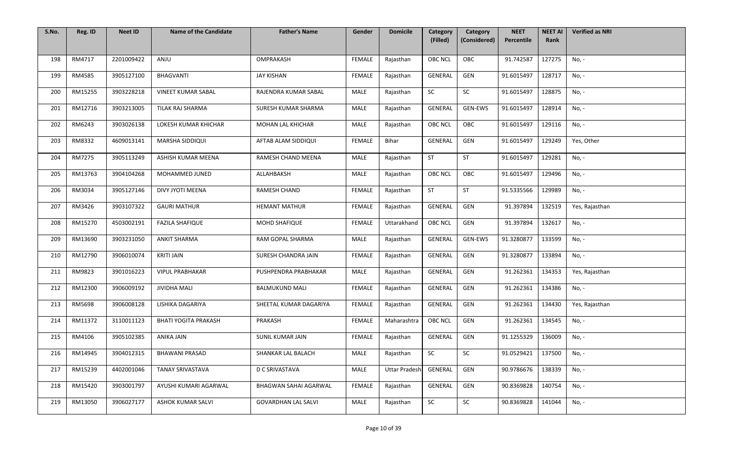| S.No. | Reg. ID | Neet ID | Name of the Candidate | Father's Name | Gender | Domicile | Category (Filled) | Category (Considered) | NEET Percentile | NEET AI Rank | Verified as NRI |
|---|---|---|---|---|---|---|---|---|---|---|---|
| 198 | RM4717 | 2201009422 | ANJU | OMPRAKASH | FEMALE | Rajasthan | OBC NCL | OBC | 91.742587 | 127275 | No, - |
| 199 | RM4585 | 3905127100 | BHAGVANTI | JAY KISHAN | FEMALE | Rajasthan | GENERAL | GEN | 91.6015497 | 128717 | No, - |
| 200 | RM15255 | 3903228218 | VINEET KUMAR SABAL | RAJENDRA KUMAR SABAL | MALE | Rajasthan | SC | SC | 91.6015497 | 128875 | No, - |
| 201 | RM12716 | 3903213005 | TILAK RAJ SHARMA | SURESH KUMAR SHARMA | MALE | Rajasthan | GENERAL | GEN-EWS | 91.6015497 | 128914 | No, - |
| 202 | RM6243 | 3903026138 | LOKESH KUMAR KHICHAR | MOHAN LAL KHICHAR | MALE | Rajasthan | OBC NCL | OBC | 91.6015497 | 129116 | No, - |
| 203 | RM8332 | 4609013141 | MARSHA SIDDIQUI | AFTAB ALAM SIDDIQUI | FEMALE | Bihar | GENERAL | GEN | 91.6015497 | 129249 | Yes, Other |
| 204 | RM7275 | 3905113249 | ASHISH KUMAR MEENA | RAMESH CHAND MEENA | MALE | Rajasthan | ST | ST | 91.6015497 | 129281 | No, - |
| 205 | RM13763 | 3904104268 | MOHAMMED JUNED | ALLAHBAKSH | MALE | Rajasthan | OBC NCL | OBC | 91.6015497 | 129496 | No, - |
| 206 | RM3034 | 3905127146 | DIVY JYOTI MEENA | RAMESH CHAND | FEMALE | Rajasthan | ST | ST | 91.5335566 | 129989 | No, - |
| 207 | RM3426 | 3903107322 | GAURI MATHUR | HEMANT MATHUR | FEMALE | Rajasthan | GENERAL | GEN | 91.397894 | 132519 | Yes, Rajasthan |
| 208 | RM15270 | 4503002191 | FAZILA SHAFIQUE | MOHD SHAFIQUE | FEMALE | Uttarakhand | OBC NCL | GEN | 91.397894 | 132617 | No, - |
| 209 | RM13690 | 3903231050 | ANKIT SHARMA | RAM GOPAL SHARMA | MALE | Rajasthan | GENERAL | GEN-EWS | 91.3280877 | 133599 | No, - |
| 210 | RM12790 | 3906010074 | KRITI JAIN | SURESH CHANDRA JAIN | FEMALE | Rajasthan | GENERAL | GEN | 91.3280877 | 133894 | No, - |
| 211 | RM9823 | 3901016223 | VIPUL PRABHAKAR | PUSHPENDRA PRABHAKAR | MALE | Rajasthan | GENERAL | GEN | 91.262361 | 134353 | Yes, Rajasthan |
| 212 | RM12300 | 3906009192 | JIVIDHA MALI | BALMUKUND MALI | FEMALE | Rajasthan | GENERAL | GEN | 91.262361 | 134386 | No, - |
| 213 | RM5698 | 3906008128 | LISHIKA DAGARIYA | SHEETAL KUMAR DAGARIYA | FEMALE | Rajasthan | GENERAL | GEN | 91.262361 | 134430 | Yes, Rajasthan |
| 214 | RM11372 | 3110011123 | BHATI YOGITA PRAKASH | PRAKASH | FEMALE | Maharashtra | OBC NCL | GEN | 91.262361 | 134545 | No, - |
| 215 | RM4106 | 3905102385 | ANIKA JAIN | SUNIL KUMAR JAIN | FEMALE | Rajasthan | GENERAL | GEN | 91.1255329 | 136009 | No, - |
| 216 | RM14945 | 3904012315 | BHAWANI PRASAD | SHANKAR LAL BALACH | MALE | Rajasthan | SC | SC | 91.0529421 | 137500 | No, - |
| 217 | RM15239 | 4402001046 | TANAY SRIVASTAVA | D C SRIVASTAVA | MALE | Uttar Pradesh | GENERAL | GEN | 90.9786676 | 138339 | No, - |
| 218 | RM15420 | 3903001797 | AYUSHI KUMARI AGARWAL | BHAGWAN SAHAI AGARWAL | FEMALE | Rajasthan | GENERAL | GEN | 90.8369828 | 140754 | No, - |
| 219 | RM13050 | 3906027177 | ASHOK KUMAR SALVI | GOVARDHAN LAL SALVI | MALE | Rajasthan | SC | SC | 90.8369828 | 141044 | No, - |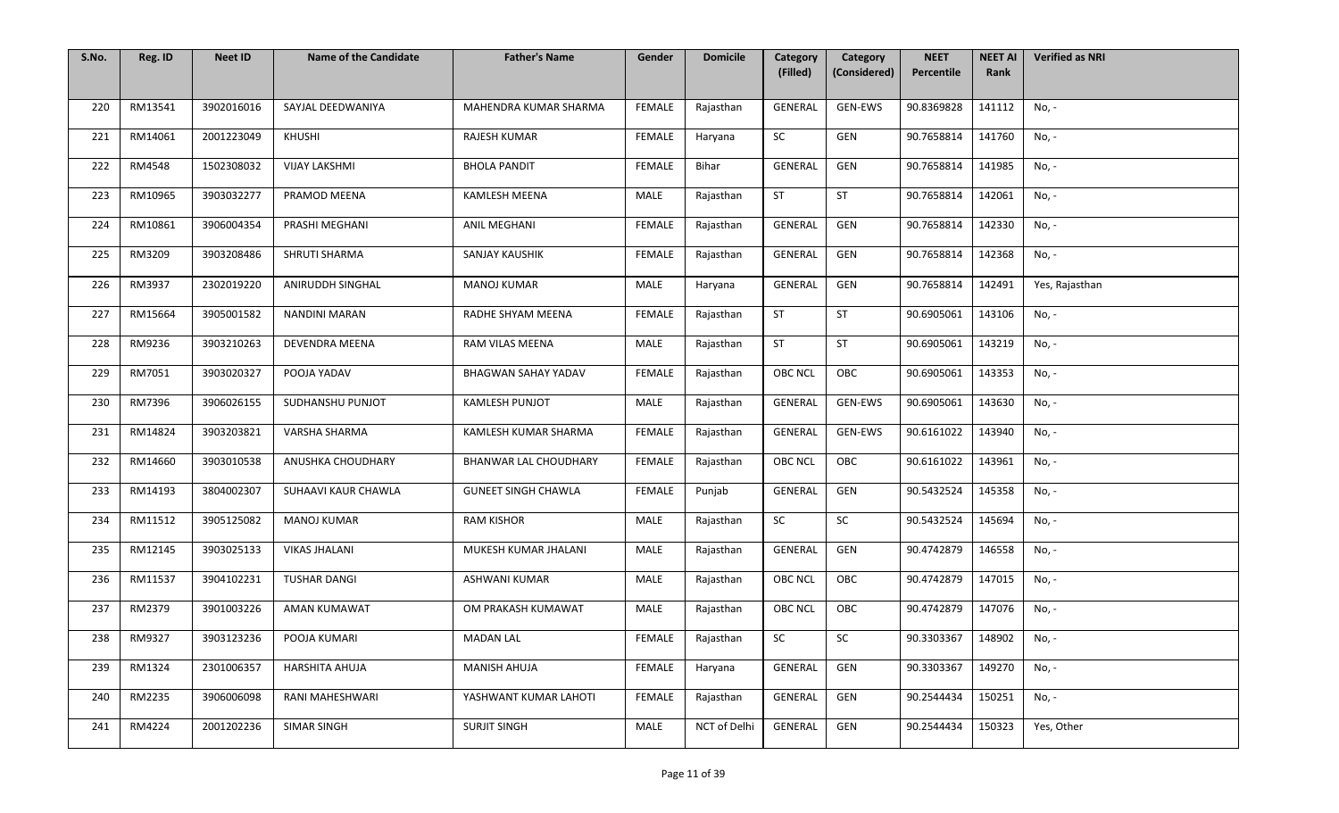| S.No. | Reg. ID | Neet ID | Name of the Candidate | Father's Name | Gender | Domicile | Category (Filled) | Category (Considered) | NEET Percentile | NEET AI Rank | Verified as NRI |
|---|---|---|---|---|---|---|---|---|---|---|---|
| 220 | RM13541 | 3902016016 | SAYJAL DEEDWANIYA | MAHENDRA KUMAR SHARMA | FEMALE | Rajasthan | GENERAL | GEN-EWS | 90.8369828 | 141112 | No, - |
| 221 | RM14061 | 2001223049 | KHUSHI | RAJESH KUMAR | FEMALE | Haryana | SC | GEN | 90.7658814 | 141760 | No, - |
| 222 | RM4548 | 1502308032 | VIJAY LAKSHMI | BHOLA PANDIT | FEMALE | Bihar | GENERAL | GEN | 90.7658814 | 141985 | No, - |
| 223 | RM10965 | 3903032277 | PRAMOD MEENA | KAMLESH MEENA | MALE | Rajasthan | ST | ST | 90.7658814 | 142061 | No, - |
| 224 | RM10861 | 3906004354 | PRASHI MEGHANI | ANIL MEGHANI | FEMALE | Rajasthan | GENERAL | GEN | 90.7658814 | 142330 | No, - |
| 225 | RM3209 | 3903208486 | SHRUTI SHARMA | SANJAY KAUSHIK | FEMALE | Rajasthan | GENERAL | GEN | 90.7658814 | 142368 | No, - |
| 226 | RM3937 | 2302019220 | ANIRUDDH SINGHAL | MANOJ KUMAR | MALE | Haryana | GENERAL | GEN | 90.7658814 | 142491 | Yes, Rajasthan |
| 227 | RM15664 | 3905001582 | NANDINI MARAN | RADHE SHYAM MEENA | FEMALE | Rajasthan | ST | ST | 90.6905061 | 143106 | No, - |
| 228 | RM9236 | 3903210263 | DEVENDRA MEENA | RAM VILAS MEENA | MALE | Rajasthan | ST | ST | 90.6905061 | 143219 | No, - |
| 229 | RM7051 | 3903020327 | POOJA YADAV | BHAGWAN SAHAY YADAV | FEMALE | Rajasthan | OBC NCL | OBC | 90.6905061 | 143353 | No, - |
| 230 | RM7396 | 3906026155 | SUDHANSHU PUNJOT | KAMLESH PUNJOT | MALE | Rajasthan | GENERAL | GEN-EWS | 90.6905061 | 143630 | No, - |
| 231 | RM14824 | 3903203821 | VARSHA SHARMA | KAMLESH KUMAR SHARMA | FEMALE | Rajasthan | GENERAL | GEN-EWS | 90.6161022 | 143940 | No, - |
| 232 | RM14660 | 3903010538 | ANUSHKA CHOUDHARY | BHANWAR LAL CHOUDHARY | FEMALE | Rajasthan | OBC NCL | OBC | 90.6161022 | 143961 | No, - |
| 233 | RM14193 | 3804002307 | SUHAAVI KAUR CHAWLA | GUNEET SINGH CHAWLA | FEMALE | Punjab | GENERAL | GEN | 90.5432524 | 145358 | No, - |
| 234 | RM11512 | 3905125082 | MANOJ KUMAR | RAM KISHOR | MALE | Rajasthan | SC | SC | 90.5432524 | 145694 | No, - |
| 235 | RM12145 | 3903025133 | VIKAS JHALANI | MUKESH KUMAR JHALANI | MALE | Rajasthan | GENERAL | GEN | 90.4742879 | 146558 | No, - |
| 236 | RM11537 | 3904102231 | TUSHAR DANGI | ASHWANI KUMAR | MALE | Rajasthan | OBC NCL | OBC | 90.4742879 | 147015 | No, - |
| 237 | RM2379 | 3901003226 | AMAN KUMAWAT | OM PRAKASH KUMAWAT | MALE | Rajasthan | OBC NCL | OBC | 90.4742879 | 147076 | No, - |
| 238 | RM9327 | 3903123236 | POOJA KUMARI | MADAN LAL | FEMALE | Rajasthan | SC | SC | 90.3303367 | 148902 | No, - |
| 239 | RM1324 | 2301006357 | HARSHITA AHUJA | MANISH AHUJA | FEMALE | Haryana | GENERAL | GEN | 90.3303367 | 149270 | No, - |
| 240 | RM2235 | 3906006098 | RANI MAHESHWARI | YASHWANT KUMAR LAHOTI | FEMALE | Rajasthan | GENERAL | GEN | 90.2544434 | 150251 | No, - |
| 241 | RM4224 | 2001202236 | SIMAR SINGH | SURJIT SINGH | MALE | NCT of Delhi | GENERAL | GEN | 90.2544434 | 150323 | Yes, Other |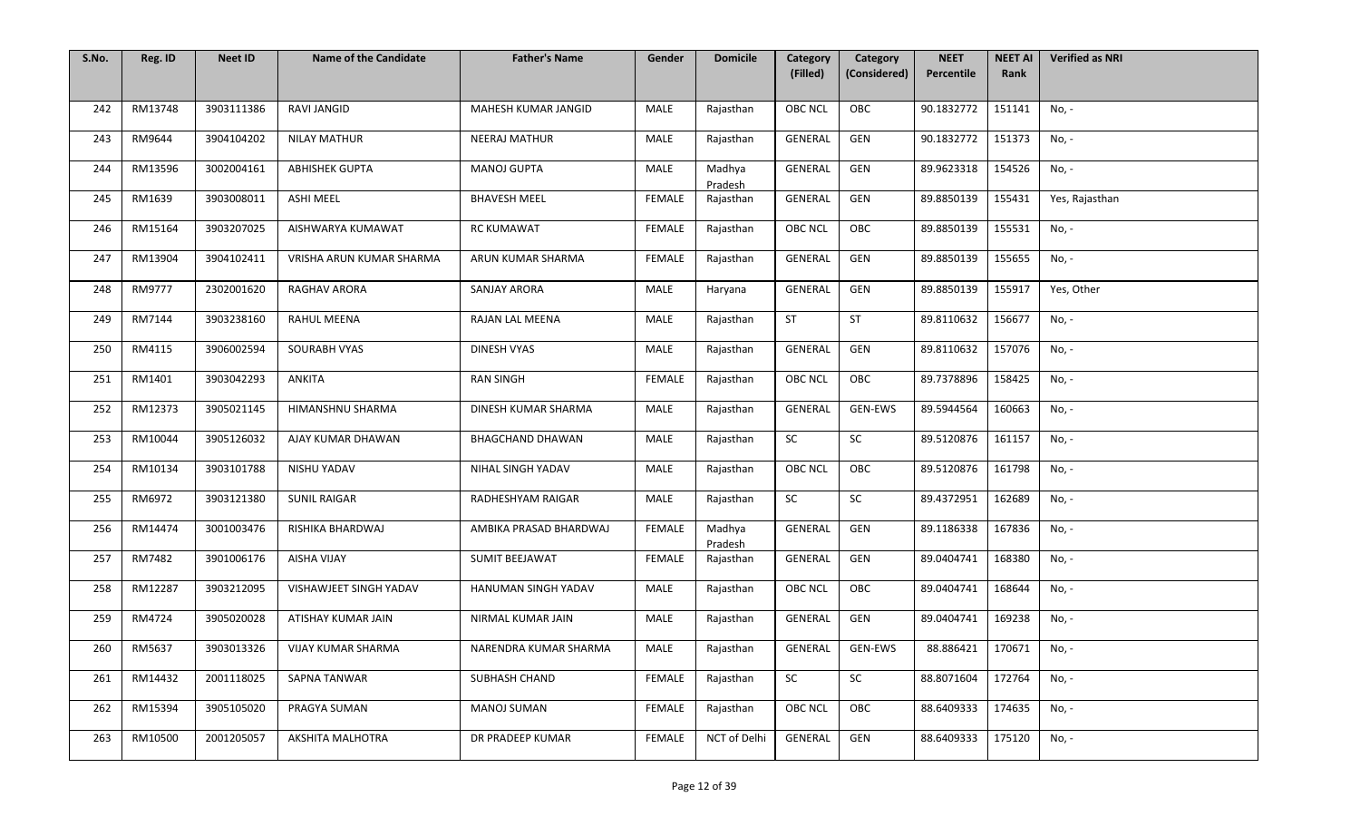| S.No. | Reg. ID | Neet ID | Name of the Candidate | Father's Name | Gender | Domicile | Category (Filled) | Category (Considered) | NEET Percentile | NEET AI Rank | Verified as NRI |
|---|---|---|---|---|---|---|---|---|---|---|---|
| 242 | RM13748 | 3903111386 | RAVI JANGID | MAHESH KUMAR JANGID | MALE | Rajasthan | OBC NCL | OBC | 90.1832772 | 151141 | No, - |
| 243 | RM9644 | 3904104202 | NILAY MATHUR | NEERAJ MATHUR | MALE | Rajasthan | GENERAL | GEN | 90.1832772 | 151373 | No, - |
| 244 | RM13596 | 3002004161 | ABHISHEK GUPTA | MANOJ GUPTA | MALE | Madhya Pradesh | GENERAL | GEN | 89.9623318 | 154526 | No, - |
| 245 | RM1639 | 3903008011 | ASHI MEEL | BHAVESH MEEL | FEMALE | Rajasthan | GENERAL | GEN | 89.8850139 | 155431 | Yes, Rajasthan |
| 246 | RM15164 | 3903207025 | AISHWARYA KUMAWAT | RC KUMAWAT | FEMALE | Rajasthan | OBC NCL | OBC | 89.8850139 | 155531 | No, - |
| 247 | RM13904 | 3904102411 | VRISHA ARUN KUMAR SHARMA | ARUN KUMAR SHARMA | FEMALE | Rajasthan | GENERAL | GEN | 89.8850139 | 155655 | No, - |
| 248 | RM9777 | 2302001620 | RAGHAV ARORA | SANJAY ARORA | MALE | Haryana | GENERAL | GEN | 89.8850139 | 155917 | Yes, Other |
| 249 | RM7144 | 3903238160 | RAHUL MEENA | RAJAN LAL MEENA | MALE | Rajasthan | ST | ST | 89.8110632 | 156677 | No, - |
| 250 | RM4115 | 3906002594 | SOURABH VYAS | DINESH VYAS | MALE | Rajasthan | GENERAL | GEN | 89.8110632 | 157076 | No, - |
| 251 | RM1401 | 3903042293 | ANKITA | RAN SINGH | FEMALE | Rajasthan | OBC NCL | OBC | 89.7378896 | 158425 | No, - |
| 252 | RM12373 | 3905021145 | HIMANSHNU SHARMA | DINESH KUMAR SHARMA | MALE | Rajasthan | GENERAL | GEN-EWS | 89.5944564 | 160663 | No, - |
| 253 | RM10044 | 3905126032 | AJAY KUMAR DHAWAN | BHAGCHAND DHAWAN | MALE | Rajasthan | SC | SC | 89.5120876 | 161157 | No, - |
| 254 | RM10134 | 3903101788 | NISHU YADAV | NIHAL SINGH YADAV | MALE | Rajasthan | OBC NCL | OBC | 89.5120876 | 161798 | No, - |
| 255 | RM6972 | 3903121380 | SUNIL RAIGAR | RADHESHYAM RAIGAR | MALE | Rajasthan | SC | SC | 89.4372951 | 162689 | No, - |
| 256 | RM14474 | 3001003476 | RISHIKA BHARDWAJ | AMBIKA PRASAD BHARDWAJ | FEMALE | Madhya Pradesh | GENERAL | GEN | 89.1186338 | 167836 | No, - |
| 257 | RM7482 | 3901006176 | AISHA VIJAY | SUMIT BEEJAWAT | FEMALE | Rajasthan | GENERAL | GEN | 89.0404741 | 168380 | No, - |
| 258 | RM12287 | 3903212095 | VISHAWJEET SINGH YADAV | HANUMAN SINGH YADAV | MALE | Rajasthan | OBC NCL | OBC | 89.0404741 | 168644 | No, - |
| 259 | RM4724 | 3905020028 | ATISHAY KUMAR JAIN | NIRMAL KUMAR JAIN | MALE | Rajasthan | GENERAL | GEN | 89.0404741 | 169238 | No, - |
| 260 | RM5637 | 3903013326 | VIJAY KUMAR SHARMA | NARENDRA KUMAR SHARMA | MALE | Rajasthan | GENERAL | GEN-EWS | 88.886421 | 170671 | No, - |
| 261 | RM14432 | 2001118025 | SAPNA TANWAR | SUBHASH CHAND | FEMALE | Rajasthan | SC | SC | 88.8071604 | 172764 | No, - |
| 262 | RM15394 | 3905105020 | PRAGYA SUMAN | MANOJ SUMAN | FEMALE | Rajasthan | OBC NCL | OBC | 88.6409333 | 174635 | No, - |
| 263 | RM10500 | 2001205057 | AKSHITA MALHOTRA | DR PRADEEP KUMAR | FEMALE | NCT of Delhi | GENERAL | GEN | 88.6409333 | 175120 | No, - |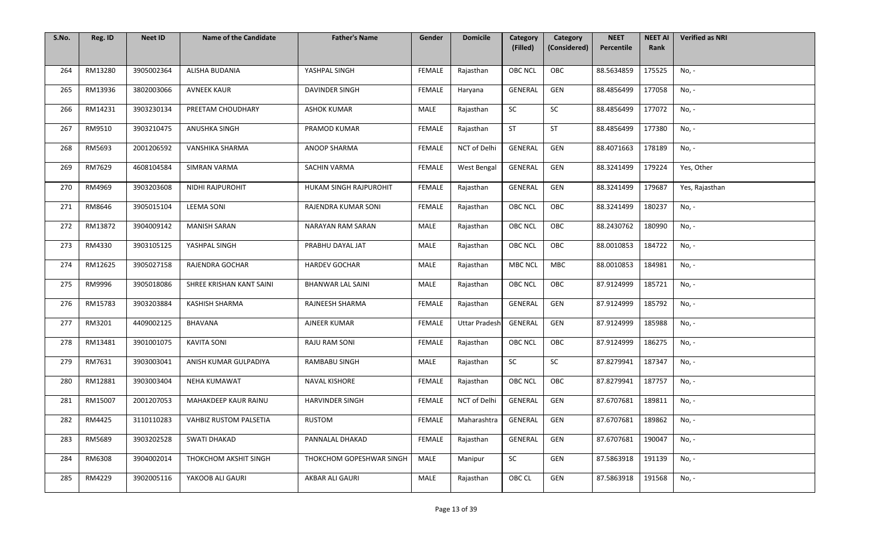| S.No. | Reg. ID | Neet ID | Name of the Candidate | Father's Name | Gender | Domicile | Category (Filled) | Category (Considered) | NEET Percentile | NEET AI Rank | Verified as NRI |
|---|---|---|---|---|---|---|---|---|---|---|---|
| 264 | RM13280 | 3905002364 | ALISHA BUDANIA | YASHPAL SINGH | FEMALE | Rajasthan | OBC NCL | OBC | 88.5634859 | 175525 | No, - |
| 265 | RM13936 | 3802003066 | AVNEEK KAUR | DAVINDER SINGH | FEMALE | Haryana | GENERAL | GEN | 88.4856499 | 177058 | No, - |
| 266 | RM14231 | 3903230134 | PREETAM CHOUDHARY | ASHOK KUMAR | MALE | Rajasthan | SC | SC | 88.4856499 | 177072 | No, - |
| 267 | RM9510 | 3903210475 | ANUSHKA SINGH | PRAMOD KUMAR | FEMALE | Rajasthan | ST | ST | 88.4856499 | 177380 | No, - |
| 268 | RM5693 | 2001206592 | VANSHIKA SHARMA | ANOOP SHARMA | FEMALE | NCT of Delhi | GENERAL | GEN | 88.4071663 | 178189 | No, - |
| 269 | RM7629 | 4608104584 | SIMRAN VARMA | SACHIN VARMA | FEMALE | West Bengal | GENERAL | GEN | 88.3241499 | 179224 | Yes, Other |
| 270 | RM4969 | 3903203608 | NIDHI RAJPUROHIT | HUKAM SINGH RAJPUROHIT | FEMALE | Rajasthan | GENERAL | GEN | 88.3241499 | 179687 | Yes, Rajasthan |
| 271 | RM8646 | 3905015104 | LEEMA SONI | RAJENDRA KUMAR SONI | FEMALE | Rajasthan | OBC NCL | OBC | 88.3241499 | 180237 | No, - |
| 272 | RM13872 | 3904009142 | MANISH SARAN | NARAYAN RAM SARAN | MALE | Rajasthan | OBC NCL | OBC | 88.2430762 | 180990 | No, - |
| 273 | RM4330 | 3903105125 | YASHPAL SINGH | PRABHU DAYAL JAT | MALE | Rajasthan | OBC NCL | OBC | 88.0010853 | 184722 | No, - |
| 274 | RM12625 | 3905027158 | RAJENDRA GOCHAR | HARDEV GOCHAR | MALE | Rajasthan | MBC NCL | MBC | 88.0010853 | 184981 | No, - |
| 275 | RM9996 | 3905018086 | SHREE KRISHAN KANT SAINI | BHANWAR LAL SAINI | MALE | Rajasthan | OBC NCL | OBC | 87.9124999 | 185721 | No, - |
| 276 | RM15783 | 3903203884 | KASHISH SHARMA | RAJNEESH SHARMA | FEMALE | Rajasthan | GENERAL | GEN | 87.9124999 | 185792 | No, - |
| 277 | RM3201 | 4409002125 | BHAVANA | AJNEER KUMAR | FEMALE | Uttar Pradesh | GENERAL | GEN | 87.9124999 | 185988 | No, - |
| 278 | RM13481 | 3901001075 | KAVITA SONI | RAJU RAM SONI | FEMALE | Rajasthan | OBC NCL | OBC | 87.9124999 | 186275 | No, - |
| 279 | RM7631 | 3903003041 | ANISH KUMAR GULPADIYA | RAMBABU SINGH | MALE | Rajasthan | SC | SC | 87.8279941 | 187347 | No, - |
| 280 | RM12881 | 3903003404 | NEHA KUMAWAT | NAVAL KISHORE | FEMALE | Rajasthan | OBC NCL | OBC | 87.8279941 | 187757 | No, - |
| 281 | RM15007 | 2001207053 | MAHAKDEEP KAUR RAINU | HARVINDER SINGH | FEMALE | NCT of Delhi | GENERAL | GEN | 87.6707681 | 189811 | No, - |
| 282 | RM4425 | 3110110283 | VAHBIZ RUSTOM PALSETIA | RUSTOM | FEMALE | Maharashtra | GENERAL | GEN | 87.6707681 | 189862 | No, - |
| 283 | RM5689 | 3903202528 | SWATI DHAKAD | PANNALAL DHAKAD | FEMALE | Rajasthan | GENERAL | GEN | 87.6707681 | 190047 | No, - |
| 284 | RM6308 | 3904002014 | THOKCHOM AKSHIT SINGH | THOKCHOM GOPESHWAR SINGH | MALE | Manipur | SC | GEN | 87.5863918 | 191139 | No, - |
| 285 | RM4229 | 3902005116 | YAKOOB ALI GAURI | AKBAR ALI GAURI | MALE | Rajasthan | OBC CL | GEN | 87.5863918 | 191568 | No, - |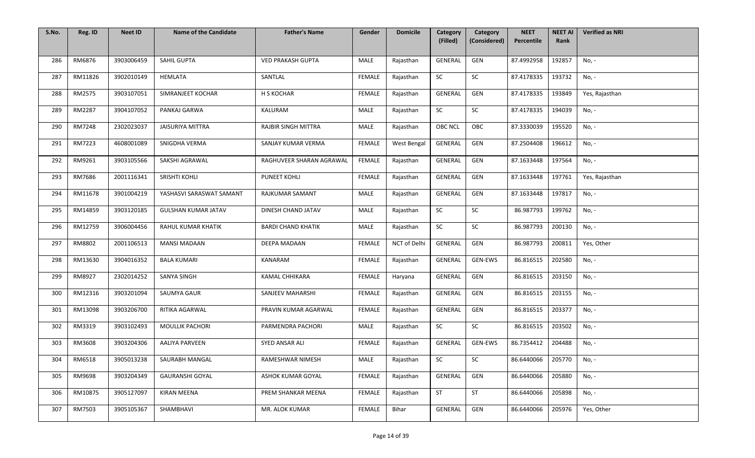| S.No. | Reg. ID | Neet ID | Name of the Candidate | Father's Name | Gender | Domicile | Category (Filled) | Category (Considered) | NEET Percentile | NEET AI Rank | Verified as NRI |
|---|---|---|---|---|---|---|---|---|---|---|---|
| 286 | RM6876 | 3903006459 | SAHIL GUPTA | VED PRAKASH GUPTA | MALE | Rajasthan | GENERAL | GEN | 87.4992958 | 192857 | No, - |
| 287 | RM11826 | 3902010149 | HEMLATA | SANTLAL | FEMALE | Rajasthan | SC | SC | 87.4178335 | 193732 | No, - |
| 288 | RM2575 | 3903107051 | SIMRANJEET KOCHAR | H S KOCHAR | FEMALE | Rajasthan | GENERAL | GEN | 87.4178335 | 193849 | Yes, Rajasthan |
| 289 | RM2287 | 3904107052 | PANKAJ GARWA | KALURAM | MALE | Rajasthan | SC | SC | 87.4178335 | 194039 | No, - |
| 290 | RM7248 | 2302023037 | JAISURIYA MITTRA | RAJBIR SINGH MITTRA | MALE | Rajasthan | OBC NCL | OBC | 87.3330039 | 195520 | No, - |
| 291 | RM7223 | 4608001089 | SNIGDHA VERMA | SANJAY KUMAR VERMA | FEMALE | West Bengal | GENERAL | GEN | 87.2504408 | 196612 | No, - |
| 292 | RM9261 | 3903105566 | SAKSHI AGRAWAL | RAGHUVEER SHARAN AGRAWAL | FEMALE | Rajasthan | GENERAL | GEN | 87.1633448 | 197564 | No, - |
| 293 | RM7686 | 2001116341 | SRISHTI KOHLI | PUNEET KOHLI | FEMALE | Rajasthan | GENERAL | GEN | 87.1633448 | 197761 | Yes, Rajasthan |
| 294 | RM11678 | 3901004219 | YASHASVI SARASWAT SAMANT | RAJKUMAR SAMANT | MALE | Rajasthan | GENERAL | GEN | 87.1633448 | 197817 | No, - |
| 295 | RM14859 | 3903120185 | GULSHAN KUMAR JATAV | DINESH CHAND JATAV | MALE | Rajasthan | SC | SC | 86.987793 | 199762 | No, - |
| 296 | RM12759 | 3906004456 | RAHUL KUMAR KHATIK | BARDI CHAND KHATIK | MALE | Rajasthan | SC | SC | 86.987793 | 200130 | No, - |
| 297 | RM8802 | 2001106513 | MANSI MADAAN | DEEPA MADAAN | FEMALE | NCT of Delhi | GENERAL | GEN | 86.987793 | 200811 | Yes, Other |
| 298 | RM13630 | 3904016352 | BALA KUMARI | KANARAM | FEMALE | Rajasthan | GENERAL | GEN-EWS | 86.816515 | 202580 | No, - |
| 299 | RM8927 | 2302014252 | SANYA SINGH | KAMAL CHHIKARA | FEMALE | Haryana | GENERAL | GEN | 86.816515 | 203150 | No, - |
| 300 | RM12316 | 3903201094 | SAUMYA GAUR | SANJEEV MAHARSHI | FEMALE | Rajasthan | GENERAL | GEN | 86.816515 | 203155 | No, - |
| 301 | RM13098 | 3903206700 | RITIKA AGARWAL | PRAVIN KUMAR AGARWAL | FEMALE | Rajasthan | GENERAL | GEN | 86.816515 | 203377 | No, - |
| 302 | RM3319 | 3903102493 | MOULLIK PACHORI | PARMENDRA PACHORI | MALE | Rajasthan | SC | SC | 86.816515 | 203502 | No, - |
| 303 | RM3608 | 3903204306 | AALIYA PARVEEN | SYED ANSAR ALI | FEMALE | Rajasthan | GENERAL | GEN-EWS | 86.7354412 | 204488 | No, - |
| 304 | RM6518 | 3905013238 | SAURABH MANGAL | RAMESHWAR NIMESH | MALE | Rajasthan | SC | SC | 86.6440066 | 205770 | No, - |
| 305 | RM9698 | 3903204349 | GAURANSHI GOYAL | ASHOK KUMAR GOYAL | FEMALE | Rajasthan | GENERAL | GEN | 86.6440066 | 205880 | No, - |
| 306 | RM10875 | 3905127097 | KIRAN MEENA | PREM SHANKAR MEENA | FEMALE | Rajasthan | ST | ST | 86.6440066 | 205898 | No, - |
| 307 | RM7503 | 3905105367 | SHAMBHAVI | MR. ALOK KUMAR | FEMALE | Bihar | GENERAL | GEN | 86.6440066 | 205976 | Yes, Other |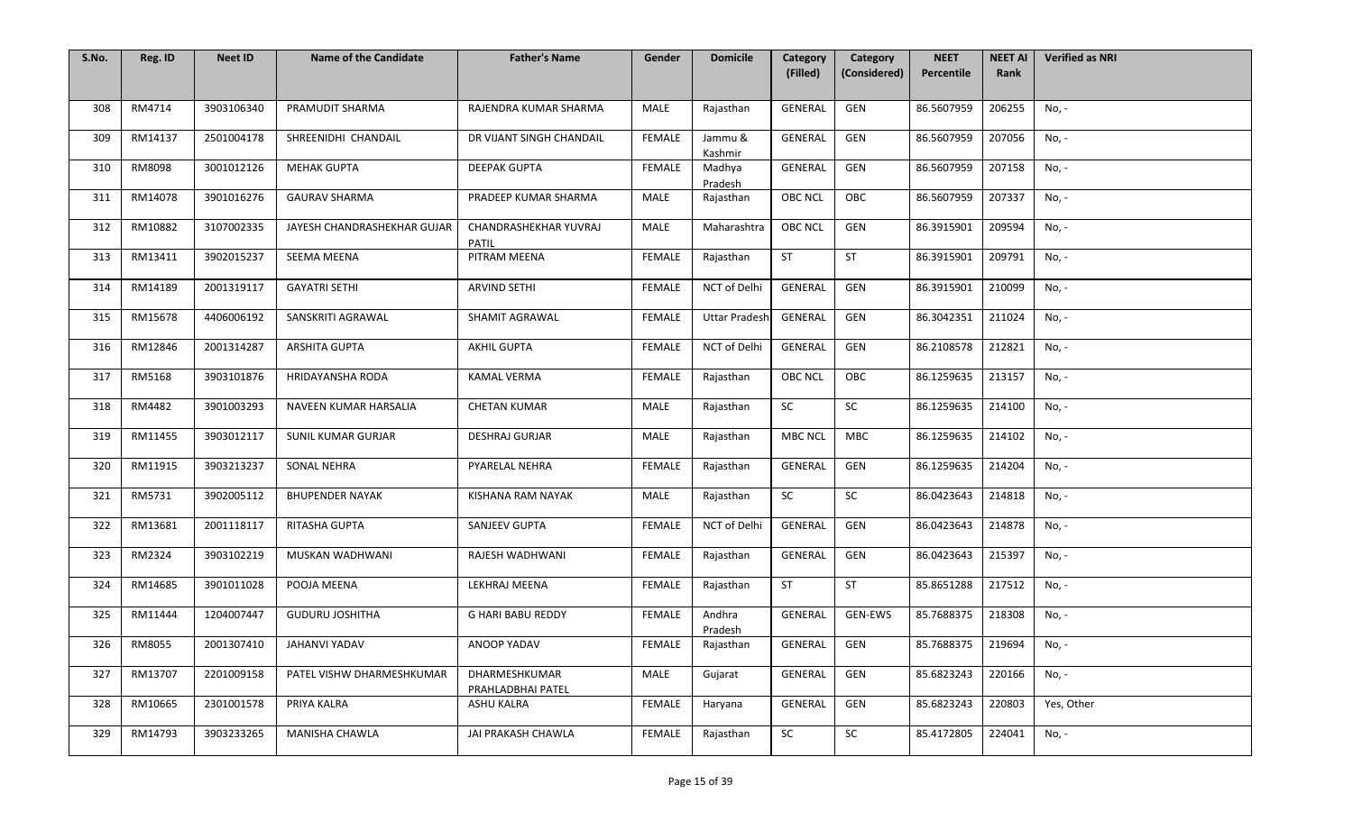| S.No. | Reg. ID | Neet ID | Name of the Candidate | Father's Name | Gender | Domicile | Category (Filled) | Category (Considered) | NEET Percentile | NEET AI Rank | Verified as NRI |
|---|---|---|---|---|---|---|---|---|---|---|---|
| 308 | RM4714 | 3903106340 | PRAMUDIT SHARMA | RAJENDRA KUMAR SHARMA | MALE | Rajasthan | GENERAL | GEN | 86.5607959 | 206255 | No, - |
| 309 | RM14137 | 2501004178 | SHREENIDHI CHANDAIL | DR VIJANT SINGH CHANDAIL | FEMALE | Jammu & Kashmir | GENERAL | GEN | 86.5607959 | 207056 | No, - |
| 310 | RM8098 | 3001012126 | MEHAK GUPTA | DEEPAK GUPTA | FEMALE | Madhya Pradesh | GENERAL | GEN | 86.5607959 | 207158 | No, - |
| 311 | RM14078 | 3901016276 | GAURAV SHARMA | PRADEEP KUMAR SHARMA | MALE | Rajasthan | OBC NCL | OBC | 86.5607959 | 207337 | No, - |
| 312 | RM10882 | 3107002335 | JAYESH CHANDRASHEKHAR GUJAR | CHANDRASHEKHAR YUVRAJ PATIL | MALE | Maharashtra | OBC NCL | GEN | 86.3915901 | 209594 | No, - |
| 313 | RM13411 | 3902015237 | SEEMA MEENA | PITRAM MEENA | FEMALE | Rajasthan | ST | ST | 86.3915901 | 209791 | No, - |
| 314 | RM14189 | 2001319117 | GAYATRI SETHI | ARVIND SETHI | FEMALE | NCT of Delhi | GENERAL | GEN | 86.3915901 | 210099 | No, - |
| 315 | RM15678 | 4406006192 | SANSKRITI AGRAWAL | SHAMIT AGRAWAL | FEMALE | Uttar Pradesh | GENERAL | GEN | 86.3042351 | 211024 | No, - |
| 316 | RM12846 | 2001314287 | ARSHITA GUPTA | AKHIL GUPTA | FEMALE | NCT of Delhi | GENERAL | GEN | 86.2108578 | 212821 | No, - |
| 317 | RM5168 | 3903101876 | HRIDAYANSHA RODA | KAMAL VERMA | FEMALE | Rajasthan | OBC NCL | OBC | 86.1259635 | 213157 | No, - |
| 318 | RM4482 | 3901003293 | NAVEEN KUMAR HARSALIA | CHETAN KUMAR | MALE | Rajasthan | SC | SC | 86.1259635 | 214100 | No, - |
| 319 | RM11455 | 3903012117 | SUNIL KUMAR GURJAR | DESHRAJ GURJAR | MALE | Rajasthan | MBC NCL | MBC | 86.1259635 | 214102 | No, - |
| 320 | RM11915 | 3903213237 | SONAL NEHRA | PYARELAL NEHRA | FEMALE | Rajasthan | GENERAL | GEN | 86.1259635 | 214204 | No, - |
| 321 | RM5731 | 3902005112 | BHUPENDER NAYAK | KISHANA RAM NAYAK | MALE | Rajasthan | SC | SC | 86.0423643 | 214818 | No, - |
| 322 | RM13681 | 2001118117 | RITASHA GUPTA | SANJEEV GUPTA | FEMALE | NCT of Delhi | GENERAL | GEN | 86.0423643 | 214878 | No, - |
| 323 | RM2324 | 3903102219 | MUSKAN WADHWANI | RAJESH WADHWANI | FEMALE | Rajasthan | GENERAL | GEN | 86.0423643 | 215397 | No, - |
| 324 | RM14685 | 3901011028 | POOJA MEENA | LEKHRAJ MEENA | FEMALE | Rajasthan | ST | ST | 85.8651288 | 217512 | No, - |
| 325 | RM11444 | 1204007447 | GUDURU JOSHITHA | G HARI BABU REDDY | FEMALE | Andhra Pradesh | GENERAL | GEN-EWS | 85.7688375 | 218308 | No, - |
| 326 | RM8055 | 2001307410 | JAHANVI YADAV | ANOOP YADAV | FEMALE | Rajasthan | GENERAL | GEN | 85.7688375 | 219694 | No, - |
| 327 | RM13707 | 2201009158 | PATEL VISHW DHARMESHKUMAR | DHARMESHKUMAR PRAHLADBHAI PATEL | MALE | Gujarat | GENERAL | GEN | 85.6823243 | 220166 | No, - |
| 328 | RM10665 | 2301001578 | PRIYA KALRA | ASHU KALRA | FEMALE | Haryana | GENERAL | GEN | 85.6823243 | 220803 | Yes, Other |
| 329 | RM14793 | 3903233265 | MANISHA CHAWLA | JAI PRAKASH CHAWLA | FEMALE | Rajasthan | SC | SC | 85.4172805 | 224041 | No, - |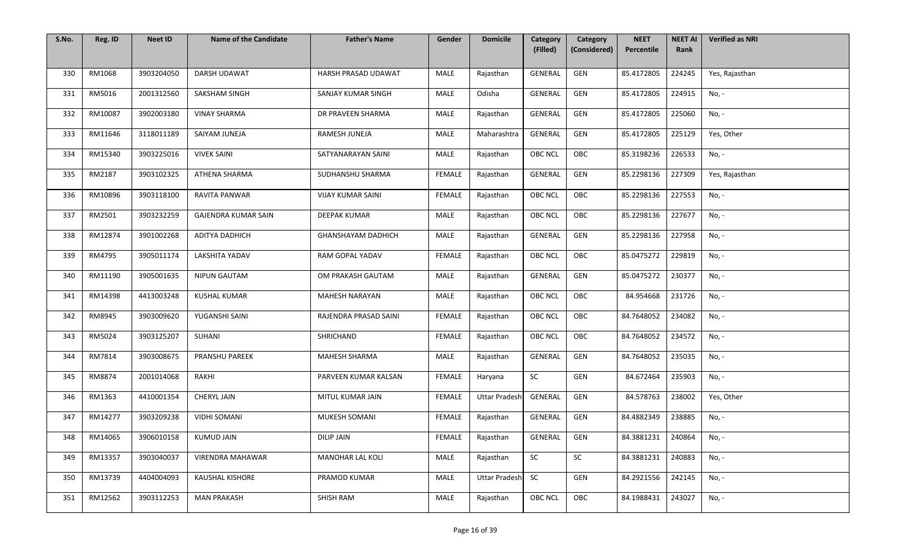| S.No. | Reg. ID | Neet ID | Name of the Candidate | Father's Name | Gender | Domicile | Category (Filled) | Category (Considered) | NEET Percentile | NEET AI Rank | Verified as NRI |
|---|---|---|---|---|---|---|---|---|---|---|---|
| 330 | RM1068 | 3903204050 | DARSH UDAWAT | HARSH PRASAD UDAWAT | MALE | Rajasthan | GENERAL | GEN | 85.4172805 | 224245 | Yes, Rajasthan |
| 331 | RM5016 | 2001312560 | SAKSHAM SINGH | SANJAY KUMAR SINGH | MALE | Odisha | GENERAL | GEN | 85.4172805 | 224915 | No, - |
| 332 | RM10087 | 3902003180 | VINAY SHARMA | DR PRAVEEN SHARMA | MALE | Rajasthan | GENERAL | GEN | 85.4172805 | 225060 | No, - |
| 333 | RM11646 | 3118011189 | SAIYAM JUNEJA | RAMESH JUNEJA | MALE | Maharashtra | GENERAL | GEN | 85.4172805 | 225129 | Yes, Other |
| 334 | RM15340 | 3903225016 | VIVEK SAINI | SATYANARAYAN SAINI | MALE | Rajasthan | OBC NCL | OBC | 85.3198236 | 226533 | No, - |
| 335 | RM2187 | 3903102325 | ATHENA SHARMA | SUDHANSHU SHARMA | FEMALE | Rajasthan | GENERAL | GEN | 85.2298136 | 227309 | Yes, Rajasthan |
| 336 | RM10896 | 3903118100 | RAVITA PANWAR | VIJAY KUMAR SAINI | FEMALE | Rajasthan | OBC NCL | OBC | 85.2298136 | 227553 | No, - |
| 337 | RM2501 | 3903232259 | GAJENDRA KUMAR SAIN | DEEPAK KUMAR | MALE | Rajasthan | OBC NCL | OBC | 85.2298136 | 227677 | No, - |
| 338 | RM12874 | 3901002268 | ADITYA DADHICH | GHANSHAYAM DADHICH | MALE | Rajasthan | GENERAL | GEN | 85.2298136 | 227958 | No, - |
| 339 | RM4795 | 3905011174 | LAKSHITA YADAV | RAM GOPAL YADAV | FEMALE | Rajasthan | OBC NCL | OBC | 85.0475272 | 229819 | No, - |
| 340 | RM11190 | 3905001635 | NIPUN GAUTAM | OM PRAKASH GAUTAM | MALE | Rajasthan | GENERAL | GEN | 85.0475272 | 230377 | No, - |
| 341 | RM14398 | 4413003248 | KUSHAL KUMAR | MAHESH NARAYAN | MALE | Rajasthan | OBC NCL | OBC | 84.954668 | 231726 | No, - |
| 342 | RM8945 | 3903009620 | YUGANSHI SAINI | RAJENDRA PRASAD SAINI | FEMALE | Rajasthan | OBC NCL | OBC | 84.7648052 | 234082 | No, - |
| 343 | RM5024 | 3903125207 | SUHANI | SHRICHAND | FEMALE | Rajasthan | OBC NCL | OBC | 84.7648052 | 234572 | No, - |
| 344 | RM7814 | 3903008675 | PRANSHU PAREEK | MAHESH SHARMA | MALE | Rajasthan | GENERAL | GEN | 84.7648052 | 235035 | No, - |
| 345 | RM8874 | 2001014068 | RAKHI | PARVEEN KUMAR KALSAN | FEMALE | Haryana | SC | GEN | 84.672464 | 235903 | No, - |
| 346 | RM1363 | 4410001354 | CHERYL JAIN | MITUL KUMAR JAIN | FEMALE | Uttar Pradesh | GENERAL | GEN | 84.578763 | 238002 | Yes, Other |
| 347 | RM14277 | 3903209238 | VIDHI SOMANI | MUKESH SOMANI | FEMALE | Rajasthan | GENERAL | GEN | 84.4882349 | 238885 | No, - |
| 348 | RM14065 | 3906010158 | KUMUD JAIN | DILIP JAIN | FEMALE | Rajasthan | GENERAL | GEN | 84.3881231 | 240864 | No, - |
| 349 | RM13357 | 3903040037 | VIRENDRA MAHAWAR | MANOHAR LAL KOLI | MALE | Rajasthan | SC | SC | 84.3881231 | 240883 | No, - |
| 350 | RM13739 | 4404004093 | KAUSHAL KISHORE | PRAMOD KUMAR | MALE | Uttar Pradesh | SC | GEN | 84.2921556 | 242145 | No, - |
| 351 | RM12562 | 3903112253 | MAN PRAKASH | SHISH RAM | MALE | Rajasthan | OBC NCL | OBC | 84.1988431 | 243027 | No, - |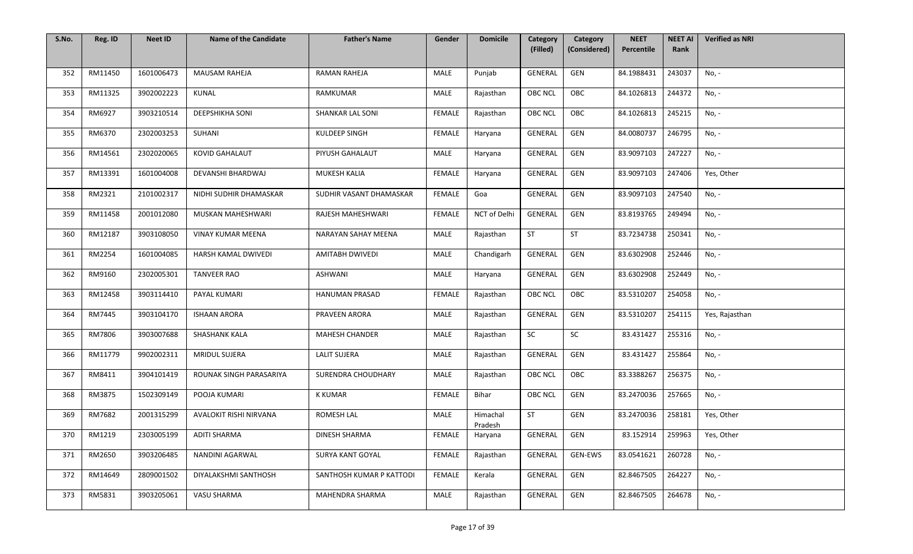| S.No. | Reg. ID | Neet ID | Name of the Candidate | Father's Name | Gender | Domicile | Category (Filled) | Category (Considered) | NEET Percentile | NEET AI Rank | Verified as NRI |
|---|---|---|---|---|---|---|---|---|---|---|---|
| 352 | RM11450 | 1601006473 | MAUSAM RAHEJA | RAMAN RAHEJA | MALE | Punjab | GENERAL | GEN | 84.1988431 | 243037 | No, - |
| 353 | RM11325 | 3902002223 | KUNAL | RAMKUMAR | MALE | Rajasthan | OBC NCL | OBC | 84.1026813 | 244372 | No, - |
| 354 | RM6927 | 3903210514 | DEEPSHIKHA SONI | SHANKAR LAL SONI | FEMALE | Rajasthan | OBC NCL | OBC | 84.1026813 | 245215 | No, - |
| 355 | RM6370 | 2302003253 | SUHANI | KULDEEP SINGH | FEMALE | Haryana | GENERAL | GEN | 84.0080737 | 246795 | No, - |
| 356 | RM14561 | 2302020065 | KOVID GAHALAUT | PIYUSH GAHALAUT | MALE | Haryana | GENERAL | GEN | 83.9097103 | 247227 | No, - |
| 357 | RM13391 | 1601004008 | DEVANSHI BHARDWAJ | MUKESH KALIA | FEMALE | Haryana | GENERAL | GEN | 83.9097103 | 247406 | Yes, Other |
| 358 | RM2321 | 2101002317 | NIDHI SUDHIR DHAMASKAR | SUDHIR VASANT DHAMASKAR | FEMALE | Goa | GENERAL | GEN | 83.9097103 | 247540 | No, - |
| 359 | RM11458 | 2001012080 | MUSKAN MAHESHWARI | RAJESH MAHESHWARI | FEMALE | NCT of Delhi | GENERAL | GEN | 83.8193765 | 249494 | No, - |
| 360 | RM12187 | 3903108050 | VINAY KUMAR MEENA | NARAYAN SAHAY MEENA | MALE | Rajasthan | ST | ST | 83.7234738 | 250341 | No, - |
| 361 | RM2254 | 1601004085 | HARSH KAMAL DWIVEDI | AMITABH DWIVEDI | MALE | Chandigarh | GENERAL | GEN | 83.6302908 | 252446 | No, - |
| 362 | RM9160 | 2302005301 | TANVEER RAO | ASHWANI | MALE | Haryana | GENERAL | GEN | 83.6302908 | 252449 | No, - |
| 363 | RM12458 | 3903114410 | PAYAL KUMARI | HANUMAN PRASAD | FEMALE | Rajasthan | OBC NCL | OBC | 83.5310207 | 254058 | No, - |
| 364 | RM7445 | 3903104170 | ISHAAN ARORA | PRAVEEN ARORA | MALE | Rajasthan | GENERAL | GEN | 83.5310207 | 254115 | Yes, Rajasthan |
| 365 | RM7806 | 3903007688 | SHASHANK KALA | MAHESH CHANDER | MALE | Rajasthan | SC | SC | 83.431427 | 255316 | No, - |
| 366 | RM11779 | 9902002311 | MRIDUL SUJERA | LALIT SUJERA | MALE | Rajasthan | GENERAL | GEN | 83.431427 | 255864 | No, - |
| 367 | RM8411 | 3904101419 | ROUNAK SINGH PARASARIYA | SURENDRA CHOUDHARY | MALE | Rajasthan | OBC NCL | OBC | 83.3388267 | 256375 | No, - |
| 368 | RM3875 | 1502309149 | POOJA KUMARI | K KUMAR | FEMALE | Bihar | OBC NCL | GEN | 83.2470036 | 257665 | No, - |
| 369 | RM7682 | 2001315299 | AVALOKIT RISHI NIRVANA | ROMESH LAL | MALE | Himachal Pradesh | ST | GEN | 83.2470036 | 258181 | Yes, Other |
| 370 | RM1219 | 2303005199 | ADITI SHARMA | DINESH SHARMA | FEMALE | Haryana | GENERAL | GEN | 83.152914 | 259963 | Yes, Other |
| 371 | RM2650 | 3903206485 | NANDINI AGARWAL | SURYA KANT GOYAL | FEMALE | Rajasthan | GENERAL | GEN-EWS | 83.0541621 | 260728 | No, - |
| 372 | RM14649 | 2809001502 | DIYALAKSHMI SANTHOSH | SANTHOSH KUMAR P KATTODI | FEMALE | Kerala | GENERAL | GEN | 82.8467505 | 264227 | No, - |
| 373 | RM5831 | 3903205061 | VASU SHARMA | MAHENDRA SHARMA | MALE | Rajasthan | GENERAL | GEN | 82.8467505 | 264678 | No, - |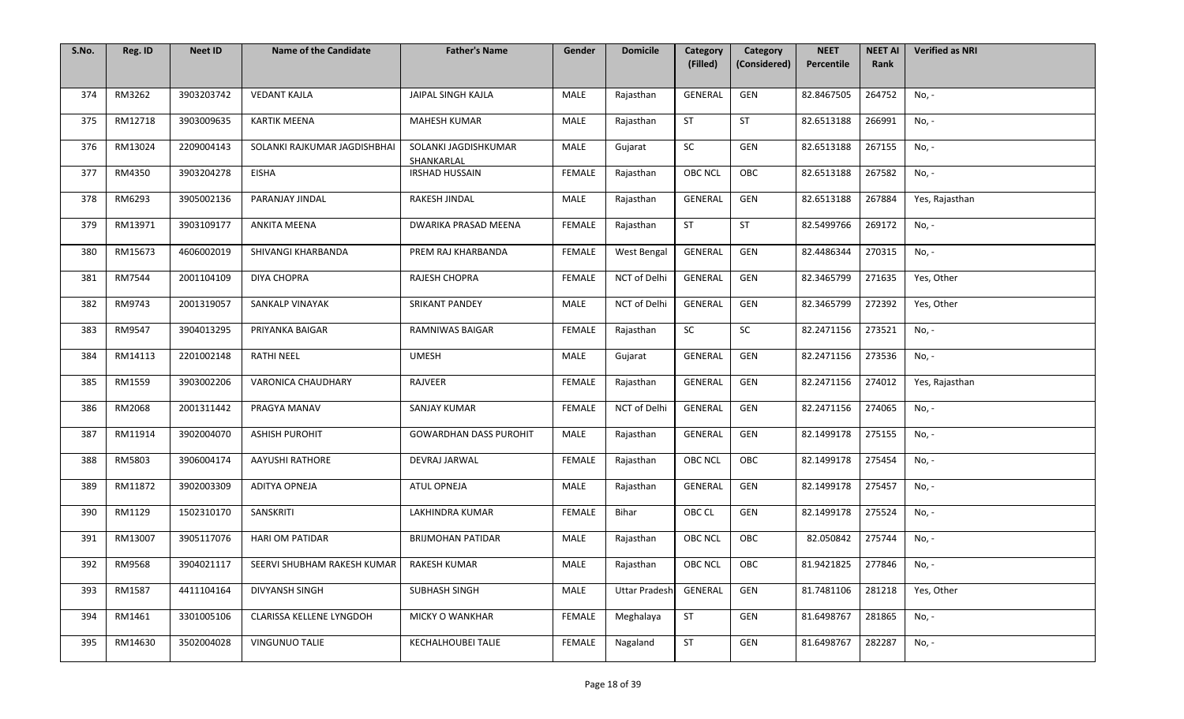| S.No. | Reg. ID | Neet ID | Name of the Candidate | Father's Name | Gender | Domicile | Category (Filled) | Category (Considered) | NEET Percentile | NEET AI Rank | Verified as NRI |
|---|---|---|---|---|---|---|---|---|---|---|---|
| 374 | RM3262 | 3903203742 | VEDANT KAJLA | JAIPAL SINGH KAJLA | MALE | Rajasthan | GENERAL | GEN | 82.8467505 | 264752 | No, - |
| 375 | RM12718 | 3903009635 | KARTIK MEENA | MAHESH KUMAR | MALE | Rajasthan | ST | ST | 82.6513188 | 266991 | No, - |
| 376 | RM13024 | 2209004143 | SOLANKI RAJKUMAR JAGDISHBHAI | SOLANKI JAGDISHKUMAR SHANKARLAL | MALE | Gujarat | SC | GEN | 82.6513188 | 267155 | No, - |
| 377 | RM4350 | 3903204278 | EISHA | IRSHAD HUSSAIN | FEMALE | Rajasthan | OBC NCL | OBC | 82.6513188 | 267582 | No, - |
| 378 | RM6293 | 3905002136 | PARANJAY JINDAL | RAKESH JINDAL | MALE | Rajasthan | GENERAL | GEN | 82.6513188 | 267884 | Yes, Rajasthan |
| 379 | RM13971 | 3903109177 | ANKITA MEENA | DWARIKA PRASAD MEENA | FEMALE | Rajasthan | ST | ST | 82.5499766 | 269172 | No, - |
| 380 | RM15673 | 4606002019 | SHIVANGI KHARBANDA | PREM RAJ KHARBANDA | FEMALE | West Bengal | GENERAL | GEN | 82.4486344 | 270315 | No, - |
| 381 | RM7544 | 2001104109 | DIYA CHOPRA | RAJESH CHOPRA | FEMALE | NCT of Delhi | GENERAL | GEN | 82.3465799 | 271635 | Yes, Other |
| 382 | RM9743 | 2001319057 | SANKALP VINAYAK | SRIKANT PANDEY | MALE | NCT of Delhi | GENERAL | GEN | 82.3465799 | 272392 | Yes, Other |
| 383 | RM9547 | 3904013295 | PRIYANKA BAIGAR | RAMNIWAS BAIGAR | FEMALE | Rajasthan | SC | SC | 82.2471156 | 273521 | No, - |
| 384 | RM14113 | 2201002148 | RATHI NEEL | UMESH | MALE | Gujarat | GENERAL | GEN | 82.2471156 | 273536 | No, - |
| 385 | RM1559 | 3903002206 | VARONICA CHAUDHARY | RAJVEER | FEMALE | Rajasthan | GENERAL | GEN | 82.2471156 | 274012 | Yes, Rajasthan |
| 386 | RM2068 | 2001311442 | PRAGYA MANAV | SANJAY KUMAR | FEMALE | NCT of Delhi | GENERAL | GEN | 82.2471156 | 274065 | No, - |
| 387 | RM11914 | 3902004070 | ASHISH PUROHIT | GOWARDHAN DASS PUROHIT | MALE | Rajasthan | GENERAL | GEN | 82.1499178 | 275155 | No, - |
| 388 | RM5803 | 3906004174 | AAYUSHI RATHORE | DEVRAJ JARWAL | FEMALE | Rajasthan | OBC NCL | OBC | 82.1499178 | 275454 | No, - |
| 389 | RM11872 | 3902003309 | ADITYA OPNEJA | ATUL OPNEJA | MALE | Rajasthan | GENERAL | GEN | 82.1499178 | 275457 | No, - |
| 390 | RM1129 | 1502310170 | SANSKRITI | LAKHINDRA KUMAR | FEMALE | Bihar | OBC CL | GEN | 82.1499178 | 275524 | No, - |
| 391 | RM13007 | 3905117076 | HARI OM PATIDAR | BRIJMOHAN PATIDAR | MALE | Rajasthan | OBC NCL | OBC | 82.050842 | 275744 | No, - |
| 392 | RM9568 | 3904021117 | SEERVI SHUBHAM RAKESH KUMAR | RAKESH KUMAR | MALE | Rajasthan | OBC NCL | OBC | 81.9421825 | 277846 | No, - |
| 393 | RM1587 | 4411104164 | DIVYANSH SINGH | SUBHASH SINGH | MALE | Uttar Pradesh | GENERAL | GEN | 81.7481106 | 281218 | Yes, Other |
| 394 | RM1461 | 3301005106 | CLARISSA KELLENE LYNGDOH | MICKY O WANKHAR | FEMALE | Meghalaya | ST | GEN | 81.6498767 | 281865 | No, - |
| 395 | RM14630 | 3502004028 | VINGUNUO TALIE | KECHALHOUBEI TALIE | FEMALE | Nagaland | ST | GEN | 81.6498767 | 282287 | No, - |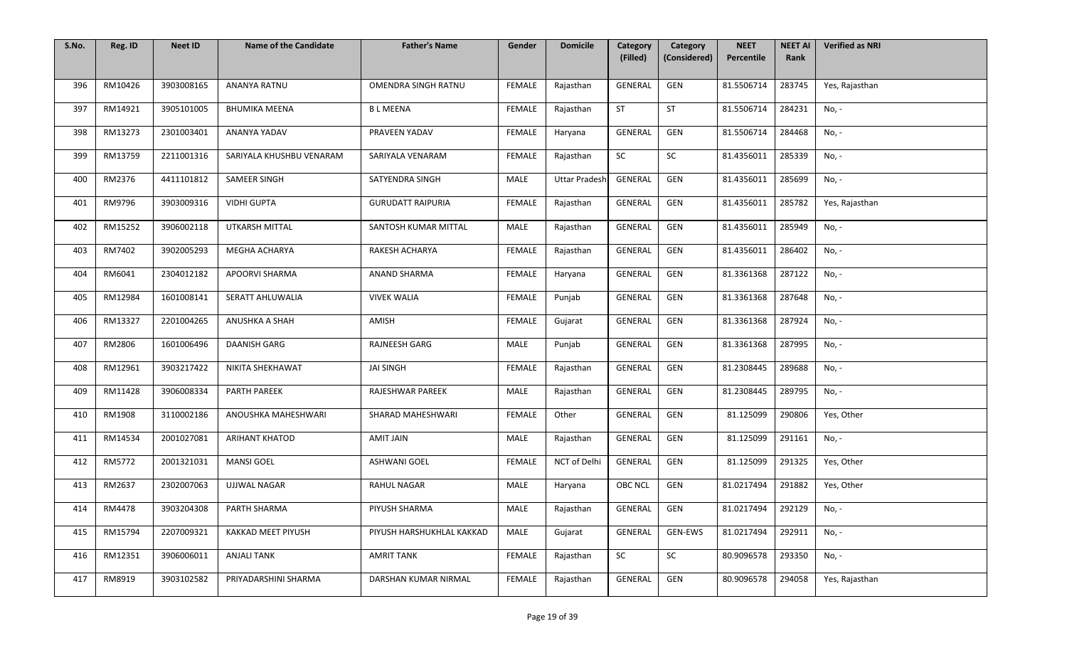| S.No. | Reg. ID | Neet ID | Name of the Candidate | Father's Name | Gender | Domicile | Category (Filled) | Category (Considered) | NEET Percentile | NEET AI Rank | Verified as NRI |
|---|---|---|---|---|---|---|---|---|---|---|---|
| 396 | RM10426 | 3903008165 | ANANYA RATNU | OMENDRA SINGH RATNU | FEMALE | Rajasthan | GENERAL | GEN | 81.5506714 | 283745 | Yes, Rajasthan |
| 397 | RM14921 | 3905101005 | BHUMIKA MEENA | B L MEENA | FEMALE | Rajasthan | ST | ST | 81.5506714 | 284231 | No, - |
| 398 | RM13273 | 2301003401 | ANANYA YADAV | PRAVEEN YADAV | FEMALE | Haryana | GENERAL | GEN | 81.5506714 | 284468 | No, - |
| 399 | RM13759 | 2211001316 | SARIYALA KHUSHBU VENARAM | SARIYALA VENARAM | FEMALE | Rajasthan | SC | SC | 81.4356011 | 285339 | No, - |
| 400 | RM2376 | 4411101812 | SAMEER SINGH | SATYENDRA SINGH | MALE | Uttar Pradesh | GENERAL | GEN | 81.4356011 | 285699 | No, - |
| 401 | RM9796 | 3903009316 | VIDHI GUPTA | GURUDATT RAIPURIA | FEMALE | Rajasthan | GENERAL | GEN | 81.4356011 | 285782 | Yes, Rajasthan |
| 402 | RM15252 | 3906002118 | UTKARSH MITTAL | SANTOSH KUMAR MITTAL | MALE | Rajasthan | GENERAL | GEN | 81.4356011 | 285949 | No, - |
| 403 | RM7402 | 3902005293 | MEGHA ACHARYA | RAKESH ACHARYA | FEMALE | Rajasthan | GENERAL | GEN | 81.4356011 | 286402 | No, - |
| 404 | RM6041 | 2304012182 | APOORVI SHARMA | ANAND SHARMA | FEMALE | Haryana | GENERAL | GEN | 81.3361368 | 287122 | No, - |
| 405 | RM12984 | 1601008141 | SERATT AHLUWALIA | VIVEK WALIA | FEMALE | Punjab | GENERAL | GEN | 81.3361368 | 287648 | No, - |
| 406 | RM13327 | 2201004265 | ANUSHKA A SHAH | AMISH | FEMALE | Gujarat | GENERAL | GEN | 81.3361368 | 287924 | No, - |
| 407 | RM2806 | 1601006496 | DAANISH GARG | RAJNEESH GARG | MALE | Punjab | GENERAL | GEN | 81.3361368 | 287995 | No, - |
| 408 | RM12961 | 3903217422 | NIKITA SHEKHAWAT | JAI SINGH | FEMALE | Rajasthan | GENERAL | GEN | 81.2308445 | 289688 | No, - |
| 409 | RM11428 | 3906008334 | PARTH PAREEK | RAJESHWAR PAREEK | MALE | Rajasthan | GENERAL | GEN | 81.2308445 | 289795 | No, - |
| 410 | RM1908 | 3110002186 | ANOUSHKA MAHESHWARI | SHARAD MAHESHWARI | FEMALE | Other | GENERAL | GEN | 81.125099 | 290806 | Yes, Other |
| 411 | RM14534 | 2001027081 | ARIHANT KHATOD | AMIT JAIN | MALE | Rajasthan | GENERAL | GEN | 81.125099 | 291161 | No, - |
| 412 | RM5772 | 2001321031 | MANSI GOEL | ASHWANI GOEL | FEMALE | NCT of Delhi | GENERAL | GEN | 81.125099 | 291325 | Yes, Other |
| 413 | RM2637 | 2302007063 | UJJWAL NAGAR | RAHUL NAGAR | MALE | Haryana | OBC NCL | GEN | 81.0217494 | 291882 | Yes, Other |
| 414 | RM4478 | 3903204308 | PARTH SHARMA | PIYUSH SHARMA | MALE | Rajasthan | GENERAL | GEN | 81.0217494 | 292129 | No, - |
| 415 | RM15794 | 2207009321 | KAKKAD MEET PIYUSH | PIYUSH HARSHUKHLAL KAKKAD | MALE | Gujarat | GENERAL | GEN-EWS | 81.0217494 | 292911 | No, - |
| 416 | RM12351 | 3906006011 | ANJALI TANK | AMRIT TANK | FEMALE | Rajasthan | SC | SC | 80.9096578 | 293350 | No, - |
| 417 | RM8919 | 3903102582 | PRIYADARSHINI SHARMA | DARSHAN KUMAR NIRMAL | FEMALE | Rajasthan | GENERAL | GEN | 80.9096578 | 294058 | Yes, Rajasthan |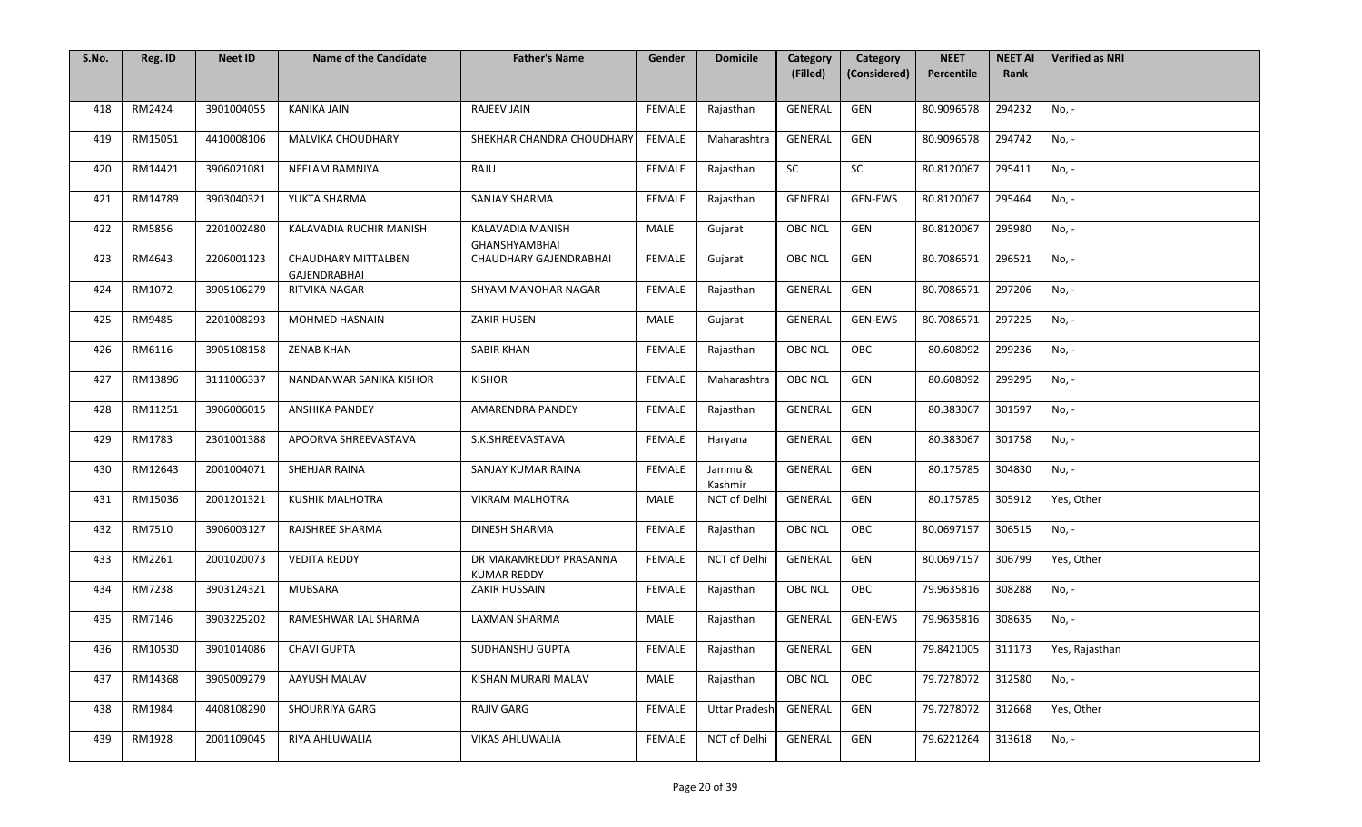| S.No. | Reg. ID | Neet ID | Name of the Candidate | Father's Name | Gender | Domicile | Category (Filled) | Category (Considered) | NEET Percentile | NEET AI Rank | Verified as NRI |
|---|---|---|---|---|---|---|---|---|---|---|---|
| 418 | RM2424 | 3901004055 | KANIKA JAIN | RAJEEV JAIN | FEMALE | Rajasthan | GENERAL | GEN | 80.9096578 | 294232 | No, - |
| 419 | RM15051 | 4410008106 | MALVIKA CHOUDHARY | SHEKHAR CHANDRA CHOUDHARY | FEMALE | Maharashtra | GENERAL | GEN | 80.9096578 | 294742 | No, - |
| 420 | RM14421 | 3906021081 | NEELAM BAMNIYA | RAJU | FEMALE | Rajasthan | SC | SC | 80.8120067 | 295411 | No, - |
| 421 | RM14789 | 3903040321 | YUKTA SHARMA | SANJAY SHARMA | FEMALE | Rajasthan | GENERAL | GEN-EWS | 80.8120067 | 295464 | No, - |
| 422 | RM5856 | 2201002480 | KALAVADIA RUCHIR MANISH | KALAVADIA MANISH GHANSHYAMBHAI | MALE | Gujarat | OBC NCL | GEN | 80.8120067 | 295980 | No, - |
| 423 | RM4643 | 2206001123 | CHAUDHARY MITTALBEN GAJENDRABHAI | CHAUDHARY GAJENDRABHAI | FEMALE | Gujarat | OBC NCL | GEN | 80.7086571 | 296521 | No, - |
| 424 | RM1072 | 3905106279 | RITVIKA NAGAR | SHYAM MANOHAR NAGAR | FEMALE | Rajasthan | GENERAL | GEN | 80.7086571 | 297206 | No, - |
| 425 | RM9485 | 2201008293 | MOHMED HASNAIN | ZAKIR HUSEN | MALE | Gujarat | GENERAL | GEN-EWS | 80.7086571 | 297225 | No, - |
| 426 | RM6116 | 3905108158 | ZENAB KHAN | SABIR KHAN | FEMALE | Rajasthan | OBC NCL | OBC | 80.608092 | 299236 | No, - |
| 427 | RM13896 | 3111006337 | NANDANWAR SANIKA KISHOR | KISHOR | FEMALE | Maharashtra | OBC NCL | GEN | 80.608092 | 299295 | No, - |
| 428 | RM11251 | 3906006015 | ANSHIKA PANDEY | AMARENDRA PANDEY | FEMALE | Rajasthan | GENERAL | GEN | 80.383067 | 301597 | No, - |
| 429 | RM1783 | 2301001388 | APOORVA SHREEVASTAVA | S.K.SHREEVASTAVA | FEMALE | Haryana | GENERAL | GEN | 80.383067 | 301758 | No, - |
| 430 | RM12643 | 2001004071 | SHEHJAR RAINA | SANJAY KUMAR RAINA | FEMALE | Jammu & Kashmir | GENERAL | GEN | 80.175785 | 304830 | No, - |
| 431 | RM15036 | 2001201321 | KUSHIK MALHOTRA | VIKRAM MALHOTRA | MALE | NCT of Delhi | GENERAL | GEN | 80.175785 | 305912 | Yes, Other |
| 432 | RM7510 | 3906003127 | RAJSHREE SHARMA | DINESH SHARMA | FEMALE | Rajasthan | OBC NCL | OBC | 80.0697157 | 306515 | No, - |
| 433 | RM2261 | 2001020073 | VEDITA REDDY | DR MARAMREDDY PRASANNA KUMAR REDDY | FEMALE | NCT of Delhi | GENERAL | GEN | 80.0697157 | 306799 | Yes, Other |
| 434 | RM7238 | 3903124321 | MUBSARA | ZAKIR HUSSAIN | FEMALE | Rajasthan | OBC NCL | OBC | 79.9635816 | 308288 | No, - |
| 435 | RM7146 | 3903225202 | RAMESHWAR LAL SHARMA | LAXMAN SHARMA | MALE | Rajasthan | GENERAL | GEN-EWS | 79.9635816 | 308635 | No, - |
| 436 | RM10530 | 3901014086 | CHAVI GUPTA | SUDHANSHU GUPTA | FEMALE | Rajasthan | GENERAL | GEN | 79.8421005 | 311173 | Yes, Rajasthan |
| 437 | RM14368 | 3905009279 | AAYUSH MALAV | KISHAN MURARI MALAV | MALE | Rajasthan | OBC NCL | OBC | 79.7278072 | 312580 | No, - |
| 438 | RM1984 | 4408108290 | SHOURRIYA GARG | RAJIV GARG | FEMALE | Uttar Pradesh | GENERAL | GEN | 79.7278072 | 312668 | Yes, Other |
| 439 | RM1928 | 2001109045 | RIYA AHLUWALIA | VIKAS AHLUWALIA | FEMALE | NCT of Delhi | GENERAL | GEN | 79.6221264 | 313618 | No, - |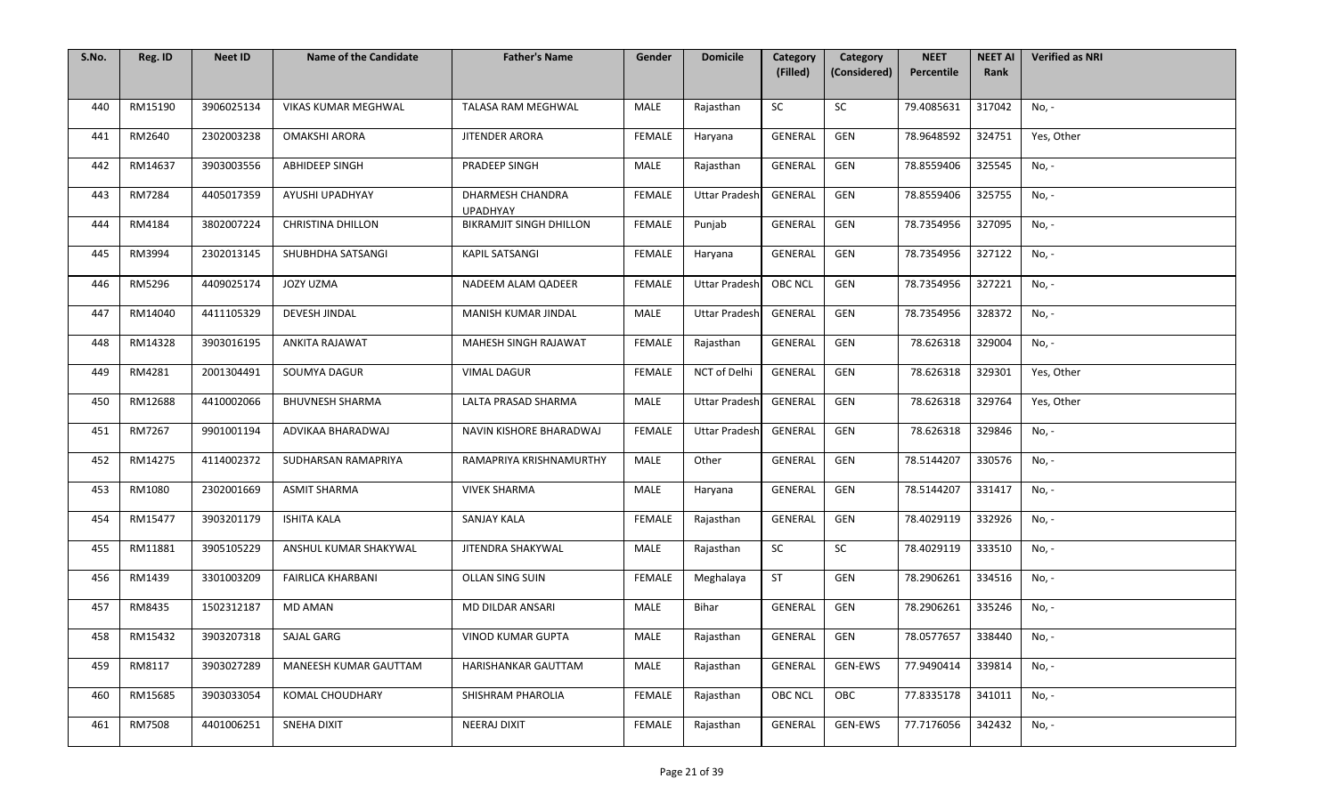| S.No. | Reg. ID | Neet ID | Name of the Candidate | Father's Name | Gender | Domicile | Category (Filled) | Category (Considered) | NEET Percentile | NEET AI Rank | Verified as NRI |
|---|---|---|---|---|---|---|---|---|---|---|---|
| 440 | RM15190 | 3906025134 | VIKAS KUMAR MEGHWAL | TALASA RAM MEGHWAL | MALE | Rajasthan | SC | SC | 79.4085631 | 317042 | No, - |
| 441 | RM2640 | 2302003238 | OMAKSHI ARORA | JITENDER ARORA | FEMALE | Haryana | GENERAL | GEN | 78.9648592 | 324751 | Yes, Other |
| 442 | RM14637 | 3903003556 | ABHIDEEP SINGH | PRADEEP SINGH | MALE | Rajasthan | GENERAL | GEN | 78.8559406 | 325545 | No, - |
| 443 | RM7284 | 4405017359 | AYUSHI UPADHYAY | DHARMESH CHANDRA UPADHYAY | FEMALE | Uttar Pradesh | GENERAL | GEN | 78.8559406 | 325755 | No, - |
| 444 | RM4184 | 3802007224 | CHRISTINA DHILLON | BIKRAMJIT SINGH DHILLON | FEMALE | Punjab | GENERAL | GEN | 78.7354956 | 327095 | No, - |
| 445 | RM3994 | 2302013145 | SHUBHDHA SATSANGI | KAPIL SATSANGI | FEMALE | Haryana | GENERAL | GEN | 78.7354956 | 327122 | No, - |
| 446 | RM5296 | 4409025174 | JOZY UZMA | NADEEM ALAM QADEER | FEMALE | Uttar Pradesh | OBC NCL | GEN | 78.7354956 | 327221 | No, - |
| 447 | RM14040 | 4411105329 | DEVESH JINDAL | MANISH KUMAR JINDAL | MALE | Uttar Pradesh | GENERAL | GEN | 78.7354956 | 328372 | No, - |
| 448 | RM14328 | 3903016195 | ANKITA RAJAWAT | MAHESH SINGH RAJAWAT | FEMALE | Rajasthan | GENERAL | GEN | 78.626318 | 329004 | No, - |
| 449 | RM4281 | 2001304491 | SOUMYA DAGUR | VIMAL DAGUR | FEMALE | NCT of Delhi | GENERAL | GEN | 78.626318 | 329301 | Yes, Other |
| 450 | RM12688 | 4410002066 | BHUVNESH SHARMA | LALTA PRASAD SHARMA | MALE | Uttar Pradesh | GENERAL | GEN | 78.626318 | 329764 | Yes, Other |
| 451 | RM7267 | 9901001194 | ADVIKAA BHARADWAJ | NAVIN KISHORE BHARADWAJ | FEMALE | Uttar Pradesh | GENERAL | GEN | 78.626318 | 329846 | No, - |
| 452 | RM14275 | 4114002372 | SUDHARSAN RAMAPRIYA | RAMAPRIYA KRISHNAMURTHY | MALE | Other | GENERAL | GEN | 78.5144207 | 330576 | No, - |
| 453 | RM1080 | 2302001669 | ASMIT SHARMA | VIVEK SHARMA | MALE | Haryana | GENERAL | GEN | 78.5144207 | 331417 | No, - |
| 454 | RM15477 | 3903201179 | ISHITA KALA | SANJAY KALA | FEMALE | Rajasthan | GENERAL | GEN | 78.4029119 | 332926 | No, - |
| 455 | RM11881 | 3905105229 | ANSHUL KUMAR SHAKYWAL | JITENDRA SHAKYWAL | MALE | Rajasthan | SC | SC | 78.4029119 | 333510 | No, - |
| 456 | RM1439 | 3301003209 | FAIRLICA KHARBANI | OLLAN SING SUIN | FEMALE | Meghalaya | ST | GEN | 78.2906261 | 334516 | No, - |
| 457 | RM8435 | 1502312187 | MD AMAN | MD DILDAR ANSARI | MALE | Bihar | GENERAL | GEN | 78.2906261 | 335246 | No, - |
| 458 | RM15432 | 3903207318 | SAJAL GARG | VINOD KUMAR GUPTA | MALE | Rajasthan | GENERAL | GEN | 78.0577657 | 338440 | No, - |
| 459 | RM8117 | 3903027289 | MANEESH KUMAR GAUTTAM | HARISHANKAR GAUTTAM | MALE | Rajasthan | GENERAL | GEN-EWS | 77.9490414 | 339814 | No, - |
| 460 | RM15685 | 3903033054 | KOMAL CHOUDHARY | SHISHRAM PHAROLIA | FEMALE | Rajasthan | OBC NCL | OBC | 77.8335178 | 341011 | No, - |
| 461 | RM7508 | 4401006251 | SNEHA DIXIT | NEERAJ DIXIT | FEMALE | Rajasthan | GENERAL | GEN-EWS | 77.7176056 | 342432 | No, - |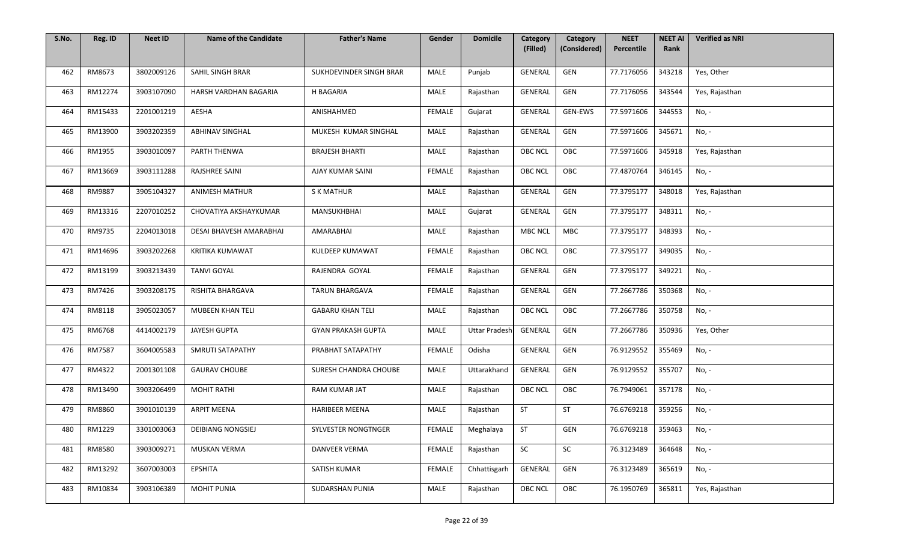| S.No. | Reg. ID | Neet ID | Name of the Candidate | Father's Name | Gender | Domicile | Category (Filled) | Category (Considered) | NEET Percentile | NEET AI Rank | Verified as NRI |
|---|---|---|---|---|---|---|---|---|---|---|---|
| 462 | RM8673 | 3802009126 | SAHIL SINGH BRAR | SUKHDEVINDER SINGH BRAR | MALE | Punjab | GENERAL | GEN | 77.7176056 | 343218 | Yes, Other |
| 463 | RM12274 | 3903107090 | HARSH VARDHAN BAGARIA | H BAGARIA | MALE | Rajasthan | GENERAL | GEN | 77.7176056 | 343544 | Yes, Rajasthan |
| 464 | RM15433 | 2201001219 | AESHA | ANISHAHMED | FEMALE | Gujarat | GENERAL | GEN-EWS | 77.5971606 | 344553 | No, - |
| 465 | RM13900 | 3903202359 | ABHINAV SINGHAL | MUKESH KUMAR SINGHAL | MALE | Rajasthan | GENERAL | GEN | 77.5971606 | 345671 | No, - |
| 466 | RM1955 | 3903010097 | PARTH THENWA | BRAJESH BHARTI | MALE | Rajasthan | OBC NCL | OBC | 77.5971606 | 345918 | Yes, Rajasthan |
| 467 | RM13669 | 3903111288 | RAJSHREE SAINI | AJAY KUMAR SAINI | FEMALE | Rajasthan | OBC NCL | OBC | 77.4870764 | 346145 | No, - |
| 468 | RM9887 | 3905104327 | ANIMESH MATHUR | S K MATHUR | MALE | Rajasthan | GENERAL | GEN | 77.3795177 | 348018 | Yes, Rajasthan |
| 469 | RM13316 | 2207010252 | CHOVATIYA AKSHAYKUMAR | MANSUKHBHAI | MALE | Gujarat | GENERAL | GEN | 77.3795177 | 348311 | No, - |
| 470 | RM9735 | 2204013018 | DESAI BHAVESH AMARABHAI | AMARABHAI | MALE | Rajasthan | MBC NCL | MBC | 77.3795177 | 348393 | No, - |
| 471 | RM14696 | 3903202268 | KRITIKA KUMAWAT | KULDEEP KUMAWAT | FEMALE | Rajasthan | OBC NCL | OBC | 77.3795177 | 349035 | No, - |
| 472 | RM13199 | 3903213439 | TANVI GOYAL | RAJENDRA GOYAL | FEMALE | Rajasthan | GENERAL | GEN | 77.3795177 | 349221 | No, - |
| 473 | RM7426 | 3903208175 | RISHITA BHARGAVA | TARUN BHARGAVA | FEMALE | Rajasthan | GENERAL | GEN | 77.2667786 | 350368 | No, - |
| 474 | RM8118 | 3905023057 | MUBEEN KHAN TELI | GABARU KHAN TELI | MALE | Rajasthan | OBC NCL | OBC | 77.2667786 | 350758 | No, - |
| 475 | RM6768 | 4414002179 | JAYESH GUPTA | GYAN PRAKASH GUPTA | MALE | Uttar Pradesh | GENERAL | GEN | 77.2667786 | 350936 | Yes, Other |
| 476 | RM7587 | 3604005583 | SMRUTI SATAPATHY | PRABHAT SATAPATHY | FEMALE | Odisha | GENERAL | GEN | 76.9129552 | 355469 | No, - |
| 477 | RM4322 | 2001301108 | GAURAV CHOUBE | SURESH CHANDRA CHOUBE | MALE | Uttarakhand | GENERAL | GEN | 76.9129552 | 355707 | No, - |
| 478 | RM13490 | 3903206499 | MOHIT RATHI | RAM KUMAR JAT | MALE | Rajasthan | OBC NCL | OBC | 76.7949061 | 357178 | No, - |
| 479 | RM8860 | 3901010139 | ARPIT MEENA | HARIBEER MEENA | MALE | Rajasthan | ST | ST | 76.6769218 | 359256 | No, - |
| 480 | RM1229 | 3301003063 | DEIBIANG NONGSIEJ | SYLVESTER NONGTNGER | FEMALE | Meghalaya | ST | GEN | 76.6769218 | 359463 | No, - |
| 481 | RM8580 | 3903009271 | MUSKAN VERMA | DANVEER VERMA | FEMALE | Rajasthan | SC | SC | 76.3123489 | 364648 | No, - |
| 482 | RM13292 | 3607003003 | EPSHITA | SATISH KUMAR | FEMALE | Chhattisgarh | GENERAL | GEN | 76.3123489 | 365619 | No, - |
| 483 | RM10834 | 3903106389 | MOHIT PUNIA | SUDARSHAN PUNIA | MALE | Rajasthan | OBC NCL | OBC | 76.1950769 | 365811 | Yes, Rajasthan |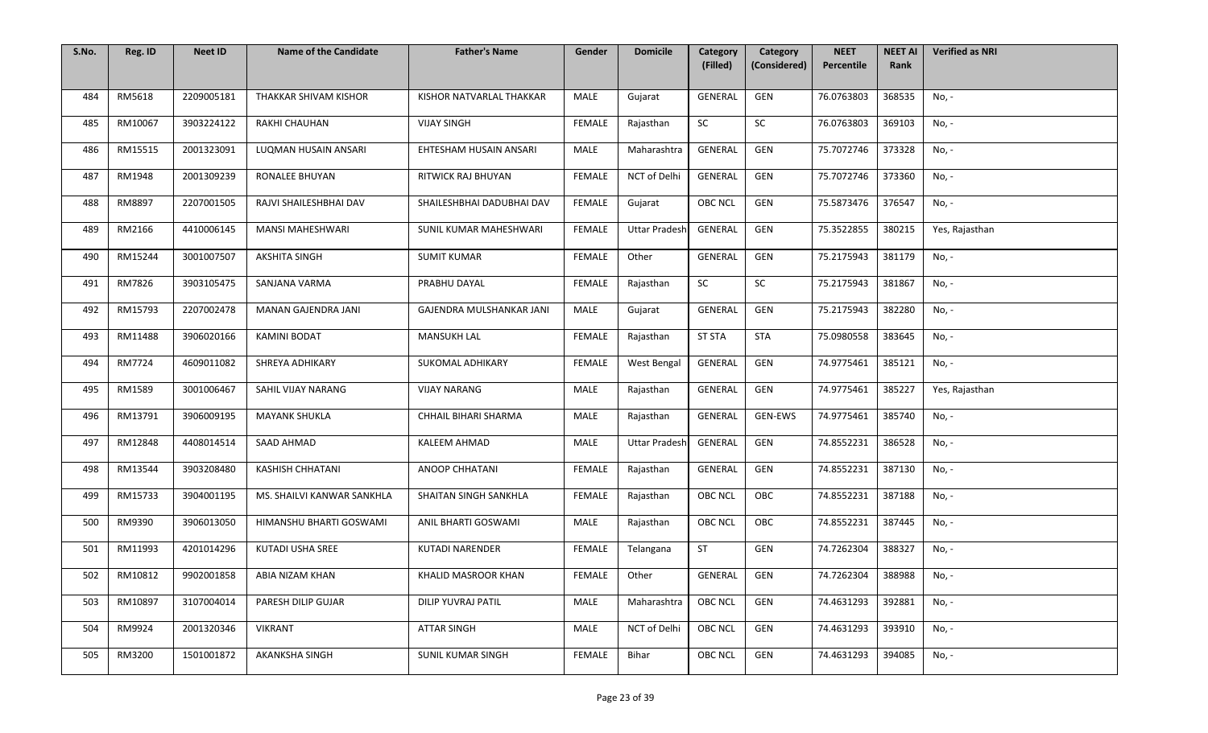| S.No. | Reg. ID | Neet ID | Name of the Candidate | Father's Name | Gender | Domicile | Category (Filled) | Category (Considered) | NEET Percentile | NEET AI Rank | Verified as NRI |
|---|---|---|---|---|---|---|---|---|---|---|---|
| 484 | RM5618 | 2209005181 | THAKKAR SHIVAM KISHOR | KISHOR NATVARLAL THAKKAR | MALE | Gujarat | GENERAL | GEN | 76.0763803 | 368535 | No, - |
| 485 | RM10067 | 3903224122 | RAKHI CHAUHAN | VIJAY SINGH | FEMALE | Rajasthan | SC | SC | 76.0763803 | 369103 | No, - |
| 486 | RM15515 | 2001323091 | LUQMAN HUSAIN ANSARI | EHTESHAM HUSAIN ANSARI | MALE | Maharashtra | GENERAL | GEN | 75.7072746 | 373328 | No, - |
| 487 | RM1948 | 2001309239 | RONALEE BHUYAN | RITWICK RAJ BHUYAN | FEMALE | NCT of Delhi | GENERAL | GEN | 75.7072746 | 373360 | No, - |
| 488 | RM8897 | 2207001505 | RAJVI SHAILESHBHAI DAV | SHAILESHBHAI DADUBHAI DAV | FEMALE | Gujarat | OBC NCL | GEN | 75.5873476 | 376547 | No, - |
| 489 | RM2166 | 4410006145 | MANSI MAHESHWARI | SUNIL KUMAR MAHESHWARI | FEMALE | Uttar Pradesh | GENERAL | GEN | 75.3522855 | 380215 | Yes, Rajasthan |
| 490 | RM15244 | 3001007507 | AKSHITA SINGH | SUMIT KUMAR | FEMALE | Other | GENERAL | GEN | 75.2175943 | 381179 | No, - |
| 491 | RM7826 | 3903105475 | SANJANA VARMA | PRABHU DAYAL | FEMALE | Rajasthan | SC | SC | 75.2175943 | 381867 | No, - |
| 492 | RM15793 | 2207002478 | MANAN GAJENDRA JANI | GAJENDRA MULSHANKAR JANI | MALE | Gujarat | GENERAL | GEN | 75.2175943 | 382280 | No, - |
| 493 | RM11488 | 3906020166 | KAMINI BODAT | MANSUKH LAL | FEMALE | Rajasthan | ST STA | STA | 75.0980558 | 383645 | No, - |
| 494 | RM7724 | 4609011082 | SHREYA ADHIKARY | SUKOMAL ADHIKARY | FEMALE | West Bengal | GENERAL | GEN | 74.9775461 | 385121 | No, - |
| 495 | RM1589 | 3001006467 | SAHIL VIJAY NARANG | VIJAY NARANG | MALE | Rajasthan | GENERAL | GEN | 74.9775461 | 385227 | Yes, Rajasthan |
| 496 | RM13791 | 3906009195 | MAYANK SHUKLA | CHHAIL BIHARI SHARMA | MALE | Rajasthan | GENERAL | GEN-EWS | 74.9775461 | 385740 | No, - |
| 497 | RM12848 | 4408014514 | SAAD AHMAD | KALEEM AHMAD | MALE | Uttar Pradesh | GENERAL | GEN | 74.8552231 | 386528 | No, - |
| 498 | RM13544 | 3903208480 | KASHISH CHHATANI | ANOOP CHHATANI | FEMALE | Rajasthan | GENERAL | GEN | 74.8552231 | 387130 | No, - |
| 499 | RM15733 | 3904001195 | MS. SHAILVI KANWAR SANKHLA | SHAITAN SINGH SANKHLA | FEMALE | Rajasthan | OBC NCL | OBC | 74.8552231 | 387188 | No, - |
| 500 | RM9390 | 3906013050 | HIMANSHU BHARTI GOSWAMI | ANIL BHARTI GOSWAMI | MALE | Rajasthan | OBC NCL | OBC | 74.8552231 | 387445 | No, - |
| 501 | RM11993 | 4201014296 | KUTADI USHA SREE | KUTADI NARENDER | FEMALE | Telangana | ST | GEN | 74.7262304 | 388327 | No, - |
| 502 | RM10812 | 9902001858 | ABIA NIZAM KHAN | KHALID MASROOR KHAN | FEMALE | Other | GENERAL | GEN | 74.7262304 | 388988 | No, - |
| 503 | RM10897 | 3107004014 | PARESH DILIP GUJAR | DILIP YUVRAJ PATIL | MALE | Maharashtra | OBC NCL | GEN | 74.4631293 | 392881 | No, - |
| 504 | RM9924 | 2001320346 | VIKRANT | ATTAR SINGH | MALE | NCT of Delhi | OBC NCL | GEN | 74.4631293 | 393910 | No, - |
| 505 | RM3200 | 1501001872 | AKANKSHA SINGH | SUNIL KUMAR SINGH | FEMALE | Bihar | OBC NCL | GEN | 74.4631293 | 394085 | No, - |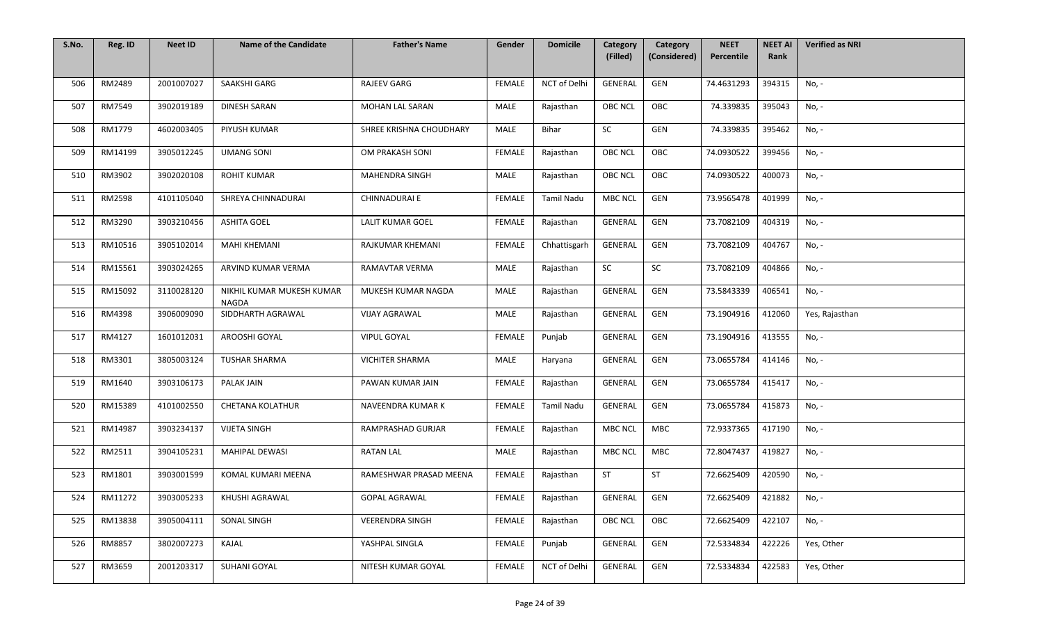| S.No. | Reg. ID | Neet ID | Name of the Candidate | Father's Name | Gender | Domicile | Category (Filled) | Category (Considered) | NEET Percentile | NEET AI Rank | Verified as NRI |
|---|---|---|---|---|---|---|---|---|---|---|---|
| 506 | RM2489 | 2001007027 | SAAKSHI GARG | RAJEEV GARG | FEMALE | NCT of Delhi | GENERAL | GEN | 74.4631293 | 394315 | No, - |
| 507 | RM7549 | 3902019189 | DINESH SARAN | MOHAN LAL SARAN | MALE | Rajasthan | OBC NCL | OBC | 74.339835 | 395043 | No, - |
| 508 | RM1779 | 4602003405 | PIYUSH KUMAR | SHREE KRISHNA CHOUDHARY | MALE | Bihar | SC | GEN | 74.339835 | 395462 | No, - |
| 509 | RM14199 | 3905012245 | UMANG SONI | OM PRAKASH SONI | FEMALE | Rajasthan | OBC NCL | OBC | 74.0930522 | 399456 | No, - |
| 510 | RM3902 | 3902020108 | ROHIT KUMAR | MAHENDRA SINGH | MALE | Rajasthan | OBC NCL | OBC | 74.0930522 | 400073 | No, - |
| 511 | RM2598 | 4101105040 | SHREYA CHINNADURAI | CHINNADURAI E | FEMALE | Tamil Nadu | MBC NCL | GEN | 73.9565478 | 401999 | No, - |
| 512 | RM3290 | 3903210456 | ASHITA GOEL | LALIT KUMAR GOEL | FEMALE | Rajasthan | GENERAL | GEN | 73.7082109 | 404319 | No, - |
| 513 | RM10516 | 3905102014 | MAHI KHEMANI | RAJKUMAR KHEMANI | FEMALE | Chhattisgarh | GENERAL | GEN | 73.7082109 | 404767 | No, - |
| 514 | RM15561 | 3903024265 | ARVIND KUMAR VERMA | RAMAVTAR VERMA | MALE | Rajasthan | SC | SC | 73.7082109 | 404866 | No, - |
| 515 | RM15092 | 3110028120 | NIKHIL KUMAR MUKESH KUMAR NAGDA | MUKESH KUMAR NAGDA | MALE | Rajasthan | GENERAL | GEN | 73.5843339 | 406541 | No, - |
| 516 | RM4398 | 3906009090 | SIDDHARTH AGRAWAL | VIJAY AGRAWAL | MALE | Rajasthan | GENERAL | GEN | 73.1904916 | 412060 | Yes, Rajasthan |
| 517 | RM4127 | 1601012031 | AROOSHI GOYAL | VIPUL GOYAL | FEMALE | Punjab | GENERAL | GEN | 73.1904916 | 413555 | No, - |
| 518 | RM3301 | 3805003124 | TUSHAR SHARMA | VICHITER SHARMA | MALE | Haryana | GENERAL | GEN | 73.0655784 | 414146 | No, - |
| 519 | RM1640 | 3903106173 | PALAK JAIN | PAWAN KUMAR JAIN | FEMALE | Rajasthan | GENERAL | GEN | 73.0655784 | 415417 | No, - |
| 520 | RM15389 | 4101002550 | CHETANA KOLATHUR | NAVEENDRA KUMAR K | FEMALE | Tamil Nadu | GENERAL | GEN | 73.0655784 | 415873 | No, - |
| 521 | RM14987 | 3903234137 | VIJETA SINGH | RAMPRASHAD GURJAR | FEMALE | Rajasthan | MBC NCL | MBC | 72.9337365 | 417190 | No, - |
| 522 | RM2511 | 3904105231 | MAHIPAL DEWASI | RATAN LAL | MALE | Rajasthan | MBC NCL | MBC | 72.8047437 | 419827 | No, - |
| 523 | RM1801 | 3903001599 | KOMAL KUMARI MEENA | RAMESHWAR PRASAD MEENA | FEMALE | Rajasthan | ST | ST | 72.6625409 | 420590 | No, - |
| 524 | RM11272 | 3903005233 | KHUSHI AGRAWAL | GOPAL AGRAWAL | FEMALE | Rajasthan | GENERAL | GEN | 72.6625409 | 421882 | No, - |
| 525 | RM13838 | 3905004111 | SONAL SINGH | VEERENDRA SINGH | FEMALE | Rajasthan | OBC NCL | OBC | 72.6625409 | 422107 | No, - |
| 526 | RM8857 | 3802007273 | KAJAL | YASHPAL SINGLA | FEMALE | Punjab | GENERAL | GEN | 72.5334834 | 422226 | Yes, Other |
| 527 | RM3659 | 2001203317 | SUHANI GOYAL | NITESH KUMAR GOYAL | FEMALE | NCT of Delhi | GENERAL | GEN | 72.5334834 | 422583 | Yes, Other |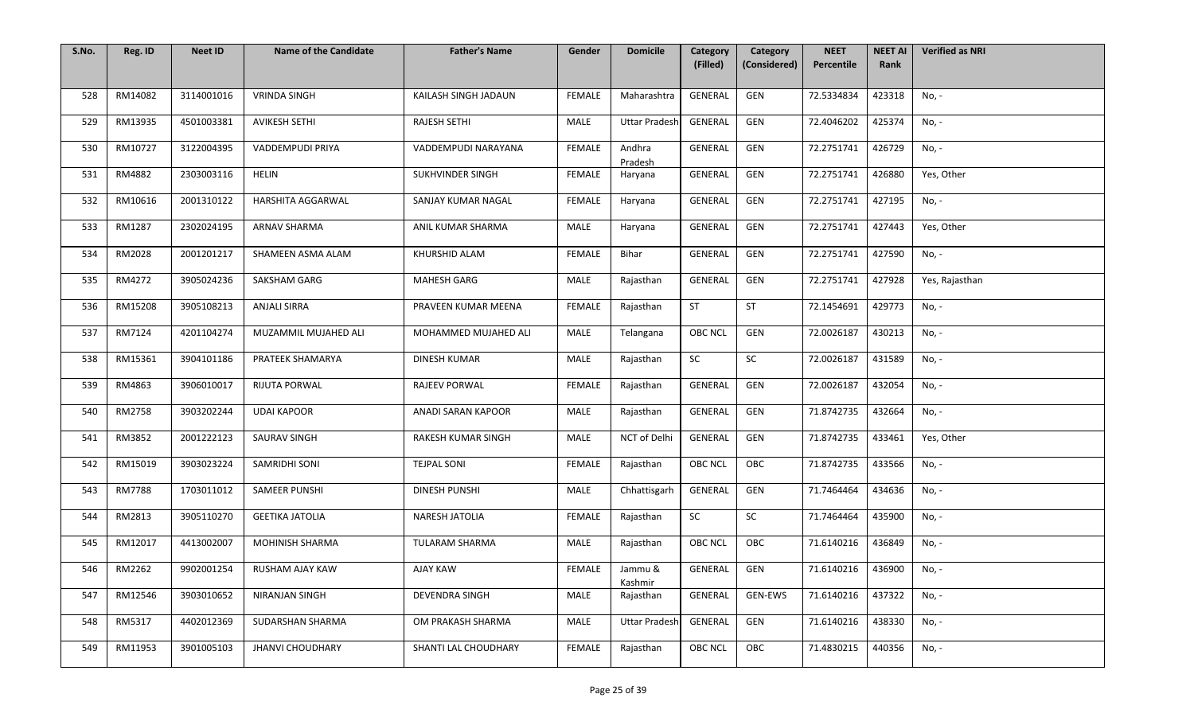| S.No. | Reg. ID | Neet ID | Name of the Candidate | Father's Name | Gender | Domicile | Category (Filled) | Category (Considered) | NEET Percentile | NEET AI Rank | Verified as NRI |
|---|---|---|---|---|---|---|---|---|---|---|---|
| 528 | RM14082 | 3114001016 | VRINDA SINGH | KAILASH SINGH JADAUN | FEMALE | Maharashtra | GENERAL | GEN | 72.5334834 | 423318 | No, - |
| 529 | RM13935 | 4501003381 | AVIKESH SETHI | RAJESH SETHI | MALE | Uttar Pradesh | GENERAL | GEN | 72.4046202 | 425374 | No, - |
| 530 | RM10727 | 3122004395 | VADDEMPUDI PRIYA | VADDEMPUDI NARAYANA | FEMALE | Andhra Pradesh | GENERAL | GEN | 72.2751741 | 426729 | No, - |
| 531 | RM4882 | 2303003116 | HELIN | SUKHVINDER SINGH | FEMALE | Haryana | GENERAL | GEN | 72.2751741 | 426880 | Yes, Other |
| 532 | RM10616 | 2001310122 | HARSHITA AGGARWAL | SANJAY KUMAR NAGAL | FEMALE | Haryana | GENERAL | GEN | 72.2751741 | 427195 | No, - |
| 533 | RM1287 | 2302024195 | ARNAV SHARMA | ANIL KUMAR SHARMA | MALE | Haryana | GENERAL | GEN | 72.2751741 | 427443 | Yes, Other |
| 534 | RM2028 | 2001201217 | SHAMEEN ASMA ALAM | KHURSHID ALAM | FEMALE | Bihar | GENERAL | GEN | 72.2751741 | 427590 | No, - |
| 535 | RM4272 | 3905024236 | SAKSHAM GARG | MAHESH GARG | MALE | Rajasthan | GENERAL | GEN | 72.2751741 | 427928 | Yes, Rajasthan |
| 536 | RM15208 | 3905108213 | ANJALI SIRRA | PRAVEEN KUMAR MEENA | FEMALE | Rajasthan | ST | ST | 72.1454691 | 429773 | No, - |
| 537 | RM7124 | 4201104274 | MUZAMMIL MUJAHED ALI | MOHAMMED MUJAHED ALI | MALE | Telangana | OBC NCL | GEN | 72.0026187 | 430213 | No, - |
| 538 | RM15361 | 3904101186 | PRATEEK SHAMARYA | DINESH KUMAR | MALE | Rajasthan | SC | SC | 72.0026187 | 431589 | No, - |
| 539 | RM4863 | 3906010017 | RIJUTA PORWAL | RAJEEV PORWAL | FEMALE | Rajasthan | GENERAL | GEN | 72.0026187 | 432054 | No, - |
| 540 | RM2758 | 3903202244 | UDAI KAPOOR | ANADI SARAN KAPOOR | MALE | Rajasthan | GENERAL | GEN | 71.8742735 | 432664 | No, - |
| 541 | RM3852 | 2001222123 | SAURAV SINGH | RAKESH KUMAR SINGH | MALE | NCT of Delhi | GENERAL | GEN | 71.8742735 | 433461 | Yes, Other |
| 542 | RM15019 | 3903023224 | SAMRIDHI SONI | TEJPAL SONI | FEMALE | Rajasthan | OBC NCL | OBC | 71.8742735 | 433566 | No, - |
| 543 | RM7788 | 1703011012 | SAMEER PUNSHI | DINESH PUNSHI | MALE | Chhattisgarh | GENERAL | GEN | 71.7464464 | 434636 | No, - |
| 544 | RM2813 | 3905110270 | GEETIKA JATOLIA | NARESH JATOLIA | FEMALE | Rajasthan | SC | SC | 71.7464464 | 435900 | No, - |
| 545 | RM12017 | 4413002007 | MOHINISH SHARMA | TULARAM SHARMA | MALE | Rajasthan | OBC NCL | OBC | 71.6140216 | 436849 | No, - |
| 546 | RM2262 | 9902001254 | RUSHAM AJAY KAW | AJAY KAW | FEMALE | Jammu & Kashmir | GENERAL | GEN | 71.6140216 | 436900 | No, - |
| 547 | RM12546 | 3903010652 | NIRANJAN SINGH | DEVENDRA SINGH | MALE | Rajasthan | GENERAL | GEN-EWS | 71.6140216 | 437322 | No, - |
| 548 | RM5317 | 4402012369 | SUDARSHAN SHARMA | OM PRAKASH SHARMA | MALE | Uttar Pradesh | GENERAL | GEN | 71.6140216 | 438330 | No, - |
| 549 | RM11953 | 3901005103 | JHANVI CHOUDHARY | SHANTI LAL CHOUDHARY | FEMALE | Rajasthan | OBC NCL | OBC | 71.4830215 | 440356 | No, - |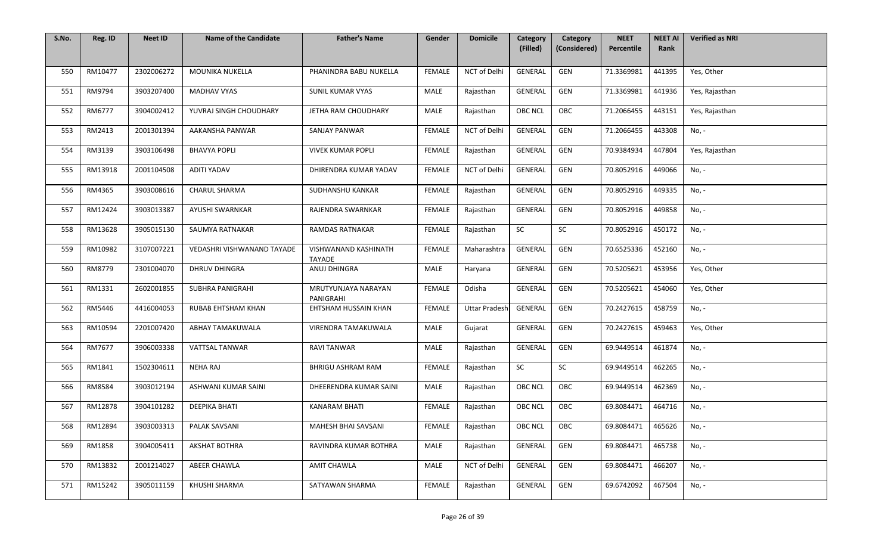| S.No. | Reg. ID | Neet ID | Name of the Candidate | Father's Name | Gender | Domicile | Category (Filled) | Category (Considered) | NEET Percentile | NEET AI Rank | Verified as NRI |
|---|---|---|---|---|---|---|---|---|---|---|---|
| 550 | RM10477 | 2302006272 | MOUNIKA NUKELLA | PHANINDRA BABU NUKELLA | FEMALE | NCT of Delhi | GENERAL | GEN | 71.3369981 | 441395 | Yes, Other |
| 551 | RM9794 | 3903207400 | MADHAV VYAS | SUNIL KUMAR VYAS | MALE | Rajasthan | GENERAL | GEN | 71.3369981 | 441936 | Yes, Rajasthan |
| 552 | RM6777 | 3904002412 | YUVRAJ SINGH CHOUDHARY | JETHA RAM CHOUDHARY | MALE | Rajasthan | OBC NCL | OBC | 71.2066455 | 443151 | Yes, Rajasthan |
| 553 | RM2413 | 2001301394 | AAKANSHA PANWAR | SANJAY PANWAR | FEMALE | NCT of Delhi | GENERAL | GEN | 71.2066455 | 443308 | No, - |
| 554 | RM3139 | 3903106498 | BHAVYA POPLI | VIVEK KUMAR POPLI | FEMALE | Rajasthan | GENERAL | GEN | 70.9384934 | 447804 | Yes, Rajasthan |
| 555 | RM13918 | 2001104508 | ADITI YADAV | DHIRENDRA KUMAR YADAV | FEMALE | NCT of Delhi | GENERAL | GEN | 70.8052916 | 449066 | No, - |
| 556 | RM4365 | 3903008616 | CHARUL SHARMA | SUDHANSHU KANKAR | FEMALE | Rajasthan | GENERAL | GEN | 70.8052916 | 449335 | No, - |
| 557 | RM12424 | 3903013387 | AYUSHI SWARNKAR | RAJENDRA SWARNKAR | FEMALE | Rajasthan | GENERAL | GEN | 70.8052916 | 449858 | No, - |
| 558 | RM13628 | 3905015130 | SAUMYA RATNAKAR | RAMDAS RATNAKAR | FEMALE | Rajasthan | SC | SC | 70.8052916 | 450172 | No, - |
| 559 | RM10982 | 3107007221 | VEDASHRI VISHWANAND TAYADE | VISHWANAND KASHINATH TAYADE | FEMALE | Maharashtra | GENERAL | GEN | 70.6525336 | 452160 | No, - |
| 560 | RM8779 | 2301004070 | DHRUV DHINGRA | ANUJ DHINGRA | MALE | Haryana | GENERAL | GEN | 70.5205621 | 453956 | Yes, Other |
| 561 | RM1331 | 2602001855 | SUBHRA PANIGRAHI | MRUTYUNJAYA NARAYAN PANIGRAHI | FEMALE | Odisha | GENERAL | GEN | 70.5205621 | 454060 | Yes, Other |
| 562 | RM5446 | 4416004053 | RUBAB EHTSHAM KHAN | EHTSHAM HUSSAIN KHAN | FEMALE | Uttar Pradesh | GENERAL | GEN | 70.2427615 | 458759 | No, - |
| 563 | RM10594 | 2201007420 | ABHAY TAMAKUWALA | VIRENDRA TAMAKUWALA | MALE | Gujarat | GENERAL | GEN | 70.2427615 | 459463 | Yes, Other |
| 564 | RM7677 | 3906003338 | VATTSAL TANWAR | RAVI TANWAR | MALE | Rajasthan | GENERAL | GEN | 69.9449514 | 461874 | No, - |
| 565 | RM1841 | 1502304611 | NEHA RAJ | BHRIGU ASHRAM RAM | FEMALE | Rajasthan | SC | SC | 69.9449514 | 462265 | No, - |
| 566 | RM8584 | 3903012194 | ASHWANI KUMAR SAINI | DHEERENDRA KUMAR SAINI | MALE | Rajasthan | OBC NCL | OBC | 69.9449514 | 462369 | No, - |
| 567 | RM12878 | 3904101282 | DEEPIKA BHATI | KANARAM BHATI | FEMALE | Rajasthan | OBC NCL | OBC | 69.8084471 | 464716 | No, - |
| 568 | RM12894 | 3903003313 | PALAK SAVSANI | MAHESH BHAI SAVSANI | FEMALE | Rajasthan | OBC NCL | OBC | 69.8084471 | 465626 | No, - |
| 569 | RM1858 | 3904005411 | AKSHAT BOTHRA | RAVINDRA KUMAR BOTHRA | MALE | Rajasthan | GENERAL | GEN | 69.8084471 | 465738 | No, - |
| 570 | RM13832 | 2001214027 | ABEER CHAWLA | AMIT CHAWLA | MALE | NCT of Delhi | GENERAL | GEN | 69.8084471 | 466207 | No, - |
| 571 | RM15242 | 3905011159 | KHUSHI SHARMA | SATYAWAN SHARMA | FEMALE | Rajasthan | GENERAL | GEN | 69.6742092 | 467504 | No, - |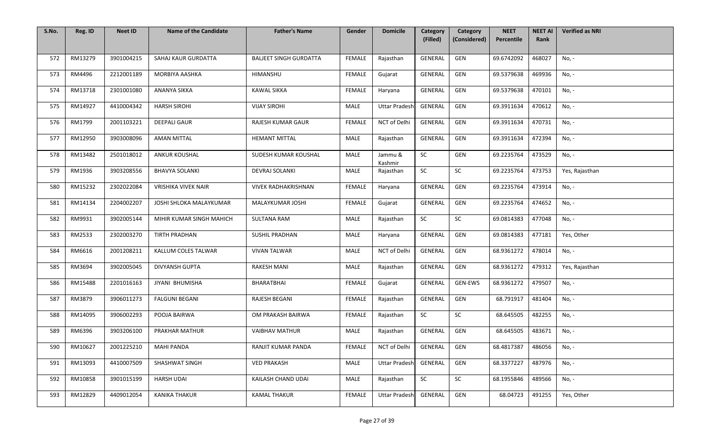| S.No. | Reg. ID | Neet ID | Name of the Candidate | Father's Name | Gender | Domicile | Category (Filled) | Category (Considered) | NEET Percentile | NEET AI Rank | Verified as NRI |
|---|---|---|---|---|---|---|---|---|---|---|---|
| 572 | RM13279 | 3901004215 | SAHAJ KAUR GURDATTA | BALJEET SINGH GURDATTA | FEMALE | Rajasthan | GENERAL | GEN | 69.6742092 | 468027 | No, - |
| 573 | RM4496 | 2212001189 | MORBIYA AASHKA | HIMANSHU | FEMALE | Gujarat | GENERAL | GEN | 69.5379638 | 469936 | No, - |
| 574 | RM13718 | 2301001080 | ANANYA SIKKA | KAWAL SIKKA | FEMALE | Haryana | GENERAL | GEN | 69.5379638 | 470101 | No, - |
| 575 | RM14927 | 4410004342 | HARSH SIROHI | VIJAY SIROHI | MALE | Uttar Pradesh | GENERAL | GEN | 69.3911634 | 470612 | No, - |
| 576 | RM1799 | 2001103221 | DEEPALI GAUR | RAJESH KUMAR GAUR | FEMALE | NCT of Delhi | GENERAL | GEN | 69.3911634 | 470731 | No, - |
| 577 | RM12950 | 3903008096 | AMAN MITTAL | HEMANT MITTAL | MALE | Rajasthan | GENERAL | GEN | 69.3911634 | 472394 | No, - |
| 578 | RM13482 | 2501018012 | ANKUR KOUSHAL | SUDESH KUMAR KOUSHAL | MALE | Jammu & Kashmir | SC | GEN | 69.2235764 | 473529 | No, - |
| 579 | RM1936 | 3903208556 | BHAVYA SOLANKI | DEVRAJ SOLANKI | MALE | Rajasthan | SC | SC | 69.2235764 | 473753 | Yes, Rajasthan |
| 580 | RM15232 | 2302022084 | VRISHIKA VIVEK NAIR | VIVEK RADHAKRISHNAN | FEMALE | Haryana | GENERAL | GEN | 69.2235764 | 473914 | No, - |
| 581 | RM14134 | 2204002207 | JOSHI SHLOKA MALAYKUMAR | MALAYKUMAR JOSHI | FEMALE | Gujarat | GENERAL | GEN | 69.2235764 | 474652 | No, - |
| 582 | RM9931 | 3902005144 | MIHIR KUMAR SINGH MAHICH | SULTANA RAM | MALE | Rajasthan | SC | SC | 69.0814383 | 477048 | No, - |
| 583 | RM2533 | 2302003270 | TIRTH PRADHAN | SUSHIL PRADHAN | MALE | Haryana | GENERAL | GEN | 69.0814383 | 477181 | Yes, Other |
| 584 | RM6616 | 2001208211 | KALLUM COLES TALWAR | VIVAN TALWAR | MALE | NCT of Delhi | GENERAL | GEN | 68.9361272 | 478014 | No, - |
| 585 | RM3694 | 3902005045 | DIVYANSH GUPTA | RAKESH MANI | MALE | Rajasthan | GENERAL | GEN | 68.9361272 | 479312 | Yes, Rajasthan |
| 586 | RM15488 | 2201016163 | JIYANI BHUMISHA | BHARATBHAI | FEMALE | Gujarat | GENERAL | GEN-EWS | 68.9361272 | 479507 | No, - |
| 587 | RM3879 | 3906011273 | FALGUNI BEGANI | RAJESH BEGANI | FEMALE | Rajasthan | GENERAL | GEN | 68.791917 | 481404 | No, - |
| 588 | RM14095 | 3906002293 | POOJA BAIRWA | OM PRAKASH BAIRWA | FEMALE | Rajasthan | SC | SC | 68.645505 | 482255 | No, - |
| 589 | RM6396 | 3903206100 | PRAKHAR MATHUR | VAIBHAV MATHUR | MALE | Rajasthan | GENERAL | GEN | 68.645505 | 483671 | No, - |
| 590 | RM10627 | 2001225210 | MAHI PANDA | RANJIT KUMAR PANDA | FEMALE | NCT of Delhi | GENERAL | GEN | 68.4817387 | 486056 | No, - |
| 591 | RM13093 | 4410007509 | SHASHWAT SINGH | VED PRAKASH | MALE | Uttar Pradesh | GENERAL | GEN | 68.3377227 | 487976 | No, - |
| 592 | RM10858 | 3901015199 | HARSH UDAI | KAILASH CHAND UDAI | MALE | Rajasthan | SC | SC | 68.1955846 | 489566 | No, - |
| 593 | RM12829 | 4409012054 | KANIKA THAKUR | KAMAL THAKUR | FEMALE | Uttar Pradesh | GENERAL | GEN | 68.04723 | 491255 | Yes, Other |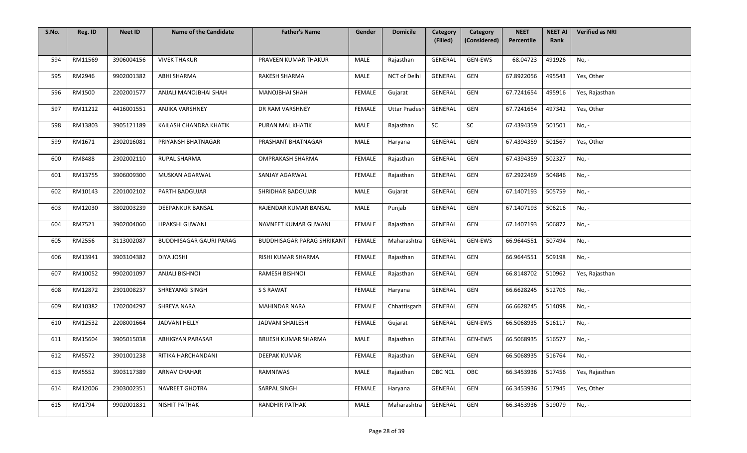| S.No. | Reg. ID | Neet ID | Name of the Candidate | Father's Name | Gender | Domicile | Category (Filled) | Category (Considered) | NEET Percentile | NEET AI Rank | Verified as NRI |
|---|---|---|---|---|---|---|---|---|---|---|---|
| 594 | RM11569 | 3906004156 | VIVEK THAKUR | PRAVEEN KUMAR THAKUR | MALE | Rajasthan | GENERAL | GEN-EWS | 68.04723 | 491926 | No, - |
| 595 | RM2946 | 9902001382 | ABHI SHARMA | RAKESH SHARMA | MALE | NCT of Delhi | GENERAL | GEN | 67.8922056 | 495543 | Yes, Other |
| 596 | RM1500 | 2202001577 | ANJALI MANOJBHAI SHAH | MANOJBHAI SHAH | FEMALE | Gujarat | GENERAL | GEN | 67.7241654 | 495916 | Yes, Rajasthan |
| 597 | RM11212 | 4416001551 | ANJIKA VARSHNEY | DR RAM VARSHNEY | FEMALE | Uttar Pradesh | GENERAL | GEN | 67.7241654 | 497342 | Yes, Other |
| 598 | RM13803 | 3905121189 | KAILASH CHANDRA KHATIK | PURAN MAL KHATIK | MALE | Rajasthan | SC | SC | 67.4394359 | 501501 | No, - |
| 599 | RM1671 | 2302016081 | PRIYANSH BHATNAGAR | PRASHANT BHATNAGAR | MALE | Haryana | GENERAL | GEN | 67.4394359 | 501567 | Yes, Other |
| 600 | RM8488 | 2302002110 | RUPAL SHARMA | OMPRAKASH SHARMA | FEMALE | Rajasthan | GENERAL | GEN | 67.4394359 | 502327 | No, - |
| 601 | RM13755 | 3906009300 | MUSKAN AGARWAL | SANJAY AGARWAL | FEMALE | Rajasthan | GENERAL | GEN | 67.2922469 | 504846 | No, - |
| 602 | RM10143 | 2201002102 | PARTH BADGUJAR | SHRIDHAR BADGUJAR | MALE | Gujarat | GENERAL | GEN | 67.1407193 | 505759 | No, - |
| 603 | RM12030 | 3802003239 | DEEPANKUR BANSAL | RAJENDAR KUMAR BANSAL | MALE | Punjab | GENERAL | GEN | 67.1407193 | 506216 | No, - |
| 604 | RM7521 | 3902004060 | LIPAKSHI GIJWANI | NAVNEET KUMAR GIJWANI | FEMALE | Rajasthan | GENERAL | GEN | 67.1407193 | 506872 | No, - |
| 605 | RM2556 | 3113002087 | BUDDHISAGAR GAURI PARAG | BUDDHISAGAR PARAG SHRIKANT | FEMALE | Maharashtra | GENERAL | GEN-EWS | 66.9644551 | 507494 | No, - |
| 606 | RM13941 | 3903104382 | DIYA JOSHI | RISHI KUMAR SHARMA | FEMALE | Rajasthan | GENERAL | GEN | 66.9644551 | 509198 | No, - |
| 607 | RM10052 | 9902001097 | ANJALI BISHNOI | RAMESH BISHNOI | FEMALE | Rajasthan | GENERAL | GEN | 66.8148702 | 510962 | Yes, Rajasthan |
| 608 | RM12872 | 2301008237 | SHREYANGI SINGH | S S RAWAT | FEMALE | Haryana | GENERAL | GEN | 66.6628245 | 512706 | No, - |
| 609 | RM10382 | 1702004297 | SHREYA NARA | MAHINDAR NARA | FEMALE | Chhattisgarh | GENERAL | GEN | 66.6628245 | 514098 | No, - |
| 610 | RM12532 | 2208001664 | JADVANI HELLY | JADVANI SHAILESH | FEMALE | Gujarat | GENERAL | GEN-EWS | 66.5068935 | 516117 | No, - |
| 611 | RM15604 | 3905015038 | ABHIGYAN PARASAR | BRIJESH KUMAR SHARMA | MALE | Rajasthan | GENERAL | GEN-EWS | 66.5068935 | 516577 | No, - |
| 612 | RM5572 | 3901001238 | RITIKA HARCHANDANI | DEEPAK KUMAR | FEMALE | Rajasthan | GENERAL | GEN | 66.5068935 | 516764 | No, - |
| 613 | RM5552 | 3903117389 | ARNAV CHAHAR | RAMNIWAS | MALE | Rajasthan | OBC NCL | OBC | 66.3453936 | 517456 | Yes, Rajasthan |
| 614 | RM12006 | 2303002351 | NAVREET GHOTRA | SARPAL SINGH | FEMALE | Haryana | GENERAL | GEN | 66.3453936 | 517945 | Yes, Other |
| 615 | RM1794 | 9902001831 | NISHIT PATHAK | RANDHIR PATHAK | MALE | Maharashtra | GENERAL | GEN | 66.3453936 | 519079 | No, - |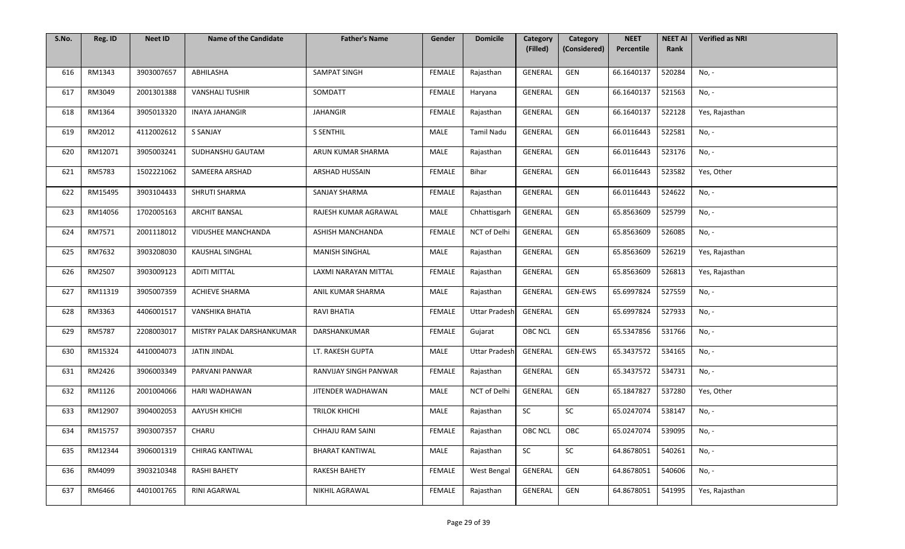| S.No. | Reg. ID | Neet ID | Name of the Candidate | Father's Name | Gender | Domicile | Category (Filled) | Category (Considered) | NEET Percentile | NEET AI Rank | Verified as NRI |
|---|---|---|---|---|---|---|---|---|---|---|---|
| 616 | RM1343 | 3903007657 | ABHILASHA | SAMPAT SINGH | FEMALE | Rajasthan | GENERAL | GEN | 66.1640137 | 520284 | No, - |
| 617 | RM3049 | 2001301388 | VANSHALI TUSHIR | SOMDATT | FEMALE | Haryana | GENERAL | GEN | 66.1640137 | 521563 | No, - |
| 618 | RM1364 | 3905013320 | INAYA JAHANGIR | JAHANGIR | FEMALE | Rajasthan | GENERAL | GEN | 66.1640137 | 522128 | Yes, Rajasthan |
| 619 | RM2012 | 4112002612 | S SANJAY | S SENTHIL | MALE | Tamil Nadu | GENERAL | GEN | 66.0116443 | 522581 | No, - |
| 620 | RM12071 | 3905003241 | SUDHANSHU GAUTAM | ARUN KUMAR SHARMA | MALE | Rajasthan | GENERAL | GEN | 66.0116443 | 523176 | No, - |
| 621 | RM5783 | 1502221062 | SAMEERA ARSHAD | ARSHAD HUSSAIN | FEMALE | Bihar | GENERAL | GEN | 66.0116443 | 523582 | Yes, Other |
| 622 | RM15495 | 3903104433 | SHRUTI SHARMA | SANJAY SHARMA | FEMALE | Rajasthan | GENERAL | GEN | 66.0116443 | 524622 | No, - |
| 623 | RM14056 | 1702005163 | ARCHIT BANSAL | RAJESH KUMAR AGRAWAL | MALE | Chhattisgarh | GENERAL | GEN | 65.8563609 | 525799 | No, - |
| 624 | RM7571 | 2001118012 | VIDUSHEE MANCHANDA | ASHISH MANCHANDA | FEMALE | NCT of Delhi | GENERAL | GEN | 65.8563609 | 526085 | No, - |
| 625 | RM7632 | 3903208030 | KAUSHAL SINGHAL | MANISH SINGHAL | MALE | Rajasthan | GENERAL | GEN | 65.8563609 | 526219 | Yes, Rajasthan |
| 626 | RM2507 | 3903009123 | ADITI MITTAL | LAXMI NARAYAN MITTAL | FEMALE | Rajasthan | GENERAL | GEN | 65.8563609 | 526813 | Yes, Rajasthan |
| 627 | RM11319 | 3905007359 | ACHIEVE SHARMA | ANIL KUMAR SHARMA | MALE | Rajasthan | GENERAL | GEN-EWS | 65.6997824 | 527559 | No, - |
| 628 | RM3363 | 4406001517 | VANSHIKA BHATIA | RAVI BHATIA | FEMALE | Uttar Pradesh | GENERAL | GEN | 65.6997824 | 527933 | No, - |
| 629 | RM5787 | 2208003017 | MISTRY PALAK DARSHANKUMAR | DARSHANKUMAR | FEMALE | Gujarat | OBC NCL | GEN | 65.5347856 | 531766 | No, - |
| 630 | RM15324 | 4410004073 | JATIN JINDAL | LT. RAKESH GUPTA | MALE | Uttar Pradesh | GENERAL | GEN-EWS | 65.3437572 | 534165 | No, - |
| 631 | RM2426 | 3906003349 | PARVANI PANWAR | RANVIJAY SINGH PANWAR | FEMALE | Rajasthan | GENERAL | GEN | 65.3437572 | 534731 | No, - |
| 632 | RM1126 | 2001004066 | HARI WADHAWAN | JITENDER WADHAWAN | MALE | NCT of Delhi | GENERAL | GEN | 65.1847827 | 537280 | Yes, Other |
| 633 | RM12907 | 3904002053 | AAYUSH KHICHI | TRILOK KHICHI | MALE | Rajasthan | SC | SC | 65.0247074 | 538147 | No, - |
| 634 | RM15757 | 3903007357 | CHARU | CHHAJU RAM SAINI | FEMALE | Rajasthan | OBC NCL | OBC | 65.0247074 | 539095 | No, - |
| 635 | RM12344 | 3906001319 | CHIRAG KANTIWAL | BHARAT KANTIWAL | MALE | Rajasthan | SC | SC | 64.8678051 | 540261 | No, - |
| 636 | RM4099 | 3903210348 | RASHI BAHETY | RAKESH BAHETY | FEMALE | West Bengal | GENERAL | GEN | 64.8678051 | 540606 | No, - |
| 637 | RM6466 | 4401001765 | RINI AGARWAL | NIKHIL AGRAWAL | FEMALE | Rajasthan | GENERAL | GEN | 64.8678051 | 541995 | Yes, Rajasthan |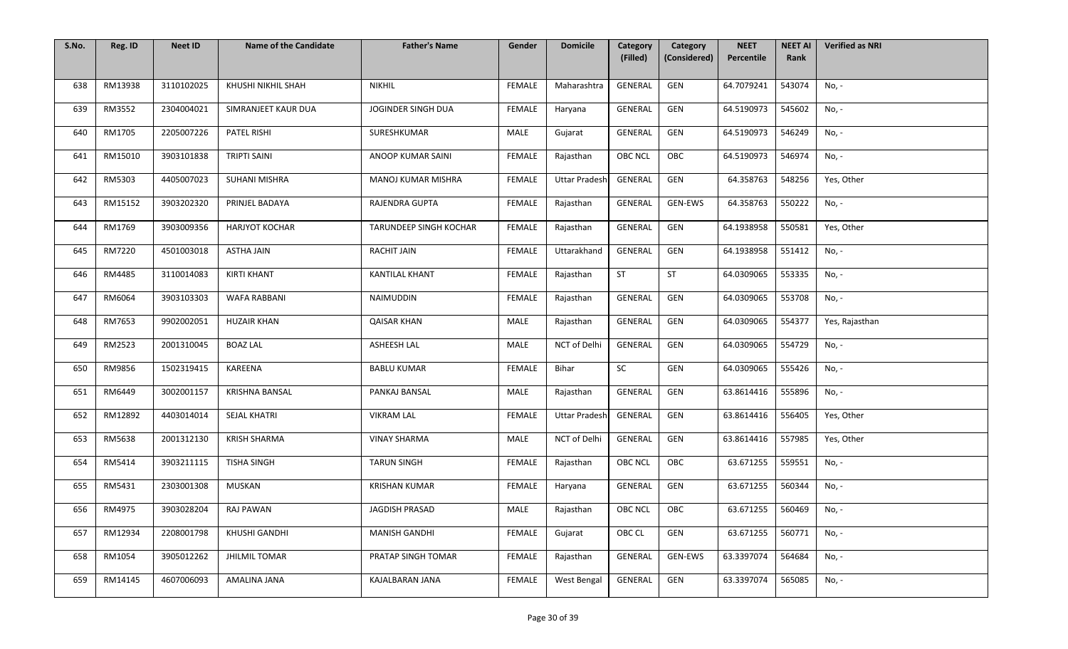| S.No. | Reg. ID | Neet ID | Name of the Candidate | Father's Name | Gender | Domicile | Category (Filled) | Category (Considered) | NEET Percentile | NEET AI Rank | Verified as NRI |
|---|---|---|---|---|---|---|---|---|---|---|---|
| 638 | RM13938 | 3110102025 | KHUSHI NIKHIL SHAH | NIKHIL | FEMALE | Maharashtra | GENERAL | GEN | 64.7079241 | 543074 | No, - |
| 639 | RM3552 | 2304004021 | SIMRANJEET KAUR DUA | JOGINDER SINGH DUA | FEMALE | Haryana | GENERAL | GEN | 64.5190973 | 545602 | No, - |
| 640 | RM1705 | 2205007226 | PATEL RISHI | SURESHKUMAR | MALE | Gujarat | GENERAL | GEN | 64.5190973 | 546249 | No, - |
| 641 | RM15010 | 3903101838 | TRIPTI SAINI | ANOOP KUMAR SAINI | FEMALE | Rajasthan | OBC NCL | OBC | 64.5190973 | 546974 | No, - |
| 642 | RM5303 | 4405007023 | SUHANI MISHRA | MANOJ KUMAR MISHRA | FEMALE | Uttar Pradesh | GENERAL | GEN | 64.358763 | 548256 | Yes, Other |
| 643 | RM15152 | 3903202320 | PRINJEL BADAYA | RAJENDRA GUPTA | FEMALE | Rajasthan | GENERAL | GEN-EWS | 64.358763 | 550222 | No, - |
| 644 | RM1769 | 3903009356 | HARJYOT KOCHAR | TARUNDEEP SINGH KOCHAR | FEMALE | Rajasthan | GENERAL | GEN | 64.1938958 | 550581 | Yes, Other |
| 645 | RM7220 | 4501003018 | ASTHA JAIN | RACHIT JAIN | FEMALE | Uttarakhand | GENERAL | GEN | 64.1938958 | 551412 | No, - |
| 646 | RM4485 | 3110014083 | KIRTI KHANT | KANTILAL KHANT | FEMALE | Rajasthan | ST | ST | 64.0309065 | 553335 | No, - |
| 647 | RM6064 | 3903103303 | WAFA RABBANI | NAIMUDDIN | FEMALE | Rajasthan | GENERAL | GEN | 64.0309065 | 553708 | No, - |
| 648 | RM7653 | 9902002051 | HUZAIR KHAN | QAISAR KHAN | MALE | Rajasthan | GENERAL | GEN | 64.0309065 | 554377 | Yes, Rajasthan |
| 649 | RM2523 | 2001310045 | BOAZ LAL | ASHEESH LAL | MALE | NCT of Delhi | GENERAL | GEN | 64.0309065 | 554729 | No, - |
| 650 | RM9856 | 1502319415 | KAREENA | BABLU KUMAR | FEMALE | Bihar | SC | GEN | 64.0309065 | 555426 | No, - |
| 651 | RM6449 | 3002001157 | KRISHNA BANSAL | PANKAJ BANSAL | MALE | Rajasthan | GENERAL | GEN | 63.8614416 | 555896 | No, - |
| 652 | RM12892 | 4403014014 | SEJAL KHATRI | VIKRAM LAL | FEMALE | Uttar Pradesh | GENERAL | GEN | 63.8614416 | 556405 | Yes, Other |
| 653 | RM5638 | 2001312130 | KRISH SHARMA | VINAY SHARMA | MALE | NCT of Delhi | GENERAL | GEN | 63.8614416 | 557985 | Yes, Other |
| 654 | RM5414 | 3903211115 | TISHA SINGH | TARUN SINGH | FEMALE | Rajasthan | OBC NCL | OBC | 63.671255 | 559551 | No, - |
| 655 | RM5431 | 2303001308 | MUSKAN | KRISHAN KUMAR | FEMALE | Haryana | GENERAL | GEN | 63.671255 | 560344 | No, - |
| 656 | RM4975 | 3903028204 | RAJ PAWAN | JAGDISH PRASAD | MALE | Rajasthan | OBC NCL | OBC | 63.671255 | 560469 | No, - |
| 657 | RM12934 | 2208001798 | KHUSHI GANDHI | MANISH GANDHI | FEMALE | Gujarat | OBC CL | GEN | 63.671255 | 560771 | No, - |
| 658 | RM1054 | 3905012262 | JHILMIL TOMAR | PRATAP SINGH TOMAR | FEMALE | Rajasthan | GENERAL | GEN-EWS | 63.3397074 | 564684 | No, - |
| 659 | RM14145 | 4607006093 | AMALINA JANA | KAJALBARAN JANA | FEMALE | West Bengal | GENERAL | GEN | 63.3397074 | 565085 | No, - |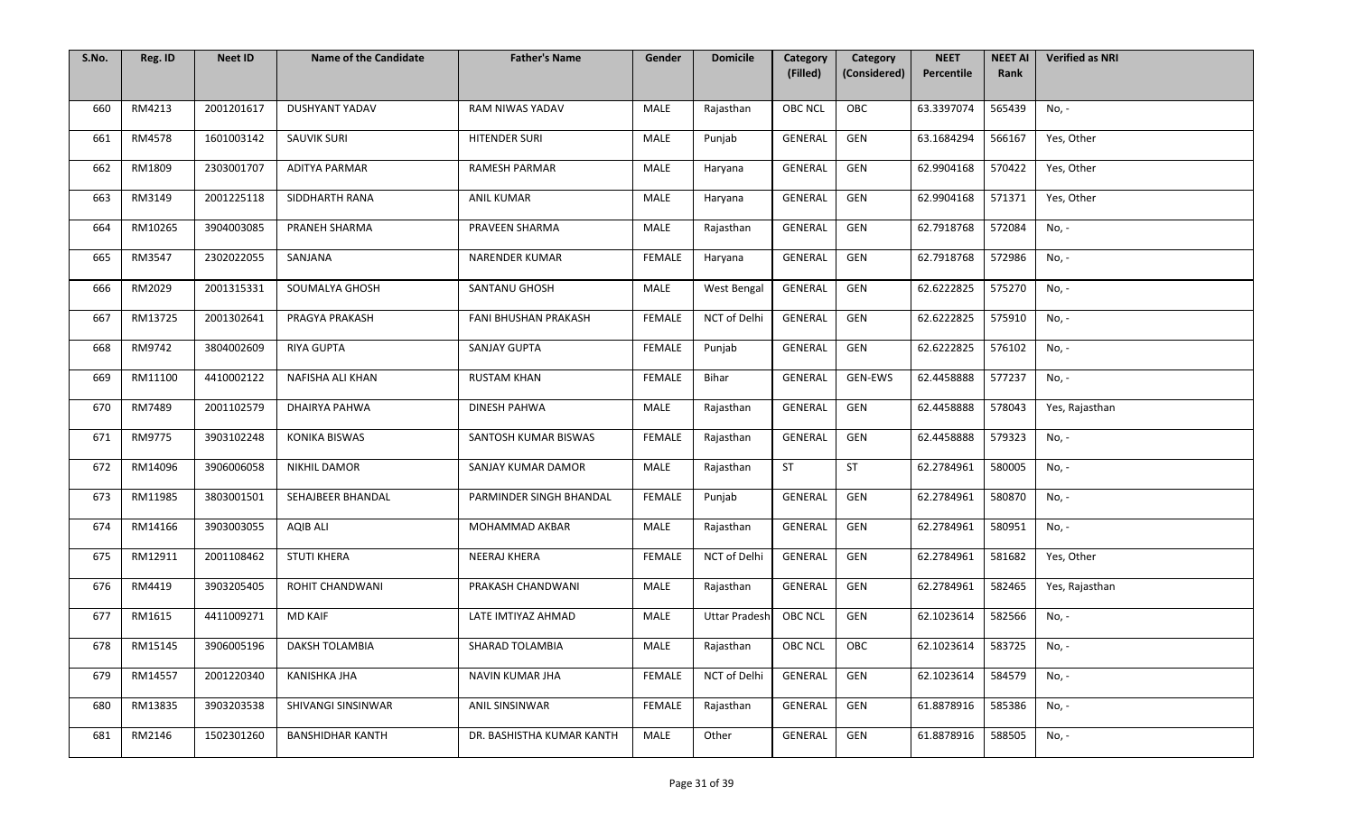| S.No. | Reg. ID | Neet ID | Name of the Candidate | Father's Name | Gender | Domicile | Category (Filled) | Category (Considered) | NEET Percentile | NEET AI Rank | Verified as NRI |
|---|---|---|---|---|---|---|---|---|---|---|---|
| 660 | RM4213 | 2001201617 | DUSHYANT YADAV | RAM NIWAS YADAV | MALE | Rajasthan | OBC NCL | OBC | 63.3397074 | 565439 | No, - |
| 661 | RM4578 | 1601003142 | SAUVIK SURI | HITENDER SURI | MALE | Punjab | GENERAL | GEN | 63.1684294 | 566167 | Yes, Other |
| 662 | RM1809 | 2303001707 | ADITYA PARMAR | RAMESH PARMAR | MALE | Haryana | GENERAL | GEN | 62.9904168 | 570422 | Yes, Other |
| 663 | RM3149 | 2001225118 | SIDDHARTH RANA | ANIL KUMAR | MALE | Haryana | GENERAL | GEN | 62.9904168 | 571371 | Yes, Other |
| 664 | RM10265 | 3904003085 | PRANEH SHARMA | PRAVEEN SHARMA | MALE | Rajasthan | GENERAL | GEN | 62.7918768 | 572084 | No, - |
| 665 | RM3547 | 2302022055 | SANJANA | NARENDER KUMAR | FEMALE | Haryana | GENERAL | GEN | 62.7918768 | 572986 | No, - |
| 666 | RM2029 | 2001315331 | SOUMALYA GHOSH | SANTANU GHOSH | MALE | West Bengal | GENERAL | GEN | 62.6222825 | 575270 | No, - |
| 667 | RM13725 | 2001302641 | PRAGYA PRAKASH | FANI BHUSHAN PRAKASH | FEMALE | NCT of Delhi | GENERAL | GEN | 62.6222825 | 575910 | No, - |
| 668 | RM9742 | 3804002609 | RIYA GUPTA | SANJAY GUPTA | FEMALE | Punjab | GENERAL | GEN | 62.6222825 | 576102 | No, - |
| 669 | RM11100 | 4410002122 | NAFISHA ALI KHAN | RUSTAM KHAN | FEMALE | Bihar | GENERAL | GEN-EWS | 62.4458888 | 577237 | No, - |
| 670 | RM7489 | 2001102579 | DHAIRYA PAHWA | DINESH PAHWA | MALE | Rajasthan | GENERAL | GEN | 62.4458888 | 578043 | Yes, Rajasthan |
| 671 | RM9775 | 3903102248 | KONIKA BISWAS | SANTOSH KUMAR BISWAS | FEMALE | Rajasthan | GENERAL | GEN | 62.4458888 | 579323 | No, - |
| 672 | RM14096 | 3906006058 | NIKHIL DAMOR | SANJAY KUMAR DAMOR | MALE | Rajasthan | ST | ST | 62.2784961 | 580005 | No, - |
| 673 | RM11985 | 3803001501 | SEHAJBEER BHANDAL | PARMINDER SINGH BHANDAL | FEMALE | Punjab | GENERAL | GEN | 62.2784961 | 580870 | No, - |
| 674 | RM14166 | 3903003055 | AQIB ALI | MOHAMMAD AKBAR | MALE | Rajasthan | GENERAL | GEN | 62.2784961 | 580951 | No, - |
| 675 | RM12911 | 2001108462 | STUTI KHERA | NEERAJ KHERA | FEMALE | NCT of Delhi | GENERAL | GEN | 62.2784961 | 581682 | Yes, Other |
| 676 | RM4419 | 3903205405 | ROHIT CHANDWANI | PRAKASH CHANDWANI | MALE | Rajasthan | GENERAL | GEN | 62.2784961 | 582465 | Yes, Rajasthan |
| 677 | RM1615 | 4411009271 | MD KAIF | LATE IMTIYAZ AHMAD | MALE | Uttar Pradesh | OBC NCL | GEN | 62.1023614 | 582566 | No, - |
| 678 | RM15145 | 3906005196 | DAKSH TOLAMBIA | SHARAD TOLAMBIA | MALE | Rajasthan | OBC NCL | OBC | 62.1023614 | 583725 | No, - |
| 679 | RM14557 | 2001220340 | KANISHKA JHA | NAVIN KUMAR JHA | FEMALE | NCT of Delhi | GENERAL | GEN | 62.1023614 | 584579 | No, - |
| 680 | RM13835 | 3903203538 | SHIVANGI SINSINWAR | ANIL SINSINWAR | FEMALE | Rajasthan | GENERAL | GEN | 61.8878916 | 585386 | No, - |
| 681 | RM2146 | 1502301260 | BANSHIDHAR KANTH | DR. BASHISTHA KUMAR KANTH | MALE | Other | GENERAL | GEN | 61.8878916 | 588505 | No, - |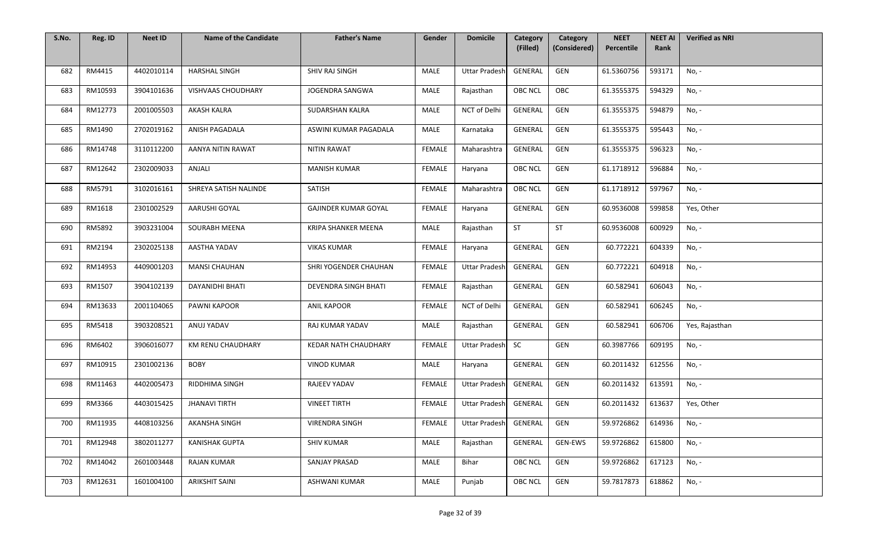| S.No. | Reg. ID | Neet ID | Name of the Candidate | Father's Name | Gender | Domicile | Category (Filled) | Category (Considered) | NEET Percentile | NEET AI Rank | Verified as NRI |
|---|---|---|---|---|---|---|---|---|---|---|---|
| 682 | RM4415 | 4402010114 | HARSHAL SINGH | SHIV RAJ SINGH | MALE | Uttar Pradesh | GENERAL | GEN | 61.5360756 | 593171 | No, - |
| 683 | RM10593 | 3904101636 | VISHVAAS CHOUDHARY | JOGENDRA SANGWA | MALE | Rajasthan | OBC NCL | OBC | 61.3555375 | 594329 | No, - |
| 684 | RM12773 | 2001005503 | AKASH KALRA | SUDARSHAN KALRA | MALE | NCT of Delhi | GENERAL | GEN | 61.3555375 | 594879 | No, - |
| 685 | RM1490 | 2702019162 | ANISH PAGADALA | ASWINI KUMAR PAGADALA | MALE | Karnataka | GENERAL | GEN | 61.3555375 | 595443 | No, - |
| 686 | RM14748 | 3110112200 | AANYA NITIN RAWAT | NITIN RAWAT | FEMALE | Maharashtra | GENERAL | GEN | 61.3555375 | 596323 | No, - |
| 687 | RM12642 | 2302009033 | ANJALI | MANISH KUMAR | FEMALE | Haryana | OBC NCL | GEN | 61.1718912 | 596884 | No, - |
| 688 | RM5791 | 3102016161 | SHREYA SATISH NALINDE | SATISH | FEMALE | Maharashtra | OBC NCL | GEN | 61.1718912 | 597967 | No, - |
| 689 | RM1618 | 2301002529 | AARUSHI GOYAL | GAJINDER KUMAR GOYAL | FEMALE | Haryana | GENERAL | GEN | 60.9536008 | 599858 | Yes, Other |
| 690 | RM5892 | 3903231004 | SOURABH MEENA | KRIPA SHANKER MEENA | MALE | Rajasthan | ST | ST | 60.9536008 | 600929 | No, - |
| 691 | RM2194 | 2302025138 | AASTHA YADAV | VIKAS KUMAR | FEMALE | Haryana | GENERAL | GEN | 60.772221 | 604339 | No, - |
| 692 | RM14953 | 4409001203 | MANSI CHAUHAN | SHRI YOGENDER CHAUHAN | FEMALE | Uttar Pradesh | GENERAL | GEN | 60.772221 | 604918 | No, - |
| 693 | RM1507 | 3904102139 | DAYANIDHI BHATI | DEVENDRA SINGH BHATI | FEMALE | Rajasthan | GENERAL | GEN | 60.582941 | 606043 | No, - |
| 694 | RM13633 | 2001104065 | PAWNI KAPOOR | ANIL KAPOOR | FEMALE | NCT of Delhi | GENERAL | GEN | 60.582941 | 606245 | No, - |
| 695 | RM5418 | 3903208521 | ANUJ YADAV | RAJ KUMAR YADAV | MALE | Rajasthan | GENERAL | GEN | 60.582941 | 606706 | Yes, Rajasthan |
| 696 | RM6402 | 3906016077 | KM RENU CHAUDHARY | KEDAR NATH CHAUDHARY | FEMALE | Uttar Pradesh | SC | GEN | 60.3987766 | 609195 | No, - |
| 697 | RM10915 | 2301002136 | BOBY | VINOD KUMAR | MALE | Haryana | GENERAL | GEN | 60.2011432 | 612556 | No, - |
| 698 | RM11463 | 4402005473 | RIDDHIMA SINGH | RAJEEV YADAV | FEMALE | Uttar Pradesh | GENERAL | GEN | 60.2011432 | 613591 | No, - |
| 699 | RM3366 | 4403015425 | JHANAVI TIRTH | VINEET TIRTH | FEMALE | Uttar Pradesh | GENERAL | GEN | 60.2011432 | 613637 | Yes, Other |
| 700 | RM11935 | 4408103256 | AKANSHA SINGH | VIRENDRA SINGH | FEMALE | Uttar Pradesh | GENERAL | GEN | 59.9726862 | 614936 | No, - |
| 701 | RM12948 | 3802011277 | KANISHAK GUPTA | SHIV KUMAR | MALE | Rajasthan | GENERAL | GEN-EWS | 59.9726862 | 615800 | No, - |
| 702 | RM14042 | 2601003448 | RAJAN KUMAR | SANJAY PRASAD | MALE | Bihar | OBC NCL | GEN | 59.9726862 | 617123 | No, - |
| 703 | RM12631 | 1601004100 | ARIKSHIT SAINI | ASHWANI KUMAR | MALE | Punjab | OBC NCL | GEN | 59.7817873 | 618862 | No, - |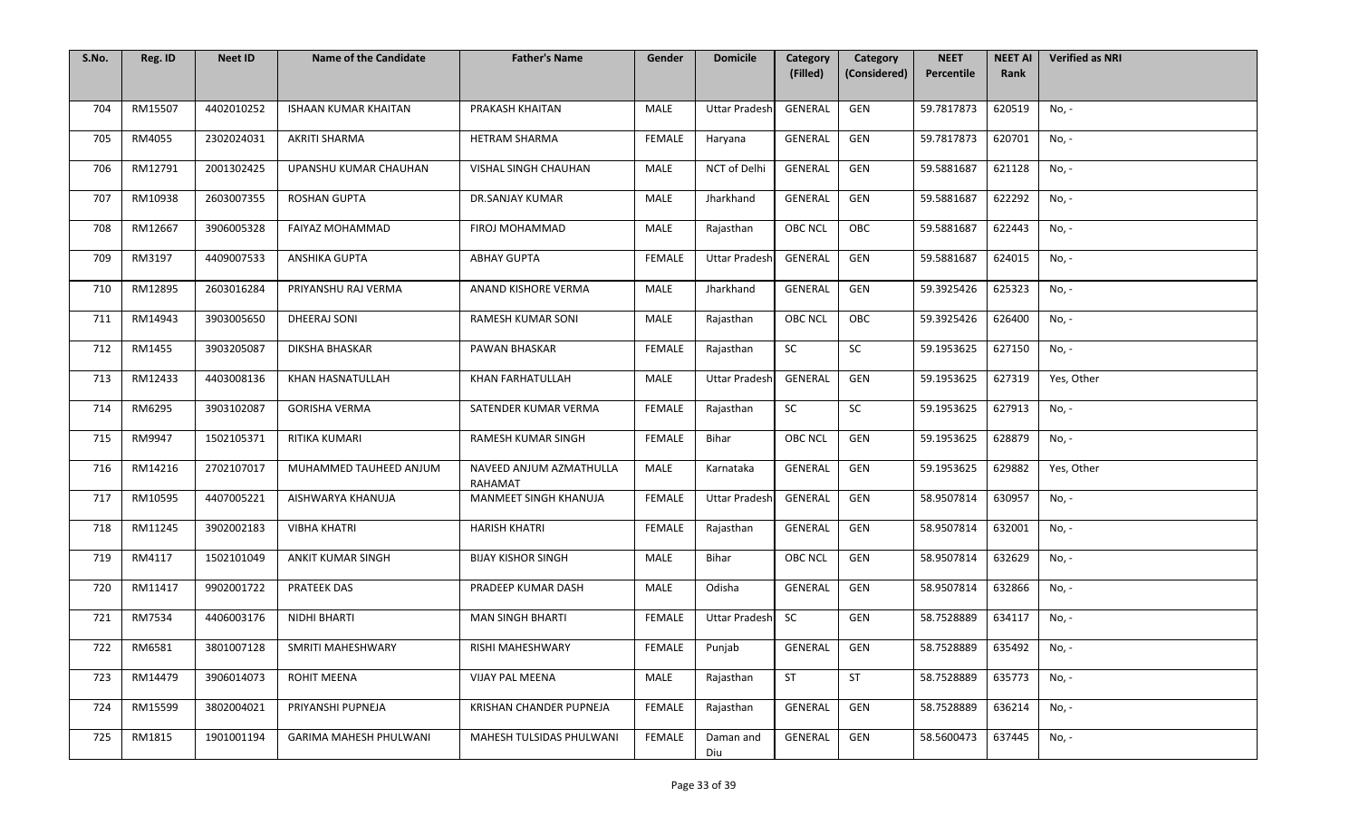| S.No. | Reg. ID | Neet ID | Name of the Candidate | Father's Name | Gender | Domicile | Category (Filled) | Category (Considered) | NEET Percentile | NEET AI Rank | Verified as NRI |
|---|---|---|---|---|---|---|---|---|---|---|---|
| 704 | RM15507 | 4402010252 | ISHAAN KUMAR KHAITAN | PRAKASH KHAITAN | MALE | Uttar Pradesh | GENERAL | GEN | 59.7817873 | 620519 | No, - |
| 705 | RM4055 | 2302024031 | AKRITI SHARMA | HETRAM SHARMA | FEMALE | Haryana | GENERAL | GEN | 59.7817873 | 620701 | No, - |
| 706 | RM12791 | 2001302425 | UPANSHU KUMAR CHAUHAN | VISHAL SINGH CHAUHAN | MALE | NCT of Delhi | GENERAL | GEN | 59.5881687 | 621128 | No, - |
| 707 | RM10938 | 2603007355 | ROSHAN GUPTA | DR.SANJAY KUMAR | MALE | Jharkhand | GENERAL | GEN | 59.5881687 | 622292 | No, - |
| 708 | RM12667 | 3906005328 | FAIYAZ MOHAMMAD | FIROJ MOHAMMAD | MALE | Rajasthan | OBC NCL | OBC | 59.5881687 | 622443 | No, - |
| 709 | RM3197 | 4409007533 | ANSHIKA GUPTA | ABHAY GUPTA | FEMALE | Uttar Pradesh | GENERAL | GEN | 59.5881687 | 624015 | No, - |
| 710 | RM12895 | 2603016284 | PRIYANSHU RAJ VERMA | ANAND KISHORE VERMA | MALE | Jharkhand | GENERAL | GEN | 59.3925426 | 625323 | No, - |
| 711 | RM14943 | 3903005650 | DHEERAJ SONI | RAMESH KUMAR SONI | MALE | Rajasthan | OBC NCL | OBC | 59.3925426 | 626400 | No, - |
| 712 | RM1455 | 3903205087 | DIKSHA BHASKAR | PAWAN BHASKAR | FEMALE | Rajasthan | SC | SC | 59.1953625 | 627150 | No, - |
| 713 | RM12433 | 4403008136 | KHAN HASNATULLAH | KHAN FARHATULLAH | MALE | Uttar Pradesh | GENERAL | GEN | 59.1953625 | 627319 | Yes, Other |
| 714 | RM6295 | 3903102087 | GORISHA VERMA | SATENDER KUMAR VERMA | FEMALE | Rajasthan | SC | SC | 59.1953625 | 627913 | No, - |
| 715 | RM9947 | 1502105371 | RITIKA KUMARI | RAMESH KUMAR SINGH | FEMALE | Bihar | OBC NCL | GEN | 59.1953625 | 628879 | No, - |
| 716 | RM14216 | 2702107017 | MUHAMMED TAUHEED ANJUM | NAVEED ANJUM AZMATHULLA RAHAMAT | MALE | Karnataka | GENERAL | GEN | 59.1953625 | 629882 | Yes, Other |
| 717 | RM10595 | 4407005221 | AISHWARYA KHANUJA | MANMEET SINGH KHANUJA | FEMALE | Uttar Pradesh | GENERAL | GEN | 58.9507814 | 630957 | No, - |
| 718 | RM11245 | 3902002183 | VIBHA KHATRI | HARISH KHATRI | FEMALE | Rajasthan | GENERAL | GEN | 58.9507814 | 632001 | No, - |
| 719 | RM4117 | 1502101049 | ANKIT KUMAR SINGH | BIJAY KISHOR SINGH | MALE | Bihar | OBC NCL | GEN | 58.9507814 | 632629 | No, - |
| 720 | RM11417 | 9902001722 | PRATEEK DAS | PRADEEP KUMAR DASH | MALE | Odisha | GENERAL | GEN | 58.9507814 | 632866 | No, - |
| 721 | RM7534 | 4406003176 | NIDHI BHARTI | MAN SINGH BHARTI | FEMALE | Uttar Pradesh | SC | GEN | 58.7528889 | 634117 | No, - |
| 722 | RM6581 | 3801007128 | SMRITI MAHESHWARY | RISHI MAHESHWARY | FEMALE | Punjab | GENERAL | GEN | 58.7528889 | 635492 | No, - |
| 723 | RM14479 | 3906014073 | ROHIT MEENA | VIJAY PAL MEENA | MALE | Rajasthan | ST | ST | 58.7528889 | 635773 | No, - |
| 724 | RM15599 | 3802004021 | PRIYANSHI PUPNEJA | KRISHAN CHANDER PUPNEJA | FEMALE | Rajasthan | GENERAL | GEN | 58.7528889 | 636214 | No, - |
| 725 | RM1815 | 1901001194 | GARIMA MAHESH PHULWANI | MAHESH TULSIDAS PHULWANI | FEMALE | Daman and Diu | GENERAL | GEN | 58.5600473 | 637445 | No, - |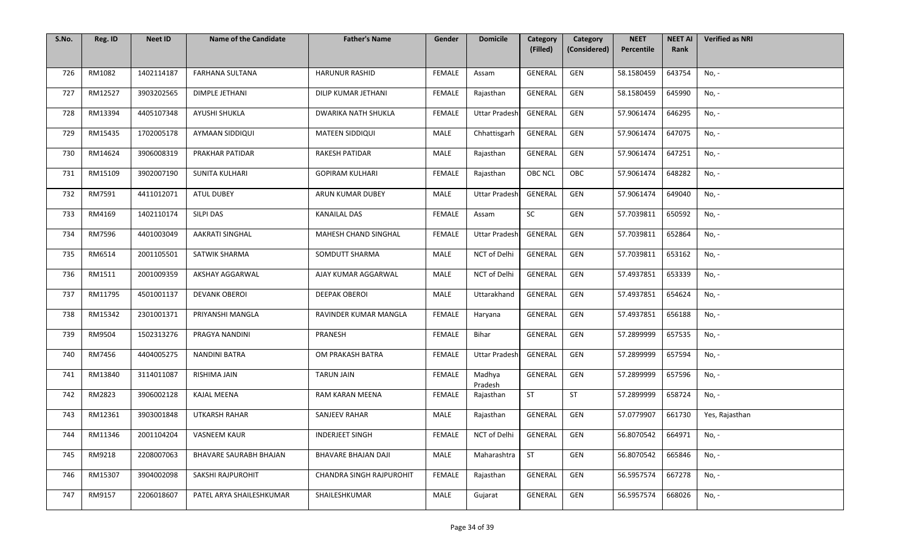| S.No. | Reg. ID | Neet ID | Name of the Candidate | Father's Name | Gender | Domicile | Category (Filled) | Category (Considered) | NEET Percentile | NEET AI Rank | Verified as NRI |
|---|---|---|---|---|---|---|---|---|---|---|---|
| 726 | RM1082 | 1402114187 | FARHANA SULTANA | HARUNUR RASHID | FEMALE | Assam | GENERAL | GEN | 58.1580459 | 643754 | No, - |
| 727 | RM12527 | 3903202565 | DIMPLE JETHANI | DILIP KUMAR JETHANI | FEMALE | Rajasthan | GENERAL | GEN | 58.1580459 | 645990 | No, - |
| 728 | RM13394 | 4405107348 | AYUSHI SHUKLA | DWARIKA NATH SHUKLA | FEMALE | Uttar Pradesh | GENERAL | GEN | 57.9061474 | 646295 | No, - |
| 729 | RM15435 | 1702005178 | AYMAAN SIDDIQUI | MATEEN SIDDIQUI | MALE | Chhattisgarh | GENERAL | GEN | 57.9061474 | 647075 | No, - |
| 730 | RM14624 | 3906008319 | PRAKHAR PATIDAR | RAKESH PATIDAR | MALE | Rajasthan | GENERAL | GEN | 57.9061474 | 647251 | No, - |
| 731 | RM15109 | 3902007190 | SUNITA KULHARI | GOPIRAM KULHARI | FEMALE | Rajasthan | OBC NCL | OBC | 57.9061474 | 648282 | No, - |
| 732 | RM7591 | 4411012071 | ATUL DUBEY | ARUN KUMAR DUBEY | MALE | Uttar Pradesh | GENERAL | GEN | 57.9061474 | 649040 | No, - |
| 733 | RM4169 | 1402110174 | SILPI DAS | KANAILAL DAS | FEMALE | Assam | SC | GEN | 57.7039811 | 650592 | No, - |
| 734 | RM7596 | 4401003049 | AAKRATI SINGHAL | MAHESH CHAND SINGHAL | FEMALE | Uttar Pradesh | GENERAL | GEN | 57.7039811 | 652864 | No, - |
| 735 | RM6514 | 2001105501 | SATWIK SHARMA | SOMDUTT SHARMA | MALE | NCT of Delhi | GENERAL | GEN | 57.7039811 | 653162 | No, - |
| 736 | RM1511 | 2001009359 | AKSHAY AGGARWAL | AJAY KUMAR AGGARWAL | MALE | NCT of Delhi | GENERAL | GEN | 57.4937851 | 653339 | No, - |
| 737 | RM11795 | 4501001137 | DEVANK OBEROI | DEEPAK OBEROI | MALE | Uttarakhand | GENERAL | GEN | 57.4937851 | 654624 | No, - |
| 738 | RM15342 | 2301001371 | PRIYANSHI MANGLA | RAVINDER KUMAR MANGLA | FEMALE | Haryana | GENERAL | GEN | 57.4937851 | 656188 | No, - |
| 739 | RM9504 | 1502313276 | PRAGYA NANDINI | PRANESH | FEMALE | Bihar | GENERAL | GEN | 57.2899999 | 657535 | No, - |
| 740 | RM7456 | 4404005275 | NANDINI BATRA | OM PRAKASH BATRA | FEMALE | Uttar Pradesh | GENERAL | GEN | 57.2899999 | 657594 | No, - |
| 741 | RM13840 | 3114011087 | RISHIMA JAIN | TARUN JAIN | FEMALE | Madhya Pradesh | GENERAL | GEN | 57.2899999 | 657596 | No, - |
| 742 | RM2823 | 3906002128 | KAJAL MEENA | RAM KARAN MEENA | FEMALE | Rajasthan | ST | ST | 57.2899999 | 658724 | No, - |
| 743 | RM12361 | 3903001848 | UTKARSH RAHAR | SANJEEV RAHAR | MALE | Rajasthan | GENERAL | GEN | 57.0779907 | 661730 | Yes, Rajasthan |
| 744 | RM11346 | 2001104204 | VASNEEM KAUR | INDERJEET SINGH | FEMALE | NCT of Delhi | GENERAL | GEN | 56.8070542 | 664971 | No, - |
| 745 | RM9218 | 2208007063 | BHAVARE SAURABH BHAJAN | BHAVARE BHAJAN DAJI | MALE | Maharashtra | ST | GEN | 56.8070542 | 665846 | No, - |
| 746 | RM15307 | 3904002098 | SAKSHI RAJPUROHIT | CHANDRA SINGH RAJPUROHIT | FEMALE | Rajasthan | GENERAL | GEN | 56.5957574 | 667278 | No, - |
| 747 | RM9157 | 2206018607 | PATEL ARYA SHAILESHKUMAR | SHAILESHKUMAR | MALE | Gujarat | GENERAL | GEN | 56.5957574 | 668026 | No, - |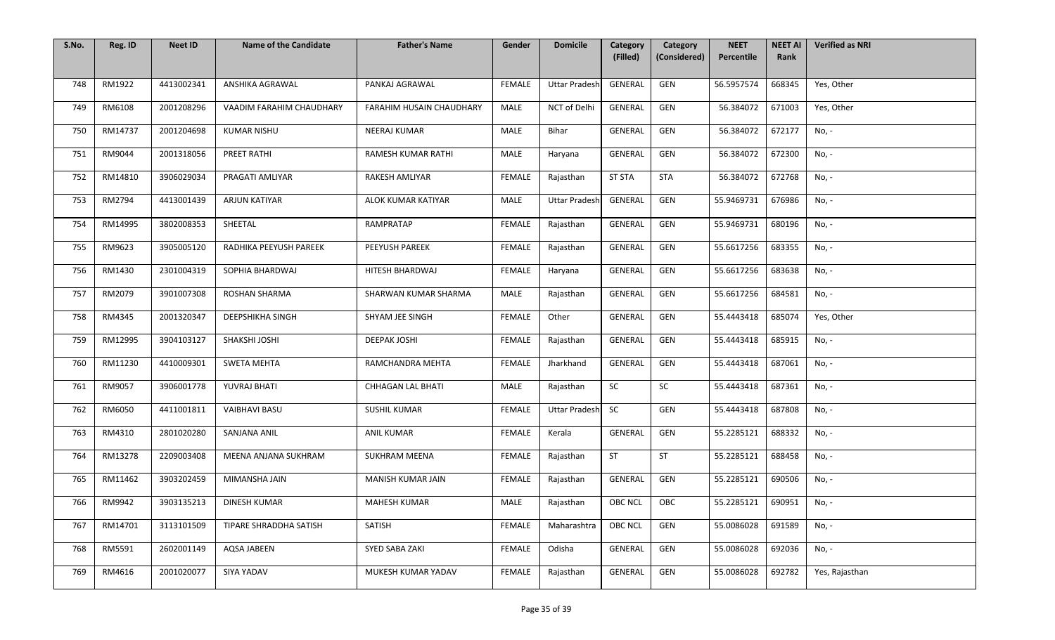| S.No. | Reg. ID | Neet ID | Name of the Candidate | Father's Name | Gender | Domicile | Category (Filled) | Category (Considered) | NEET Percentile | NEET AI Rank | Verified as NRI |
|---|---|---|---|---|---|---|---|---|---|---|---|
| 748 | RM1922 | 4413002341 | ANSHIKA AGRAWAL | PANKAJ AGRAWAL | FEMALE | Uttar Pradesh | GENERAL | GEN | 56.5957574 | 668345 | Yes, Other |
| 749 | RM6108 | 2001208296 | VAADIM FARAHIM CHAUDHARY | FARAHIM HUSAIN CHAUDHARY | MALE | NCT of Delhi | GENERAL | GEN | 56.384072 | 671003 | Yes, Other |
| 750 | RM14737 | 2001204698 | KUMAR NISHU | NEERAJ KUMAR | MALE | Bihar | GENERAL | GEN | 56.384072 | 672177 | No, - |
| 751 | RM9044 | 2001318056 | PREET RATHI | RAMESH KUMAR RATHI | MALE | Haryana | GENERAL | GEN | 56.384072 | 672300 | No, - |
| 752 | RM14810 | 3906029034 | PRAGATI AMLIYAR | RAKESH AMLIYAR | FEMALE | Rajasthan | ST STA | STA | 56.384072 | 672768 | No, - |
| 753 | RM2794 | 4413001439 | ARJUN KATIYAR | ALOK KUMAR KATIYAR | MALE | Uttar Pradesh | GENERAL | GEN | 55.9469731 | 676986 | No, - |
| 754 | RM14995 | 3802008353 | SHEETAL | RAMPRATAP | FEMALE | Rajasthan | GENERAL | GEN | 55.9469731 | 680196 | No, - |
| 755 | RM9623 | 3905005120 | RADHIKA PEEYUSH PAREEK | PEEYUSH PAREEK | FEMALE | Rajasthan | GENERAL | GEN | 55.6617256 | 683355 | No, - |
| 756 | RM1430 | 2301004319 | SOPHIA BHARDWAJ | HITESH BHARDWAJ | FEMALE | Haryana | GENERAL | GEN | 55.6617256 | 683638 | No, - |
| 757 | RM2079 | 3901007308 | ROSHAN SHARMA | SHARWAN KUMAR SHARMA | MALE | Rajasthan | GENERAL | GEN | 55.6617256 | 684581 | No, - |
| 758 | RM4345 | 2001320347 | DEEPSHIKHA SINGH | SHYAM JEE SINGH | FEMALE | Other | GENERAL | GEN | 55.4443418 | 685074 | Yes, Other |
| 759 | RM12995 | 3904103127 | SHAKSHI JOSHI | DEEPAK JOSHI | FEMALE | Rajasthan | GENERAL | GEN | 55.4443418 | 685915 | No, - |
| 760 | RM11230 | 4410009301 | SWETA MEHTA | RAMCHANDRA MEHTA | FEMALE | Jharkhand | GENERAL | GEN | 55.4443418 | 687061 | No, - |
| 761 | RM9057 | 3906001778 | YUVRAJ BHATI | CHHAGAN LAL BHATI | MALE | Rajasthan | SC | SC | 55.4443418 | 687361 | No, - |
| 762 | RM6050 | 4411001811 | VAIBHAVI BASU | SUSHIL KUMAR | FEMALE | Uttar Pradesh | SC | GEN | 55.4443418 | 687808 | No, - |
| 763 | RM4310 | 2801020280 | SANJANA ANIL | ANIL KUMAR | FEMALE | Kerala | GENERAL | GEN | 55.2285121 | 688332 | No, - |
| 764 | RM13278 | 2209003408 | MEENA ANJANA SUKHRAM | SUKHRAM MEENA | FEMALE | Rajasthan | ST | ST | 55.2285121 | 688458 | No, - |
| 765 | RM11462 | 3903202459 | MIMANSHA JAIN | MANISH KUMAR JAIN | FEMALE | Rajasthan | GENERAL | GEN | 55.2285121 | 690506 | No, - |
| 766 | RM9942 | 3903135213 | DINESH KUMAR | MAHESH KUMAR | MALE | Rajasthan | OBC NCL | OBC | 55.2285121 | 690951 | No, - |
| 767 | RM14701 | 3113101509 | TIPARE SHRADDHA SATISH | SATISH | FEMALE | Maharashtra | OBC NCL | GEN | 55.0086028 | 691589 | No, - |
| 768 | RM5591 | 2602001149 | AQSA JABEEN | SYED SABA ZAKI | FEMALE | Odisha | GENERAL | GEN | 55.0086028 | 692036 | No, - |
| 769 | RM4616 | 2001020077 | SIYA YADAV | MUKESH KUMAR YADAV | FEMALE | Rajasthan | GENERAL | GEN | 55.0086028 | 692782 | Yes, Rajasthan |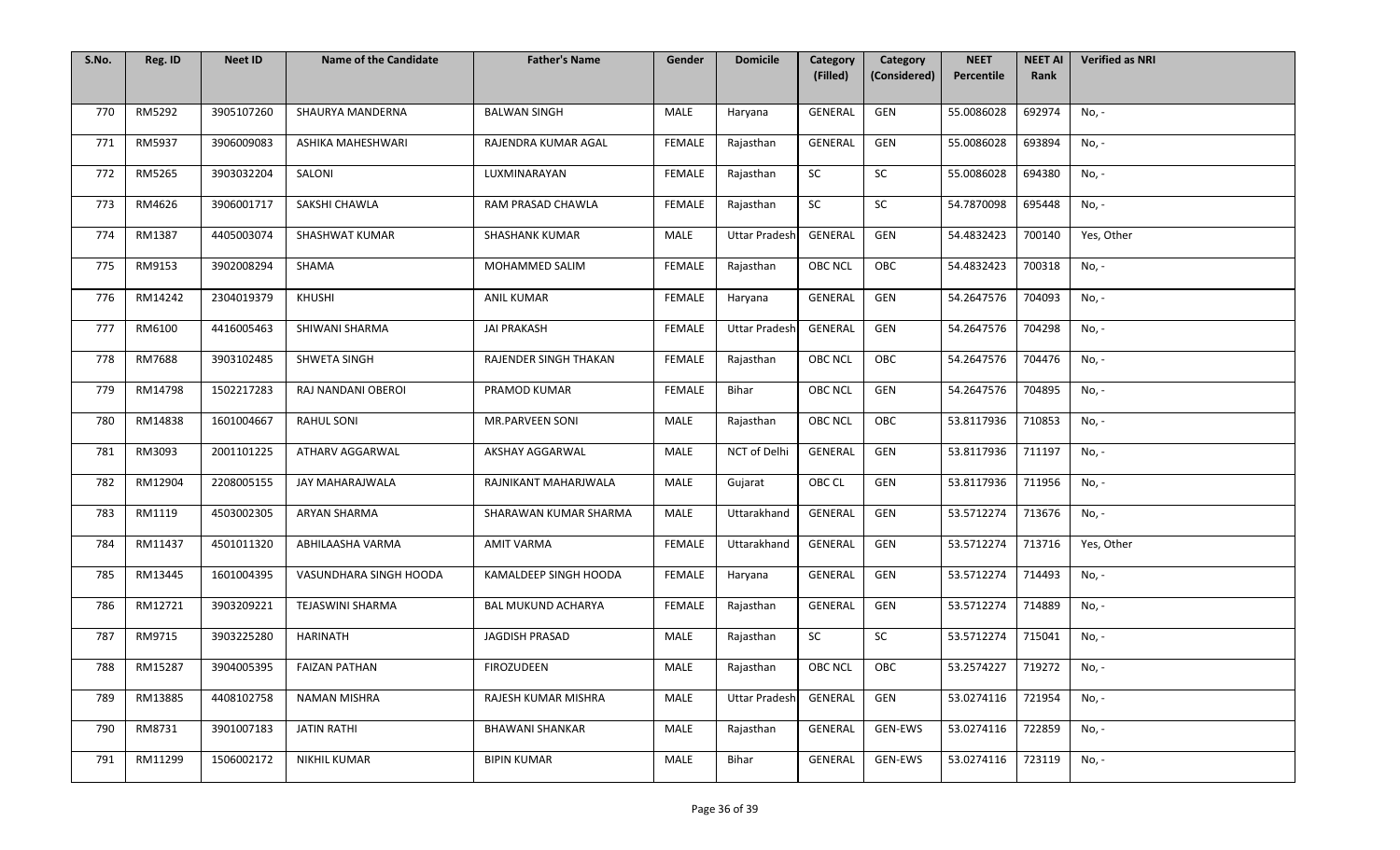| S.No. | Reg. ID | Neet ID | Name of the Candidate | Father's Name | Gender | Domicile | Category (Filled) | Category (Considered) | NEET Percentile | NEET AI Rank | Verified as NRI |
|---|---|---|---|---|---|---|---|---|---|---|---|
| 770 | RM5292 | 3905107260 | SHAURYA MANDERNA | BALWAN SINGH | MALE | Haryana | GENERAL | GEN | 55.0086028 | 692974 | No, - |
| 771 | RM5937 | 3906009083 | ASHIKA MAHESHWARI | RAJENDRA KUMAR AGAL | FEMALE | Rajasthan | GENERAL | GEN | 55.0086028 | 693894 | No, - |
| 772 | RM5265 | 3903032204 | SALONI | LUXMINARAYAN | FEMALE | Rajasthan | SC | SC | 55.0086028 | 694380 | No, - |
| 773 | RM4626 | 3906001717 | SAKSHI CHAWLA | RAM PRASAD CHAWLA | FEMALE | Rajasthan | SC | SC | 54.7870098 | 695448 | No, - |
| 774 | RM1387 | 4405003074 | SHASHWAT KUMAR | SHASHANK KUMAR | MALE | Uttar Pradesh | GENERAL | GEN | 54.4832423 | 700140 | Yes, Other |
| 775 | RM9153 | 3902008294 | SHAMA | MOHAMMED SALIM | FEMALE | Rajasthan | OBC NCL | OBC | 54.4832423 | 700318 | No, - |
| 776 | RM14242 | 2304019379 | KHUSHI | ANIL KUMAR | FEMALE | Haryana | GENERAL | GEN | 54.2647576 | 704093 | No, - |
| 777 | RM6100 | 4416005463 | SHIWANI SHARMA | JAI PRAKASH | FEMALE | Uttar Pradesh | GENERAL | GEN | 54.2647576 | 704298 | No, - |
| 778 | RM7688 | 3903102485 | SHWETA SINGH | RAJENDER SINGH THAKAN | FEMALE | Rajasthan | OBC NCL | OBC | 54.2647576 | 704476 | No, - |
| 779 | RM14798 | 1502217283 | RAJ NANDANI OBEROI | PRAMOD KUMAR | FEMALE | Bihar | OBC NCL | GEN | 54.2647576 | 704895 | No, - |
| 780 | RM14838 | 1601004667 | RAHUL SONI | MR.PARVEEN SONI | MALE | Rajasthan | OBC NCL | OBC | 53.8117936 | 710853 | No, - |
| 781 | RM3093 | 2001101225 | ATHARV AGGARWAL | AKSHAY AGGARWAL | MALE | NCT of Delhi | GENERAL | GEN | 53.8117936 | 711197 | No, - |
| 782 | RM12904 | 2208005155 | JAY MAHARAJWALA | RAJNIKANT MAHARJWALA | MALE | Gujarat | OBC CL | GEN | 53.8117936 | 711956 | No, - |
| 783 | RM1119 | 4503002305 | ARYAN SHARMA | SHARAWAN KUMAR SHARMA | MALE | Uttarakhand | GENERAL | GEN | 53.5712274 | 713676 | No, - |
| 784 | RM11437 | 4501011320 | ABHILAASHA VARMA | AMIT VARMA | FEMALE | Uttarakhand | GENERAL | GEN | 53.5712274 | 713716 | Yes, Other |
| 785 | RM13445 | 1601004395 | VASUNDHARA SINGH HOODA | KAMALDEEP SINGH HOODA | FEMALE | Haryana | GENERAL | GEN | 53.5712274 | 714493 | No, - |
| 786 | RM12721 | 3903209221 | TEJASWINI SHARMA | BAL MUKUND ACHARYA | FEMALE | Rajasthan | GENERAL | GEN | 53.5712274 | 714889 | No, - |
| 787 | RM9715 | 3903225280 | HARINATH | JAGDISH PRASAD | MALE | Rajasthan | SC | SC | 53.5712274 | 715041 | No, - |
| 788 | RM15287 | 3904005395 | FAIZAN PATHAN | FIROZUDEEN | MALE | Rajasthan | OBC NCL | OBC | 53.2574227 | 719272 | No, - |
| 789 | RM13885 | 4408102758 | NAMAN MISHRA | RAJESH KUMAR MISHRA | MALE | Uttar Pradesh | GENERAL | GEN | 53.0274116 | 721954 | No, - |
| 790 | RM8731 | 3901007183 | JATIN RATHI | BHAWANI SHANKAR | MALE | Rajasthan | GENERAL | GEN-EWS | 53.0274116 | 722859 | No, - |
| 791 | RM11299 | 1506002172 | NIKHIL KUMAR | BIPIN KUMAR | MALE | Bihar | GENERAL | GEN-EWS | 53.0274116 | 723119 | No, - |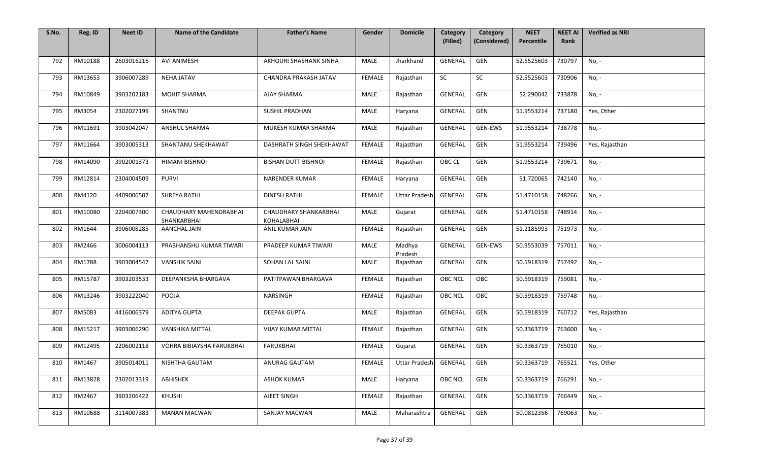| S.No. | Reg. ID | Neet ID | Name of the Candidate | Father's Name | Gender | Domicile | Category (Filled) | Category (Considered) | NEET Percentile | NEET AI Rank | Verified as NRI |
|---|---|---|---|---|---|---|---|---|---|---|---|
| 792 | RM10188 | 2603016216 | AVI ANIMESH | AKHOURI SHASHANK SINHA | MALE | Jharkhand | GENERAL | GEN | 52.5525603 | 730797 | No, - |
| 793 | RM13653 | 3906007289 | NEHA JATAV | CHANDRA PRAKASH JATAV | FEMALE | Rajasthan | SC | SC | 52.5525603 | 730906 | No, - |
| 794 | RM10849 | 3903202183 | MOHIT SHARMA | AJAY SHARMA | MALE | Rajasthan | GENERAL | GEN | 52.290042 | 733878 | No, - |
| 795 | RM3054 | 2302027199 | SHANTNU | SUSHIL PRADHAN | MALE | Haryana | GENERAL | GEN | 51.9553214 | 737180 | Yes, Other |
| 796 | RM11691 | 3903042047 | ANSHUL SHARMA | MUKESH KUMAR SHARMA | MALE | Rajasthan | GENERAL | GEN-EWS | 51.9553214 | 738778 | No, - |
| 797 | RM11664 | 3903005313 | SHANTANU SHEKHAWAT | DASHRATH SINGH SHEKHAWAT | FEMALE | Rajasthan | GENERAL | GEN | 51.9553214 | 739496 | Yes, Rajasthan |
| 798 | RM14090 | 3902001373 | HIMANI BISHNOI | BISHAN DUTT BISHNOI | FEMALE | Rajasthan | OBC CL | GEN | 51.9553214 | 739671 | No, - |
| 799 | RM12814 | 2304004509 | PURVI | NARENDER KUMAR | FEMALE | Haryana | GENERAL | GEN | 51.720065 | 742140 | No, - |
| 800 | RM4120 | 4409006507 | SHREYA RATHI | DINESH RATHI | FEMALE | Uttar Pradesh | GENERAL | GEN | 51.4710158 | 748266 | No, - |
| 801 | RM10080 | 2204007300 | CHAUDHARY MAHENDRABHAI SHANKARBHAI | CHAUDHARY SHANKARBHAI KOHALABHAI | MALE | Gujarat | GENERAL | GEN | 51.4710158 | 748914 | No, - |
| 802 | RM1644 | 3906008285 | AANCHAL JAIN | ANIL KUMAR JAIN | FEMALE | Rajasthan | GENERAL | GEN | 51.2185993 | 751973 | No, - |
| 803 | RM2466 | 3006004113 | PRABHANSHU KUMAR TIWARI | PRADEEP KUMAR TIWARI | MALE | Madhya Pradesh | GENERAL | GEN-EWS | 50.9553039 | 757011 | No, - |
| 804 | RM1788 | 3903004547 | VANSHIK SAINI | SOHAN LAL SAINI | MALE | Rajasthan | GENERAL | GEN | 50.5918319 | 757492 | No, - |
| 805 | RM15787 | 3903203533 | DEEPANKSHA BHARGAVA | PATITPAWAN BHARGAVA | FEMALE | Rajasthan | OBC NCL | OBC | 50.5918319 | 759081 | No, - |
| 806 | RM13246 | 3903222040 | POOJA | NARSINGH | FEMALE | Rajasthan | OBC NCL | OBC | 50.5918319 | 759748 | No, - |
| 807 | RM5083 | 4416006379 | ADITYA GUPTA | DEEPAK GUPTA | MALE | Rajasthan | GENERAL | GEN | 50.5918319 | 760712 | Yes, Rajasthan |
| 808 | RM15217 | 3903006290 | VANSHIKA MITTAL | VIJAY KUMAR MITTAL | FEMALE | Rajasthan | GENERAL | GEN | 50.3363719 | 763600 | No, - |
| 809 | RM12495 | 2206002118 | VOHRA BIBIAYSHA FARUKBHAI | FARUKBHAI | FEMALE | Gujarat | GENERAL | GEN | 50.3363719 | 765010 | No, - |
| 810 | RM1467 | 3905014011 | NISHTHA GAUTAM | ANURAG GAUTAM | FEMALE | Uttar Pradesh | GENERAL | GEN | 50.3363719 | 765521 | Yes, Other |
| 811 | RM13828 | 2302013319 | ABHISHEK | ASHOK KUMAR | MALE | Haryana | OBC NCL | GEN | 50.3363719 | 766291 | No, - |
| 812 | RM2467 | 3903206422 | KHUSHI | AJEET SINGH | FEMALE | Rajasthan | GENERAL | GEN | 50.3363719 | 766449 | No, - |
| 813 | RM10688 | 3114007383 | MANAN MACWAN | SANJAY MACWAN | MALE | Maharashtra | GENERAL | GEN | 50.0812356 | 769063 | No, - |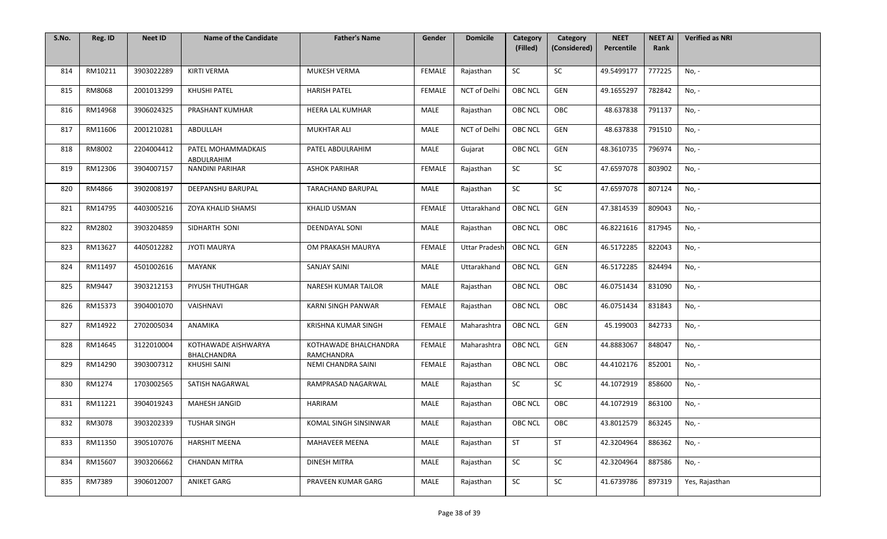| S.No. | Reg. ID | Neet ID | Name of the Candidate | Father's Name | Gender | Domicile | Category (Filled) | Category (Considered) | NEET Percentile | NEET AI Rank | Verified as NRI |
|---|---|---|---|---|---|---|---|---|---|---|---|
| 814 | RM10211 | 3903022289 | KIRTI VERMA | MUKESH VERMA | FEMALE | Rajasthan | SC | SC | 49.5499177 | 777225 | No, - |
| 815 | RM8068 | 2001013299 | KHUSHI PATEL | HARISH PATEL | FEMALE | NCT of Delhi | OBC NCL | GEN | 49.1655297 | 782842 | No, - |
| 816 | RM14968 | 3906024325 | PRASHANT KUMHAR | HEERA LAL KUMHAR | MALE | Rajasthan | OBC NCL | OBC | 48.637838 | 791137 | No, - |
| 817 | RM11606 | 2001210281 | ABDULLAH | MUKHTAR ALI | MALE | NCT of Delhi | OBC NCL | GEN | 48.637838 | 791510 | No, - |
| 818 | RM8002 | 2204004412 | PATEL MOHAMMADKAIS ABDULRAHIM | PATEL ABDULRAHIM | MALE | Gujarat | OBC NCL | GEN | 48.3610735 | 796974 | No, - |
| 819 | RM12306 | 3904007157 | NANDINI PARIHAR | ASHOK PARIHAR | FEMALE | Rajasthan | SC | SC | 47.6597078 | 803902 | No, - |
| 820 | RM4866 | 3902008197 | DEEPANSHU BARUPAL | TARACHAND BARUPAL | MALE | Rajasthan | SC | SC | 47.6597078 | 807124 | No, - |
| 821 | RM14795 | 4403005216 | ZOYA KHALID SHAMSI | KHALID USMAN | FEMALE | Uttarakhand | OBC NCL | GEN | 47.3814539 | 809043 | No, - |
| 822 | RM2802 | 3903204859 | SIDHARTH SONI | DEENDAYAL SONI | MALE | Rajasthan | OBC NCL | OBC | 46.8221616 | 817945 | No, - |
| 823 | RM13627 | 4405012282 | JYOTI MAURYA | OM PRAKASH MAURYA | FEMALE | Uttar Pradesh | OBC NCL | GEN | 46.5172285 | 822043 | No, - |
| 824 | RM11497 | 4501002616 | MAYANK | SANJAY SAINI | MALE | Uttarakhand | OBC NCL | GEN | 46.5172285 | 824494 | No, - |
| 825 | RM9447 | 3903212153 | PIYUSH THUTHGAR | NARESH KUMAR TAILOR | MALE | Rajasthan | OBC NCL | OBC | 46.0751434 | 831090 | No, - |
| 826 | RM15373 | 3904001070 | VAISHNAVI | KARNI SINGH PANWAR | FEMALE | Rajasthan | OBC NCL | OBC | 46.0751434 | 831843 | No, - |
| 827 | RM14922 | 2702005034 | ANAMIKA | KRISHNA KUMAR SINGH | FEMALE | Maharashtra | OBC NCL | GEN | 45.199003 | 842733 | No, - |
| 828 | RM14645 | 3122010004 | KOTHAWADE AISHWARYA BHALCHANDRA | KOTHAWADE BHALCHANDRA RAMCHANDRA | FEMALE | Maharashtra | OBC NCL | GEN | 44.8883067 | 848047 | No, - |
| 829 | RM14290 | 3903007312 | KHUSHI SAINI | NEMI CHANDRA SAINI | FEMALE | Rajasthan | OBC NCL | OBC | 44.4102176 | 852001 | No, - |
| 830 | RM1274 | 1703002565 | SATISH NAGARWAL | RAMPRASAD NAGARWAL | MALE | Rajasthan | SC | SC | 44.1072919 | 858600 | No, - |
| 831 | RM11221 | 3904019243 | MAHESH JANGID | HARIRAM | MALE | Rajasthan | OBC NCL | OBC | 44.1072919 | 863100 | No, - |
| 832 | RM3078 | 3903202339 | TUSHAR SINGH | KOMAL SINGH SINSINWAR | MALE | Rajasthan | OBC NCL | OBC | 43.8012579 | 863245 | No, - |
| 833 | RM11350 | 3905107076 | HARSHIT MEENA | MAHAVEER MEENA | MALE | Rajasthan | ST | ST | 42.3204964 | 886362 | No, - |
| 834 | RM15607 | 3903206662 | CHANDAN MITRA | DINESH MITRA | MALE | Rajasthan | SC | SC | 42.3204964 | 887586 | No, - |
| 835 | RM7389 | 3906012007 | ANIKET GARG | PRAVEEN KUMAR GARG | MALE | Rajasthan | SC | SC | 41.6739786 | 897319 | Yes, Rajasthan |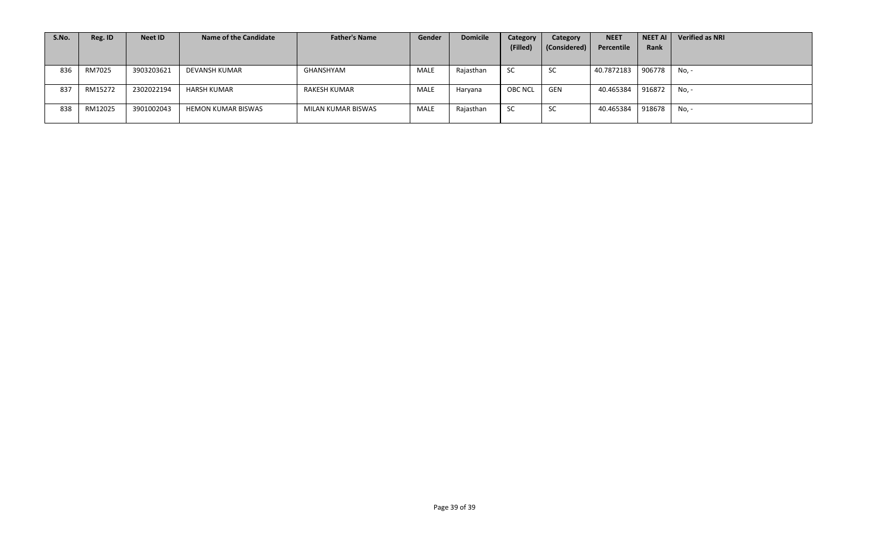| S.No. | Reg. ID | Neet ID | Name of the Candidate | Father's Name | Gender | Domicile | Category (Filled) | Category (Considered) | NEET Percentile | NEET AI Rank | Verified as NRI |
|---|---|---|---|---|---|---|---|---|---|---|---|
| 836 | RM7025 | 3903203621 | DEVANSH KUMAR | GHANSHYAM | MALE | Rajasthan | SC | SC | 40.7872183 | 906778 | No, - |
| 837 | RM15272 | 2302022194 | HARSH KUMAR | RAKESH KUMAR | MALE | Haryana | OBC NCL | GEN | 40.465384 | 916872 | No, - |
| 838 | RM12025 | 3901002043 | HEMON KUMAR BISWAS | MILAN KUMAR BISWAS | MALE | Rajasthan | SC | SC | 40.465384 | 918678 | No, - |